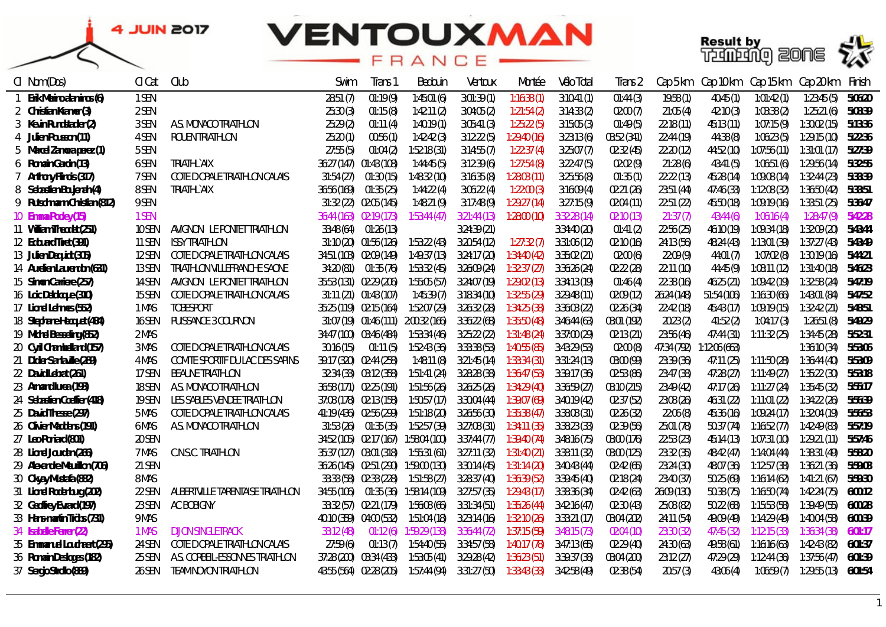# VENTOUXMAN FRANCE

4 JUIN 2017

Result by TIMING ZONE

| Cl | Nom(Dos) | Cl Cat | Club | Swim | Trans 1 | Bedouin | Ventoux | Montée | Vélo Total | Trans 2 | Cap 5 km | Cap 10 km | Cap 15 km | Cap 20 km | Finish |
|---|---|---|---|---|---|---|---|---|---|---|---|---|---|---|---|
| 1 | Erik Merino alaminos (6) | 1 SEN | | 28:51 (7) | 01:19 (9) | 1:45:01 (6) | 3:01:39 (1) | 1:16:38 (1) | 3:10:41 (1) | 01:44 (3) | 19:58 (1) | 40:45 (1) | 1:01:42 (1) | 1:23:45 (5) | 5:06:20 |
| 2 | Christian Kramer (3) | 2 SEN | | 25:30 (3) | 01:15 (8) | 1:42:11 (2) | 3:04:05 (2) | 1:21:54 (2) | 3:14:33 (2) | 02:00 (7) | 21:05 (4) | 42:10 (3) | 1:03:38 (2) | 1:25:21 (6) | 5:08:39 |
| 3 | Kevin Rundstadler (2) | 3 SEN | AS MONACO TRIATHLON | 25:29 (2) | 01:11 (4) | 1:40:19 (1) | 3:05:41 (3) | 1:25:22 (5) | 3:15:05 (3) | 01:49 (5) | 22:18 (11) | 45:13 (11) | 1:07:15 (9) | 1:30:02 (15) | 5:13:36 |
| 4 | Julien Pousson (11) | 4 SEN | ROUEN TRIATHLON | 25:20 (1) | 00:56 (1) | 1:42:42 (3) | 3:12:22 (5) | 1:29:40 (16) | 3:23:13 (6) | 03:52 (341) | 22:44 (19) | 44:38 (8) | 1:06:23 (5) | 1:29:15 (10) | 5:22:36 |
| 5 | Marcel Zamora perez (1) | 5 SEN | | 27:55 (5) | 01:04 (2) | 1:52:18 (31) | 3:14:55 (7) | 1:22:37 (4) | 3:25:07 (7) | 02:32 (45) | 22:20 (12) | 44:52 (10) | 1:07:56 (11) | 1:31:01 (17) | 5:27:39 |
| 6 | Romain Garcin (13) | 6 SEN | TRIATH`AIX | 36:27 (147) | 01:43 (108) | 1:44:45 (5) | 3:12:39 (6) | 1:27:54 (8) | 3:22:47 (5) | 02:02 (9) | 21:28 (6) | 43:41 (5) | 1:06:51 (6) | 1:29:56 (14) | 5:32:55 |
| 7 | Anthony Flinois (317) | 7 SEN | COTE D OPALE TRIATHLON CALAIS | 31:54 (27) | 01:30 (15) | 1:48:32 (10) | 3:16:35 (8) | 1:28:03 (11) | 3:25:56 (8) | 01:35 (1) | 22:22 (13) | 45:28 (14) | 1:09:08 (14) | 1:32:44 (23) | 5:33:39 |
| 8 | Sebastien Boujenah (4) | 8 SEN | TRIATH`AIX | 36:56 (169) | 01:35 (25) | 1:44:22 (4) | 3:06:22 (4) | 1:22:00 (3) | 3:16:09 (4) | 02:21 (26) | 23:51 (44) | 47:46 (33) | 1:12:08 (32) | 1:36:50 (42) | 5:38:51 |
| 9 | Rutschmann Christian (812) | 9 SEN | | 31:32 (22) | 02:05 (145) | 1:48:21 (9) | 3:17:48 (9) | 1:29:27 (14) | 3:27:15 (9) | 02:04 (11) | 22:51 (22) | 45:50 (18) | 1:09:19 (16) | 1:33:51 (25) | 5:36:47 |
| 10 | Emma Pooley (15) | 1 SEN | | 36:44 (163) | 02:19 (173) | 1:53:44 (47) | 3:21:44 (13) | 1:28:00 (10) | 3:32:28 (14) | 02:10 (13) | 21:37 (7) | 43:44 (6) | 1:06:16 (4) | 1:28:47 (9) | 5:42:28 |
| 11 | William Theodet (251) | 10 SEN | AVIGNON LE PONTET TRIATHLON | 33:48 (64) | 01:26 (13) | | 3:24:39 (21) | | 3:34:40 (20) | 01:41 (2) | 22:56 (25) | 46:10 (19) | 1:09:34 (18) | 1:32:09 (20) | 5:43:44 |
| 12 | Edouard Tiret (391) | 11 SEN | ISSY TRIATHLON | 31:10 (20) | 01:56 (126) | 1:53:22 (43) | 3:20:54 (12) | 1:27:32 (7) | 3:31:06 (12) | 02:10 (16) | 24:13 (56) | 48:24 (43) | 1:13:01 (39) | 1:37:27 (43) | 5:43:49 |
| 13 | Julien Dequidt (305) | 12 SEN | COTE D OPALE TRIATHLON CALAIS | 34:51 (103) | 02:09 (149) | 1:49:37 (13) | 3:24:17 (20) | 1:34:40 (42) | 3:35:02 (21) | 02:00 (6) | 22:09 (9) | 44:01 (7) | 1:07:02 (8) | 1:30:19 (16) | 5:44:21 |
| 14 | Aurelien Laurendon (631) | 13 SEN | TRIATHLON VILLEFRANCHE SAONE | 34:20 (81) | 01:35 (76) | 1:53:32 (45) | 3:26:09 (24) | 1:32:37 (27) | 3:36:26 (24) | 02:22 (28) | 22:11 (10) | 44:45 (9) | 1:08:11 (12) | 1:31:40 (18) | 5:46:23 |
| 15 | Simon Carriere (257) | 14 SEN | AVIGNON LE PONTET TRIATHLON | 35:53 (131) | 02:29 (206) | 1:55:05 (57) | 3:24:07 (19) | 1:29:02 (13) | 3:34:13 (19) | 01:46 (4) | 22:38 (16) | 46:25 (21) | 1:09:42 (19) | 1:32:58 (24) | 5:47:19 |
| 16 | Loic Delobeque (310) | 15 SEN | COTE D OPALE TRIATHLON CALAIS | 31:11 (21) | 01:43 (107) | 1:45:39 (7) | 3:18:34 (10) | 1:32:55 (29) | 3:29:48 (11) | 02:09 (12) | 26:24 (148) | 51:54 (106) | 1:16:30 (66) | 1:43:01 (84) | 5:47:52 |
| 17 | Lionel Lehmes (552) | 1 MAS | TOBESPORT | 35:25 (119) | 02:15 (164) | 1:52:07 (29) | 3:26:32 (28) | 1:34:25 (38) | 3:36:03 (22) | 02:26 (34) | 22:42 (18) | 45:43 (17) | 1:09:19 (15) | 1:32:42 (21) | 5:48:51 |
| 18 | Stephane Hacquet (484) | 16 SEN | PUISSANCE 3 COURNON | 31:07 (19) | 01:46 (111) | 2:00:32 (166) | 3:36:22 (68) | 1:35:50 (48) | 3:46:44 (63) | 03:01 (192) | 20:23 (2) | 41:52 (2) | 1:04:17 (3) | 1:26:51 (8) | 5:49:29 |
| 19 | Michel Besseling (852) | 2 MAS | | 34:47 (100) | 03:46 (484) | 1:53:34 (46) | 3:25:22 (22) | 1:31:48 (24) | 3:37:00 (29) | 02:13 (21) | 23:56 (46) | 47:44 (31) | 1:11:32 (25) | 1:34:45 (28) | 5:52:31 |
| 20 | Cyril Chamballand (157) | 3 MAS | COTE D OPALE TRIATHLON CALAIS | 30:16 (15) | 01:11 (5) | 1:52:43 (36) | 3:33:38 (53) | 1:40:55 (85) | 3:43:29 (53) | 02:00 (8) | 47:34 (792) | 1:12:06 (663) | | 1:36:10 (34) | 5:53:06 |
| 21 | Didier Santaville (289) | 4 MAS | COMITE SPORTIF DU LAC DES SAPINS | 39:17 (320) | 02:44 (258) | 1:48:11 (8) | 3:21:45 (14) | 1:33:34 (31) | 3:31:24 (13) | 03:00 (99) | 23:39 (36) | 47:11 (25) | 1:11:50 (28) | 1:36:44 (40) | 5:53:09 |
| 22 | David Lebrat (261) | 17 SEN | BEAUNE TRIATHLON | 32:34 (33) | 03:12 (358) | 1:51:41 (24) | 3:28:28 (38) | 1:36:47 (53) | 3:39:17 (36) | 02:53 (86) | 23:47 (38) | 47:28 (27) | 1:11:49 (27) | 1:35:22 (30) | 5:53:18 |
| 23 | Amand Iturea (193) | 18 SEN | AS MONACO TRIATHLON | 36:58 (171) | 02:25 (191) | 1:51:56 (26) | 3:26:25 (26) | 1:34:29 (40) | 3:36:59 (27) | 03:10 (215) | 23:49 (42) | 47:17 (26) | 1:11:27 (24) | 1:35:45 (32) | 5:56:17 |
| 24 | Sebastien Coeffier (418) | 19 SEN | LES SABLES VENDEE TRIATHLON | 37:08 (178) | 02:13 (158) | 1:50:57 (17) | 3:30:04 (44) | 1:39:07 (69) | 3:40:19 (42) | 02:37 (52) | 23:08 (26) | 46:31 (22) | 1:11:01 (22) | 1:34:22 (26) | 5:56:39 |
| 25 | David Thresse (297) | 5 MAS | COTE D OPALE TRIATHLON CALAIS | 41:19 (436) | 02:56 (299) | 1:51:18 (20) | 3:26:56 (30) | 1:35:38 (47) | 3:38:08 (31) | 02:26 (32) | 22:06 (8) | 45:36 (16) | 1:09:24 (17) | 1:32:04 (19) | 5:56:53 |
| 26 | Olivier Maddens (191) | 6 MAS | AS MONACO TRIATHLON | 31:53 (26) | 01:35 (35) | 1:52:57 (39) | 3:27:08 (31) | 1:34:11 (35) | 3:38:23 (33) | 02:39 (56) | 25:01 (78) | 50:37 (74) | 1:16:52 (77) | 1:42:49 (83) | 5:57:19 |
| 27 | Leo Poriaud (801) | 20 SEN | | 34:52 (105) | 02:17 (167) | 1:58:04 (100) | 3:37:44 (77) | 1:39:40 (74) | 3:48:16 (75) | 03:00 (176) | 22:53 (23) | 45:14 (13) | 1:07:31 (10) | 1:29:21 (11) | 5:57:46 |
| 28 | Lionel Jourdan (266) | 7 MAS | C.N.S.C. TRIATHLON | 35:37 (127) | 03:01 (318) | 1:55:31 (61) | 3:27:11 (32) | 1:31:40 (21) | 3:38:11 (32) | 03:00 (125) | 23:32 (35) | 48:42 (47) | 1:14:04 (44) | 1:38:31 (49) | 5:58:20 |
| 29 | Alexandre Meuillon (706) | 21 SEN | | 36:26 (145) | 02:51 (290) | 1:59:00 (130) | 3:30:14 (45) | 1:31:14 (20) | 3:40:43 (44) | 02:42 (66) | 23:24 (30) | 48:07 (36) | 1:12:57 (38) | 1:36:21 (36) | 5:59:03 |
| 30 | Okyay Mustafa (882) | 8 MAS | | 33:33 (58) | 02:33 (228) | 1:51:58 (27) | 3:28:37 (40) | 1:36:39 (52) | 3:39:45 (40) | 02:18 (24) | 23:40 (37) | 50:25 (69) | 1:16:14 (62) | 1:41:21 (67) | 5:59:30 |
| 31 | Lionel Roderburg (202) | 22 SEN | ALBERTVILLE TARENTAISE TRIATHLON | 34:55 (106) | 01:35 (36) | 1:58:14 (109) | 3:27:57 (35) | 1:29:43 (17) | 3:38:36 (34) | 02:42 (63) | 26:09 (130) | 50:38 (75) | 1:16:50 (74) | 1:42:24 (75) | 6:00:12 |
| 32 | Geoffrey Evrard (197) | 23 SEN | AC BOBIGNY | 33:32 (57) | 02:21 (179) | 1:56:08 (66) | 3:31:34 (51) | 1:35:26 (44) | 3:42:16 (47) | 02:30 (43) | 25:08 (82) | 50:22 (68) | 1:15:53 (58) | 1:39:49 (55) | 6:00:28 |
| 33 | Hans-martin Tiddis (731) | 9 MAS | | 40:10 (359) | 04:00 (532) | 1:51:04 (18) | 3:23:14 (16) | 1:32:10 (26) | 3:33:21 (17) | 03:04 (202) | 24:11 (54) | 49:09 (49) | 1:14:29 (49) | 1:40:04 (58) | 6:00:39 |
| 34 | Isabelle Ferrer (22) | 1 MAS | DIJON SINGLETRACK | 33:12 (48) | 01:12 (6) | 1:59:29 (138) | 3:36:44 (72) | 1:37:15 (59) | 3:48:15 (73) | 02:04 (10) | 23:30 (32) | 47:45 (32) | 1:12:15 (33) | 1:36:34 (38) | 6:01:17 |
| 35 | Emmanuel Loucheart (295) | 24 SEN | COTE D OPALE TRIATHLON CALAIS | 27:59 (6) | 01:13 (7) | 1:54:40 (55) | 3:34:57 (58) | 1:40:17 (78) | 3:47:13 (65) | 02:29 (40) | 24:30 (63) | 49:58 (61) | 1:16:16 (63) | 1:42:43 (82) | 6:01:37 |
| 36 | Romain Desloges (182) | 25 SEN | A.S. CORBEIL-ESSONNES TRIATHLON | 37:28 (200) | 03:34 (433) | 1:53:05 (41) | 3:29:28 (42) | 1:36:23 (51) | 3:39:37 (38) | 03:04 (200) | 23:12 (27) | 47:29 (29) | 1:12:44 (36) | 1:37:56 (47) | 6:01:39 |
| 37 | Sergio Stradio (889) | 26 SEN | TEAM NOYON TRIATHLON | 43:55 (564) | 02:28 (205) | 1:57:44 (94) | 3:31:27 (50) | 1:33:43 (33) | 3:42:58 (49) | 02:38 (54) | 20:57 (3) | 43:06 (4) | 1:06:59 (7) | 1:29:55 (13) | 6:01:54 |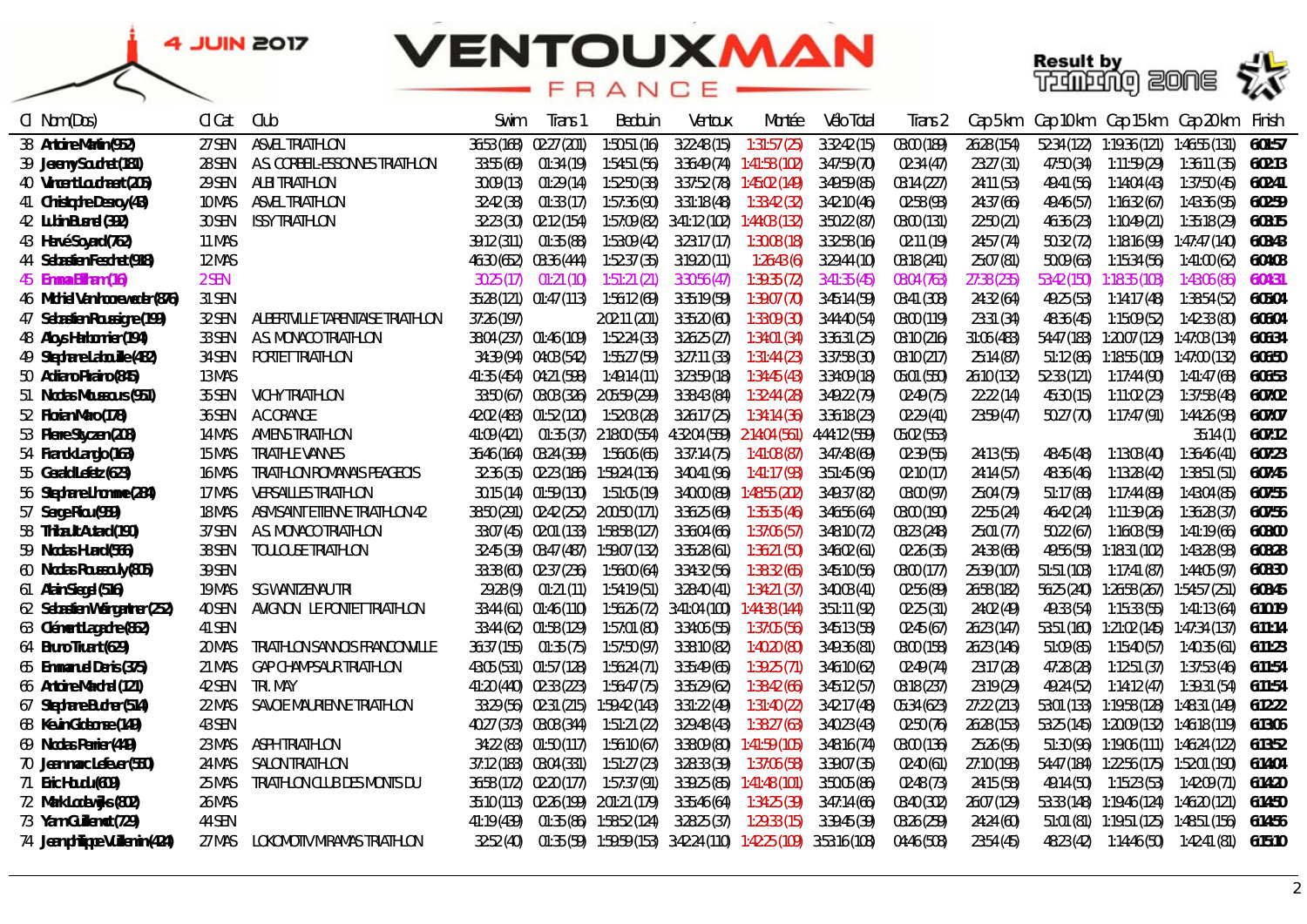# VENTOUXMAN FRANCE — 4 JUIN 2017

Result by Timing Zone

| Cl | Nom(Dos) | Cl Cat | Club | Swim | Trans 1 | Bedoin | Ventoux | Montée | Vélo Total | Trans 2 | Cap 5 km | Cap 10 km | Cap 15 km | Cap 20 km | Finish |
|---|---|---|---|---|---|---|---|---|---|---|---|---|---|---|---|
| 38 | Antoine Martin(952) | 27 SEN | ASVEL TRIATHLON | 36:53 (168) | 02:27 (201) | 1:50:51 (16) | 3:22:48 (15) | 1:31:57 (25) | 3:32:42 (15) | 03:00 (189) | 26:28 (154) | 52:34 (122) | 1:19:36 (121) | 1:46:55 (131) | 6:01:57 |
| 39 | Jeremy Souchet(181) | 28 SEN | A.S. CORBEIL-ESSONNES TRIATHLON | 33:55 (69) | 01:34 (19) | 1:54:51 (56) | 3:36:49 (74) | 1:41:58 (102) | 3:47:59 (70) | 02:34 (47) | 23:27 (31) | 47:50 (34) | 1:11:59 (29) | 1:36:11 (35) | 6:02:13 |
| 40 | Vincent Louchaert(205) | 29 SEN | ALBI TRIATHLON | 30:09 (13) | 01:29 (14) | 1:52:50 (38) | 3:37:52 (78) | 1:45:02 (149) | 3:49:59 (85) | 03:14 (227) | 24:11 (53) | 49:41 (56) | 1:14:04 (43) | 1:37:50 (45) | 6:02:41 |
| 41 | Christophe Desroy(43) | 10 MAS | ASVEL TRIATHLON | 32:42 (38) | 01:33 (17) | 1:57:36 (90) | 3:31:18 (48) | 1:33:42 (32) | 3:42:10 (46) | 02:58 (93) | 24:37 (66) | 49:46 (57) | 1:16:32 (67) | 1:43:36 (95) | 6:02:59 |
| 42 | Lubin Burel(392) | 30 SEN | ISSY TRIATHLON | 32:23 (30) | 02:12 (154) | 1:57:09 (82) | 3:41:12 (102) | 1:44:03 (132) | 3:50:22 (87) | 03:00 (131) | 22:50 (21) | 46:36 (23) | 1:10:49 (21) | 1:35:18 (29) | 6:03:15 |
| 43 | Hervé Soyard(762) | 11 MAS | | 39:12 (311) | 01:35 (88) | 1:53:09 (42) | 3:23:17 (17) | 1:30:08 (18) | 3:32:58 (16) | 02:11 (19) | 24:57 (74) | 50:32 (72) | 1:18:16 (99) | 1:47:47 (140) | 6:03:43 |
| 44 | Sebastien Feschet(918) | 12 MAS | | 46:30 (652) | 03:36 (444) | 1:52:37 (35) | 3:19:20 (11) | 1:26:43 (6) | 3:29:44 (10) | 03:18 (241) | 25:07 (81) | 50:09 (63) | 1:15:34 (56) | 1:41:00 (62) | 6:04:08 |
| 45 | Emma Billham(16) | 2 SEN | | 30:25 (17) | 01:21 (10) | 1:51:21 (21) | 3:30:56 (47) | 1:39:35 (72) | 3:41:35 (45) | 08:04 (763) | 27:38 (235) | 53:42 (150) | 1:18:35 (103) | 1:43:06 (86) | 6:04:31 |
| 46 | Michiel Vanhoorenweder(876) | 31 SEN | | 35:28 (121) | 01:47 (113) | 1:56:12 (69) | 3:35:19 (59) | 1:39:07 (70) | 3:45:14 (59) | 03:41 (308) | 24:32 (64) | 49:25 (53) | 1:14:17 (48) | 1:38:54 (52) | 6:05:04 |
| 47 | Sebastien Roussigne(199) | 32 SEN | ALBERTVILLE TARENTAISE TRIATHLON | 37:26 (197) | | 2:02:11 (201) | 3:35:20 (60) | 1:33:09 (30) | 3:44:40 (54) | 03:00 (119) | 23:31 (34) | 48:36 (45) | 1:15:09 (52) | 1:42:33 (80) | 6:06:04 |
| 48 | Aloys Harbonnier(194) | 33 SEN | A.S. MONACO TRIATHLON | 38:04 (237) | 01:46 (109) | 1:52:24 (33) | 3:26:25 (27) | 1:34:01 (34) | 3:36:31 (25) | 03:10 (216) | 31:06 (483) | 54:47 (183) | 1:20:07 (129) | 1:47:03 (134) | 6:06:34 |
| 49 | Stephane Labouille(482) | 34 SEN | PORTET TRIATHLON | 34:39 (94) | 04:03 (542) | 1:55:27 (59) | 3:27:11 (33) | 1:31:44 (23) | 3:37:58 (30) | 03:10 (217) | 25:14 (87) | 51:12 (86) | 1:18:55 (109) | 1:47:00 (132) | 6:06:50 |
| 50 | Adriano Piraino(845) | 13 MAS | | 41:35 (454) | 04:21 (598) | 1:49:14 (11) | 3:23:59 (18) | 1:34:45 (43) | 3:34:09 (18) | 05:01 (550) | 26:10 (132) | 52:33 (121) | 1:17:44 (90) | 1:41:47 (68) | 6:06:53 |
| 51 | Nicolas Mousseus(951) | 35 SEN | VICHY TRIATHLON | 33:50 (67) | 03:03 (326) | 2:05:59 (299) | 3:38:43 (84) | 1:32:44 (28) | 3:49:22 (79) | 02:49 (75) | 22:22 (14) | 45:30 (15) | 1:11:02 (23) | 1:37:58 (48) | 6:07:02 |
| 52 | Florian Maro(178) | 36 SEN | A.C. ORANGE | 42:02 (483) | 01:52 (120) | 1:52:03 (28) | 3:26:17 (25) | 1:34:14 (36) | 3:36:18 (23) | 02:29 (41) | 23:59 (47) | 50:27 (70) | 1:17:47 (91) | 1:44:26 (98) | 6:07:07 |
| 53 | Pierre Styczen(208) | 14 MAS | AMIENS TRIATHLON | 41:09 (421) | 01:35 (37) | 2:18:00 (554) | 4:32:04 (559) | 2:14:04 (561) | 4:44:12 (559) | 05:02 (553) | | | | 35:14 (1) | 6:07:12 |
| 54 | Franck Langlo(163) | 15 MAS | TRIATHLE VANNES | 36:46 (164) | 03:24 (399) | 1:56:06 (65) | 3:37:14 (75) | 1:41:08 (87) | 3:47:48 (69) | 02:39 (55) | 24:13 (55) | 48:45 (48) | 1:13:03 (40) | 1:36:46 (41) | 6:07:23 |
| 55 | Gerald Lefetz(623) | 16 MAS | TRIATHLON ROMANAIS PEAGEOIS | 32:36 (35) | 02:23 (186) | 1:59:24 (136) | 3:40:41 (96) | 1:41:17 (93) | 3:51:45 (96) | 02:10 (17) | 24:14 (57) | 48:36 (46) | 1:13:28 (42) | 1:38:51 (51) | 6:07:45 |
| 56 | Stephane Lhomme(284) | 17 MAS | VERSAILLES TRIATHLON | 30:15 (14) | 01:59 (130) | 1:51:05 (19) | 3:40:00 (89) | 1:48:55 (202) | 3:49:37 (82) | 03:00 (97) | 25:04 (79) | 51:17 (88) | 1:17:44 (89) | 1:43:04 (85) | 6:07:55 |
| 57 | Serge Riou(989) | 18 MAS | ASM SAINT ETIENNE TRIATHLON 42 | 38:50 (291) | 02:42 (252) | 2:00:50 (171) | 3:36:25 (69) | 1:35:35 (46) | 3:46:56 (64) | 03:00 (190) | 22:55 (24) | 46:42 (24) | 1:11:39 (26) | 1:36:28 (37) | 6:07:56 |
| 58 | Thibault Autard(190) | 37 SEN | A.S. MONACO TRIATHLON | 33:07 (45) | 02:01 (133) | 1:58:58 (127) | 3:36:04 (66) | 1:37:06 (57) | 3:48:10 (72) | 03:23 (248) | 25:01 (77) | 50:22 (67) | 1:16:03 (59) | 1:41:19 (66) | 6:08:00 |
| 59 | Nicolas Huard(566) | 38 SEN | TOULOUSE TRIATHLON | 32:45 (39) | 03:47 (487) | 1:59:07 (132) | 3:35:28 (61) | 1:36:21 (50) | 3:46:02 (61) | 02:26 (35) | 24:38 (68) | 49:56 (59) | 1:18:31 (102) | 1:43:28 (93) | 6:08:28 |
| 60 | Nicolas Rousseauly(805) | 39 SEN | | 33:38 (60) | 02:37 (236) | 1:56:00 (64) | 3:34:32 (56) | 1:38:32 (65) | 3:45:10 (56) | 03:00 (177) | 25:39 (107) | 51:51 (103) | 1:17:41 (87) | 1:44:05 (97) | 6:08:30 |
| 61 | Alain Siegel(516) | 19 MAS | SG WANTZENAU TRI | 29:28 (9) | 01:21 (11) | 1:54:19 (51) | 3:28:40 (41) | 1:34:21 (37) | 3:40:03 (41) | 02:56 (89) | 26:58 (182) | 56:25 (240) | 1:26:58 (267) | 1:54:57 (251) | 6:08:45 |
| 62 | Sebastien Weingartner(252) | 40 SEN | AVIGNON LE PONTET TRIATHLON | 33:44 (61) | 01:46 (110) | 1:56:26 (72) | 3:41:04 (100) | 1:44:38 (144) | 3:51:11 (92) | 02:25 (31) | 24:02 (49) | 49:33 (54) | 1:15:33 (55) | 1:41:13 (64) | 6:10:19 |
| 63 | Clément Lagache(862) | 41 SEN | | 33:44 (62) | 01:58 (129) | 1:57:01 (80) | 3:34:06 (55) | 1:37:05 (56) | 3:45:13 (58) | 02:45 (67) | 26:23 (147) | 53:51 (160) | 1:21:02 (145) | 1:47:34 (137) | 6:11:14 |
| 64 | Bruno Tirard(629) | 20 MAS | TRIATHLON SANNOIS FRANCONVILLE | 36:37 (155) | 01:35 (75) | 1:57:50 (97) | 3:38:10 (82) | 1:40:20 (80) | 3:49:36 (81) | 03:00 (158) | 26:23 (146) | 51:09 (85) | 1:15:40 (57) | 1:40:35 (61) | 6:11:23 |
| 65 | Emmanuel Daris(375) | 21 MAS | GAP CHAMPSAUR TRIATHLON | 43:05 (531) | 01:57 (128) | 1:56:24 (71) | 3:35:49 (65) | 1:39:25 (71) | 3:46:10 (62) | 02:49 (74) | 23:17 (28) | 47:28 (28) | 1:12:51 (37) | 1:37:53 (46) | 6:11:54 |
| 66 | Antoine Marchal(121) | 42 SEN | TRI. MAY | 41:20 (440) | 02:33 (223) | 1:56:47 (75) | 3:35:29 (62) | 1:38:42 (66) | 3:45:12 (57) | 03:18 (237) | 23:19 (29) | 49:24 (52) | 1:14:12 (47) | 1:39:31 (54) | 6:11:54 |
| 67 | Stephane Bucher(514) | 22 MAS | SAVOIE MAURIENNE TRIATHLON | 33:29 (56) | 02:31 (215) | 1:59:42 (143) | 3:31:22 (49) | 1:31:40 (22) | 3:42:17 (48) | 05:34 (623) | 27:22 (213) | 53:01 (133) | 1:19:58 (128) | 1:48:31 (149) | 6:12:22 |
| 68 | Kevin Globense(149) | 43 SEN | | 40:27 (373) | 03:08 (344) | 1:51:21 (22) | 3:29:48 (43) | 1:38:27 (63) | 3:40:23 (43) | 02:50 (76) | 26:28 (153) | 53:25 (145) | 1:20:09 (132) | 1:46:18 (119) | 6:13:06 |
| 69 | Nicolas Perrier(449) | 23 MAS | ASPH TRIATHLON | 34:22 (83) | 01:50 (117) | 1:56:10 (67) | 3:38:09 (80) | 1:41:59 (105) | 3:48:16 (74) | 03:00 (136) | 25:26 (95) | 51:30 (96) | 1:19:06 (111) | 1:46:24 (122) | 6:13:52 |
| 70 | Jeanmarc Lefever(580) | 24 MAS | SALON TRIATHLON | 37:12 (183) | 03:04 (331) | 1:51:27 (23) | 3:28:33 (39) | 1:37:06 (58) | 3:39:07 (35) | 02:40 (61) | 27:10 (193) | 54:47 (184) | 1:22:56 (175) | 1:52:01 (190) | 6:14:04 |
| 71 | Eric Houdu(609) | 25 MAS | TRIATHLON CLUB DES MONTS DU | 36:58 (172) | 02:20 (177) | 1:57:37 (91) | 3:39:25 (85) | 1:41:48 (101) | 3:50:05 (86) | 02:48 (73) | 24:15 (58) | 49:14 (50) | 1:15:23 (53) | 1:42:09 (71) | 6:14:20 |
| 72 | Mark Lodewijks(802) | 26 MAS | | 35:10 (113) | 02:26 (199) | 2:01:21 (179) | 3:35:46 (64) | 1:34:25 (39) | 3:47:14 (66) | 03:40 (302) | 26:07 (129) | 53:33 (148) | 1:19:46 (124) | 1:46:20 (121) | 6:14:50 |
| 73 | Yann Guillemot(729) | 44 SEN | | 41:19 (439) | 01:35 (86) | 1:58:52 (124) | 3:28:25 (37) | 1:29:33 (15) | 3:39:45 (39) | 03:26 (259) | 24:24 (60) | 51:01 (81) | 1:19:51 (125) | 1:48:51 (156) | 6:14:56 |
| 74 | Jeanphilippe Vuillemin(424) | 27 MAS | LOKOMOTIV MIRAMAS TRIATHLON | 32:52 (40) | 01:35 (59) | 1:59:59 (153) | 3:42:24 (110) | 1:42:25 (109) | 3:53:16 (108) | 04:46 (508) | 23:54 (45) | 48:23 (42) | 1:14:46 (50) | 1:42:41 (81) | 6:15:10 |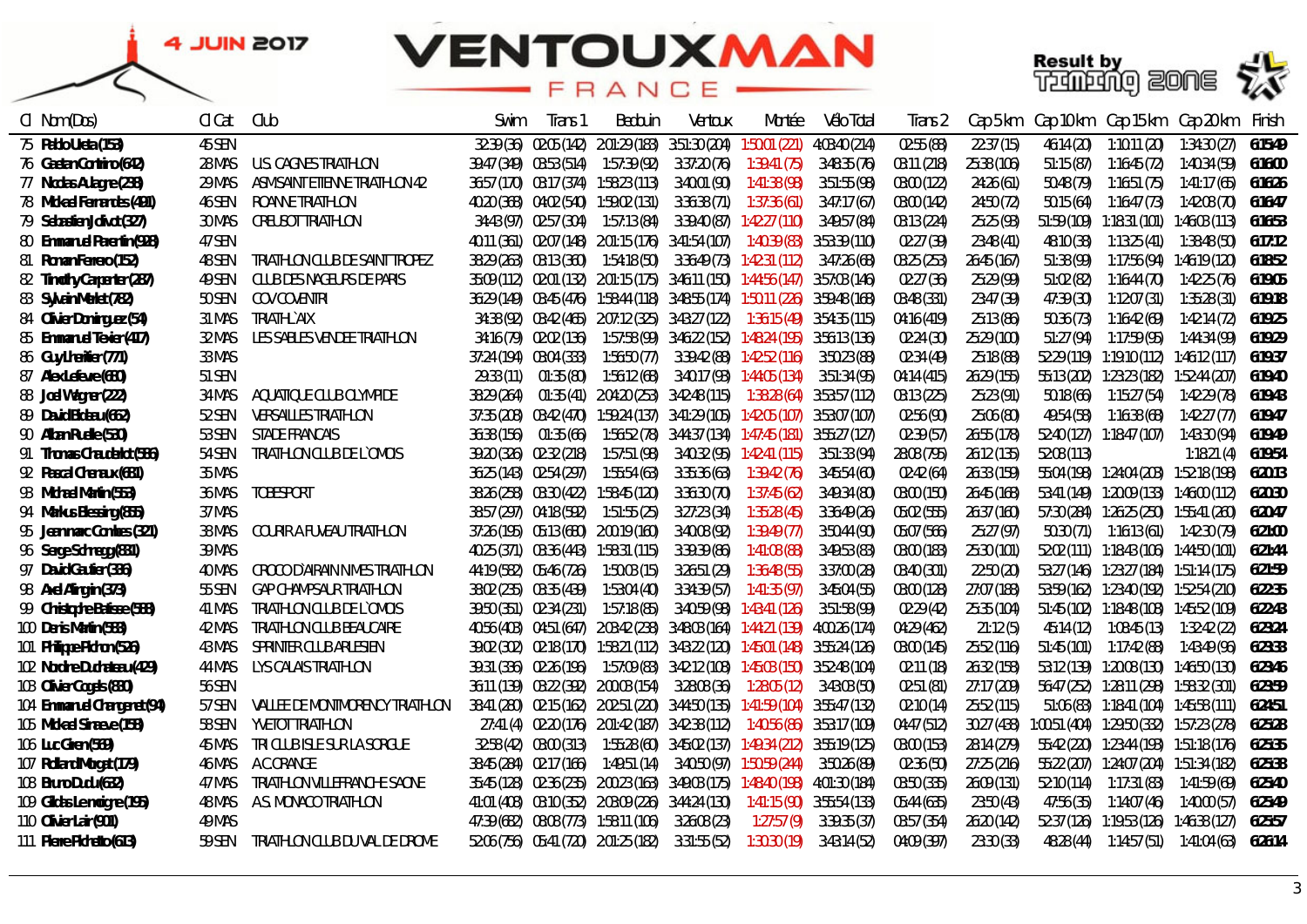4 JUIN 2017

# VENTOUXMAN FRANCE

Result by TIMING ZONE

| Cl | Nom(Dos) | Cl Cat | Club | Swim | Trans 1 | Bedouin | Ventoux | Montée | Vélo Total | Trans 2 | Cap 5 km | Cap 10 km | Cap 15 km | Cap 20 km | Finish |
|---|---|---|---|---|---|---|---|---|---|---|---|---|---|---|---|
| 75 | Pablo Ureta (153) | 45 SEN | | 32:39 (36) | 02:05 (142) | 2:01:29 (183) | 3:51:30 (204) | 1:50:01 (221) | 4:03:40 (214) | 02:55 (88) | 22:37 (15) | 46:14 (20) | 1:10:11 (20) | 1:34:30 (27) | 6:15:49 |
| 76 | Gaetan Contrino (642) | 28 MAS | U.S. CAGNES TRIATHLON | 39:47 (349) | 03:53 (514) | 1:57:39 (92) | 3:37:20 (76) | 1:39:41 (75) | 3:48:35 (76) | 03:11 (218) | 25:38 (106) | 51:15 (87) | 1:16:45 (72) | 1:40:34 (59) | 6:16:00 |
| 77 | Nicolas Alagne (238) | 29 MAS | ASM SAINT ETIENNE TRIATHLON 42 | 36:57 (170) | 03:17 (374) | 1:58:23 (113) | 3:40:01 (90) | 1:41:38 (98) | 3:51:55 (98) | 03:00 (122) | 24:26 (61) | 50:48 (79) | 1:16:51 (75) | 1:41:17 (65) | 6:16:26 |
| 78 | Mickael Fernandes (491) | 46 SEN | ROANNE TRIATHLON | 40:20 (368) | 04:02 (540) | 1:59:02 (131) | 3:36:38 (71) | 1:37:36 (61) | 3:47:17 (67) | 03:00 (142) | 24:50 (72) | 50:15 (64) | 1:16:47 (73) | 1:42:08 (70) | 6:16:47 |
| 79 | Sebastien Jolivot (327) | 30 MAS | CREUSOT TRIATHLON | 34:43 (97) | 02:57 (304) | 1:57:13 (84) | 3:39:40 (87) | 1:42:27 (110) | 3:49:57 (84) | 03:13 (224) | 25:25 (93) | 51:59 (109) | 1:18:31 (101) | 1:46:03 (113) | 6:16:53 |
| 80 | Emmanuel Parentin (928) | 47 SEN | | 40:11 (361) | 02:07 (148) | 2:01:15 (176) | 3:41:54 (107) | 1:40:39 (83) | 3:53:39 (110) | 02:27 (39) | 23:48 (41) | 48:10 (38) | 1:13:25 (41) | 1:38:48 (50) | 6:17:12 |
| 81 | Romain Ferrero (152) | 48 SEN | TRIATHLON CLUB DE SAINT TROPEZ | 38:29 (263) | 03:13 (360) | 1:54:18 (50) | 3:36:49 (73) | 1:42:31 (112) | 3:47:26 (68) | 03:25 (253) | 26:45 (167) | 51:38 (99) | 1:17:56 (94) | 1:46:19 (120) | 6:18:52 |
| 82 | Timothy Carpenter (287) | 49 SEN | CLUB DES NAGEURS DE PARIS | 35:09 (112) | 02:01 (132) | 2:01:15 (175) | 3:46:11 (150) | 1:44:56 (147) | 3:57:03 (146) | 02:27 (36) | 25:29 (99) | 51:02 (82) | 1:16:44 (70) | 1:42:25 (76) | 6:19:05 |
| 83 | Sylvain Mallet (782) | 50 SEN | COV COVENTRI | 36:29 (149) | 03:45 (476) | 1:58:44 (118) | 3:48:55 (174) | 1:50:11 (226) | 3:59:48 (168) | 03:48 (331) | 23:47 (39) | 47:39 (30) | 1:12:07 (31) | 1:35:28 (31) | 6:19:18 |
| 84 | Olivier Dominguez (54) | 31 MAS | TRIATHL`AIX | 34:38 (92) | 03:42 (465) | 2:07:12 (325) | 3:43:27 (122) | 1:36:15 (49) | 3:54:35 (115) | 04:16 (419) | 25:13 (86) | 50:36 (73) | 1:16:42 (69) | 1:42:14 (72) | 6:19:25 |
| 85 | Emmanuel Texier (407) | 32 MAS | LES SABLES VENDEE TRIATHLON | 34:16 (79) | 02:02 (136) | 1:57:58 (99) | 3:46:22 (152) | 1:48:24 (195) | 3:56:13 (136) | 02:24 (30) | 25:29 (100) | 51:27 (94) | 1:17:59 (95) | 1:44:34 (99) | 6:19:29 |
| 86 | Guy Lhéritier (771) | 33 MAS | | 37:24 (194) | 03:04 (333) | 1:56:50 (77) | 3:39:42 (88) | 1:42:52 (116) | 3:50:23 (88) | 02:34 (49) | 25:18 (88) | 52:29 (119) | 1:19:10 (112) | 1:46:12 (117) | 6:19:37 |
| 87 | Alex Lefevre (680) | 51 SEN | | 29:33 (11) | 01:35 (80) | 1:56:12 (68) | 3:40:17 (93) | 1:44:05 (134) | 3:51:34 (95) | 04:14 (415) | 26:29 (155) | 55:13 (202) | 1:23:23 (182) | 1:52:44 (207) | 6:19:40 |
| 88 | Joel Wagner (222) | 34 MAS | AQUATIQUE CLUB OLYMPIDE | 38:29 (264) | 01:35 (41) | 2:04:20 (253) | 3:42:48 (115) | 1:38:28 (64) | 3:53:57 (112) | 03:13 (225) | 25:23 (91) | 50:18 (66) | 1:15:27 (54) | 1:42:29 (78) | 6:19:43 |
| 89 | David Bideau (662) | 52 SEN | VERSAILLES TRIATHLON | 37:35 (208) | 03:42 (470) | 1:59:24 (137) | 3:41:29 (105) | 1:42:05 (107) | 3:53:07 (107) | 02:56 (90) | 25:06 (80) | 49:54 (58) | 1:16:38 (68) | 1:42:27 (77) | 6:19:47 |
| 90 | Alban Ruelle (530) | 53 SEN | STADE FRANCAIS | 36:38 (156) | 01:35 (66) | 1:56:52 (78) | 3:44:37 (134) | 1:47:45 (181) | 3:55:27 (127) | 02:39 (57) | 26:55 (178) | 52:40 (127) | 1:18:47 (107) | 1:43:30 (94) | 6:19:49 |
| 91 | Thomas Chaudelot (586) | 54 SEN | TRIATHLON CLUB DE L`OMOIS | 39:20 (326) | 02:32 (218) | 1:57:51 (98) | 3:40:32 (95) | 1:42:41 (115) | 3:51:33 (94) | 28:08 (795) | 26:12 (135) | 52:08 (113) | | 1:18:21 (4) | 6:19:54 |
| 92 | Pascal Chenaux (681) | 35 MAS | | 36:25 (143) | 02:54 (297) | 1:55:54 (63) | 3:35:36 (63) | 1:39:42 (76) | 3:45:54 (60) | 02:42 (64) | 26:33 (159) | 55:04 (198) | 1:24:04 (203) | 1:52:18 (198) | 6:20:13 |
| 93 | Michael Martin (553) | 36 MAS | TOBESPORT | 38:26 (258) | 03:30 (422) | 1:58:45 (120) | 3:36:30 (70) | 1:37:45 (62) | 3:49:34 (80) | 03:00 (150) | 26:45 (168) | 53:41 (149) | 1:20:09 (133) | 1:46:00 (112) | 6:20:30 |
| 94 | Markus Blessing (865) | 37 MAS | | 38:57 (297) | 04:18 (592) | 1:51:55 (25) | 3:27:23 (34) | 1:35:28 (45) | 3:36:49 (26) | 05:02 (555) | 26:37 (160) | 57:30 (284) | 1:26:25 (250) | 1:55:41 (260) | 6:20:47 |
| 95 | Jeanmarc Conlues (321) | 38 MAS | COURIR A FUVEAU TRIATHLON | 37:26 (195) | 05:13 (680) | 2:00:19 (160) | 3:40:08 (92) | 1:39:49 (77) | 3:50:44 (90) | 05:07 (566) | 25:27 (97) | 50:30 (71) | 1:16:13 (61) | 1:42:30 (79) | 6:21:00 |
| 96 | Serge Schnegg (881) | 39 MAS | | 40:25 (371) | 03:36 (443) | 1:58:31 (115) | 3:39:39 (86) | 1:41:08 (88) | 3:49:53 (83) | 03:00 (183) | 25:30 (101) | 52:02 (111) | 1:18:43 (106) | 1:44:50 (101) | 6:21:44 |
| 97 | David Gautier (386) | 40 MAS | CROCO D'AIRAIN NIMES TRIATHLON | 44:19 (582) | 05:46 (726) | 1:50:03 (15) | 3:26:51 (29) | 1:36:48 (55) | 3:37:00 (28) | 03:40 (301) | 22:50 (20) | 53:27 (146) | 1:23:27 (184) | 1:51:14 (175) | 6:21:59 |
| 98 | Axel Alingrin (373) | 55 SEN | GAP CHAMPSAUR TRIATHLON | 38:02 (235) | 03:35 (439) | 1:53:04 (40) | 3:34:39 (57) | 1:41:35 (97) | 3:45:04 (55) | 03:00 (128) | 27:07 (188) | 53:59 (162) | 1:23:40 (192) | 1:52:54 (210) | 6:22:35 |
| 99 | Christophe Balisse (588) | 41 MAS | TRIATHLON CLUB DE L`OMOIS | 39:50 (351) | 02:34 (231) | 1:57:18 (85) | 3:40:59 (98) | 1:43:41 (126) | 3:51:58 (99) | 02:29 (42) | 25:35 (104) | 51:45 (102) | 1:18:48 (108) | 1:45:52 (109) | 6:22:43 |
| 100 | Denis Martin (583) | 42 MAS | TRIATHLON CLUB BEAUCAIRE | 40:56 (403) | 04:51 (647) | 2:03:42 (238) | 3:48:03 (164) | 1:44:21 (139) | 4:00:26 (174) | 04:29 (462) | 21:12 (5) | 45:14 (12) | 1:08:45 (13) | 1:32:42 (22) | 6:23:24 |
| 101 | Philippe Pichon (526) | 43 MAS | SPRINTER CLUB ARLESIEN | 39:02 (302) | 02:18 (170) | 1:58:21 (112) | 3:43:22 (120) | 1:45:01 (148) | 3:55:24 (126) | 03:00 (145) | 25:52 (116) | 51:45 (101) | 1:17:42 (88) | 1:43:49 (96) | 6:23:33 |
| 102 | Nadine Duchateau (429) | 44 MAS | LYS CALAIS TRIATHLON | 39:31 (336) | 02:26 (196) | 1:57:09 (83) | 3:42:12 (108) | 1:45:03 (150) | 3:52:48 (104) | 02:11 (18) | 26:32 (158) | 53:12 (139) | 1:20:08 (130) | 1:46:50 (130) | 6:23:46 |
| 103 | Olivier Cogels (880) | 56 SEN | | 36:11 (139) | 03:22 (392) | 2:00:03 (154) | 3:28:08 (36) | 1:28:05 (12) | 3:40:30 (50) | 02:51 (81) | 27:17 (209) | 56:47 (252) | 1:28:11 (298) | 1:58:32 (301) | 6:23:59 |
| 104 | Emmanuel Chargenet (94) | 57 SEN | VALLEE DE MONTMORENCY TRIATHLON | 38:41 (280) | 02:15 (162) | 2:02:51 (220) | 3:44:50 (135) | 1:41:59 (104) | 3:55:47 (132) | 02:10 (14) | 25:52 (115) | 51:06 (83) | 1:18:41 (104) | 1:45:58 (111) | 6:24:51 |
| 105 | Mickael Simeon (158) | 58 SEN | YVETOT TRIATHLON | 27:41 (4) | 02:20 (176) | 2:01:42 (187) | 3:42:38 (112) | 1:40:56 (86) | 3:53:17 (109) | 04:47 (512) | 30:27 (438) | 1:00:51 (404) | 1:29:50 (332) | 1:57:23 (278) | 6:25:28 |
| 106 | Luc Giren (569) | 45 MAS | TRI CLUB ISLE SUR LA SORGUE | 32:58 (42) | 03:00 (313) | 1:55:28 (60) | 3:45:02 (137) | 1:49:34 (212) | 3:55:19 (125) | 03:00 (153) | 28:14 (279) | 55:42 (220) | 1:23:44 (193) | 1:51:18 (176) | 6:25:35 |
| 107 | Rolland Morgat (179) | 46 MAS | A.C ORANGE | 38:45 (284) | 02:17 (166) | 1:49:51 (14) | 3:40:50 (97) | 1:50:59 (244) | 3:50:26 (89) | 02:36 (50) | 27:25 (216) | 55:22 (207) | 1:24:07 (204) | 1:51:34 (182) | 6:25:38 |
| 108 | Bruno Duclu (632) | 47 MAS | TRIATHLON VILLEFRANCHE SAONE | 35:45 (128) | 02:36 (235) | 2:00:23 (163) | 3:49:03 (175) | 1:48:40 (198) | 4:01:30 (184) | 03:50 (335) | 26:09 (131) | 52:10 (114) | 1:17:31 (83) | 1:41:59 (69) | 6:25:40 |
| 109 | Gildas Lemeigne (195) | 48 MAS | A.S. MONACO TRIATHLON | 41:01 (408) | 03:10 (352) | 2:03:09 (226) | 3:44:24 (130) | 1:41:15 (90) | 3:55:54 (133) | 05:44 (635) | 23:50 (43) | 47:56 (35) | 1:14:07 (46) | 1:40:00 (57) | 6:25:49 |
| 110 | Olivier Lair (901) | 49 MAS | | 47:39 (682) | 08:08 (773) | 1:58:11 (106) | 3:26:08 (23) | 1:27:57 (9) | 3:39:35 (37) | 03:57 (354) | 26:20 (142) | 52:37 (126) | 1:19:53 (126) | 1:46:38 (127) | 6:25:57 |
| 111 | Pierre Pichelto (613) | 59 SEN | TRIATHLON CLUB DU VAL DE DROME | 52:06 (756) | 05:41 (720) | 2:01:25 (182) | 3:31:55 (52) | 1:30:30 (19) | 3:43:14 (52) | 04:09 (397) | 23:30 (33) | 48:28 (44) | 1:14:57 (51) | 1:41:04 (63) | 6:26:14 |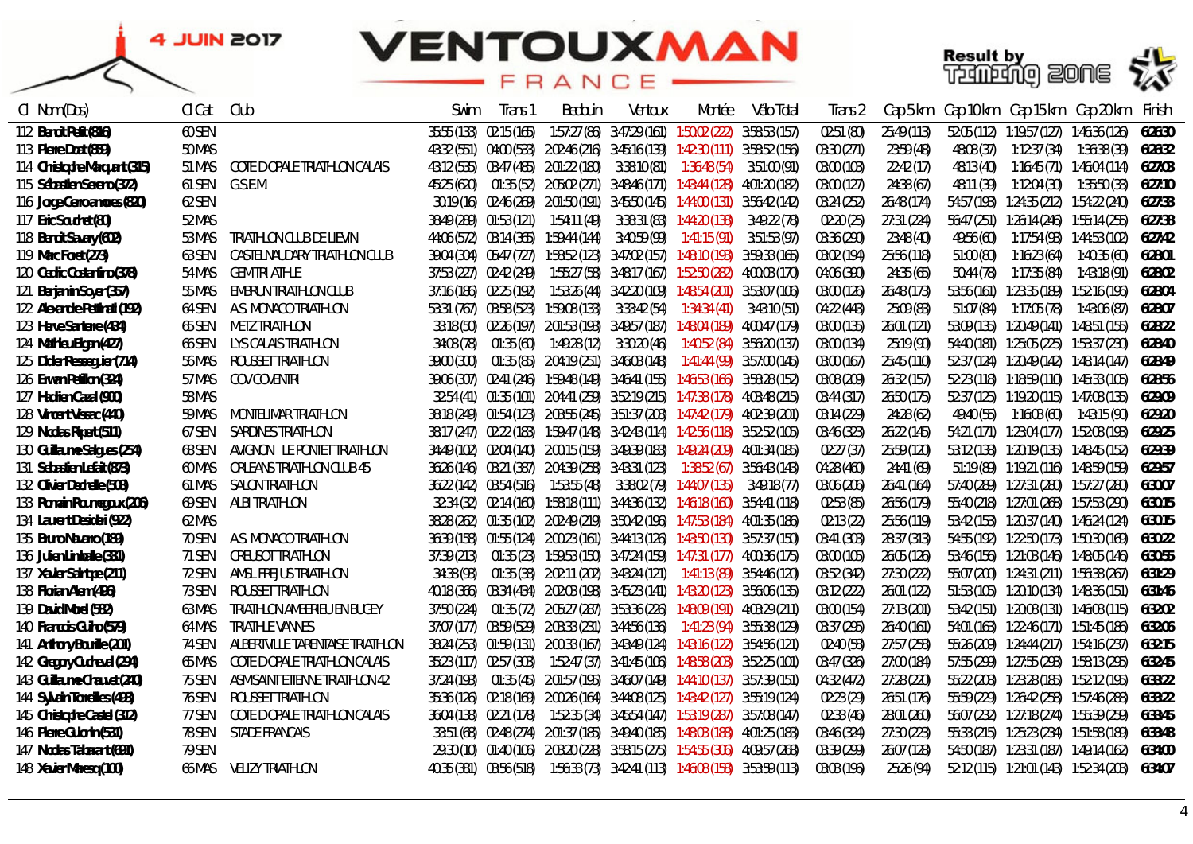# VENTOUXMAN FRANCE — 4 JUIN 2017

Result by Timing Zone

| Cl | Nom(Dos) | Cl Cat | Club | Swim | Trans 1 | Bedoin | Ventoux | Montée | Vélo Total | Trans 2 | Cap 5 km | Cap 10 km | Cap 15 km | Cap 20 km | Finish |
|---|---|---|---|---|---|---|---|---|---|---|---|---|---|---|---|
| 112 | Benoit Petit(816) | 60 SEN | | 35:55 (133) | 02:15 (165) | 1:57:27 (86) | 3:47:29 (161) | 1:50:02 (222) | 3:58:53 (157) | 02:51 (80) | 25:49 (113) | 52:05 (112) | 1:19:57 (127) | 1:46:36 (126) | 6:26:30 |
| 113 | Pierre Dost(889) | 50 MAS | | 43:32 (551) | 04:00 (533) | 2:02:46 (216) | 3:45:16 (139) | 1:42:30 (111) | 3:58:52 (156) | 03:30 (271) | 23:59 (48) | 48:08 (37) | 1:12:37 (34) | 1:36:38 (39) | 6:26:32 |
| 114 | Christophe Marquant(315) | 51 MAS | COTE D OPALE TRIATHLON CALAIS | 43:12 (535) | 03:47 (485) | 2:01:22 (180) | 3:38:10 (81) | 1:36:48 (54) | 3:51:00 (91) | 03:00 (103) | 22:42 (17) | 48:13 (40) | 1:16:45 (71) | 1:46:04 (114) | 6:27:03 |
| 115 | Sébastien Sereno(372) | 61 SEN | G.S.E.M | 45:25 (620) | 01:35 (52) | 2:05:02 (271) | 3:48:46 (171) | 1:43:44 (128) | 4:01:20 (182) | 03:00 (127) | 24:38 (67) | 48:11 (39) | 1:12:04 (30) | 1:35:50 (33) | 6:27:10 |
| 116 | Jorge Cercamoros(820) | 62 SEN | | 30:19 (16) | 02:46 (269) | 2:01:50 (191) | 3:45:50 (145) | 1:44:00 (131) | 3:56:42 (142) | 03:24 (252) | 26:48 (174) | 54:57 (193) | 1:24:35 (212) | 1:54:22 (240) | 6:27:33 |
| 117 | Eric Souchet(80) | 52 MAS | | 38:49 (289) | 01:53 (121) | 1:54:11 (49) | 3:38:31 (83) | 1:44:20 (138) | 3:49:22 (78) | 02:20 (25) | 27:31 (224) | 56:47 (251) | 1:26:14 (246) | 1:55:14 (255) | 6:27:38 |
| 118 | Benoit Savary(602) | 53 MAS | TRIATHLON CLUB DE LIEVIN | 44:06 (572) | 03:14 (365) | 1:59:44 (144) | 3:40:59 (99) | 1:41:15 (91) | 3:51:53 (97) | 03:36 (290) | 23:48 (40) | 49:56 (60) | 1:17:54 (93) | 1:44:53 (102) | 6:27:42 |
| 119 | Marc Foret(273) | 63 SEN | CASTELNAUDARY TRIATHLON CLUB | 39:04 (304) | 05:47 (727) | 1:58:52 (123) | 3:47:02 (157) | 1:48:10 (193) | 3:59:33 (165) | 03:02 (194) | 25:56 (118) | 51:00 (80) | 1:16:23 (64) | 1:40:35 (60) | 6:28:01 |
| 120 | Cedric Costantino(378) | 54 MAS | GEMTRI ATHLE | 37:53 (227) | 02:42 (249) | 1:55:27 (58) | 3:48:17 (167) | 1:52:50 (282) | 4:00:03 (170) | 04:06 (390) | 24:35 (65) | 50:44 (78) | 1:17:35 (84) | 1:43:18 (91) | 6:28:02 |
| 121 | Benjamin Soyer(357) | 55 MAS | EMBRUN TRIATHLON CLUB | 37:16 (186) | 02:25 (192) | 1:53:26 (44) | 3:42:20 (109) | 1:48:54 (201) | 3:53:07 (106) | 03:00 (126) | 26:48 (173) | 53:56 (161) | 1:23:35 (189) | 1:52:16 (196) | 6:28:04 |
| 122 | Alexandre Pettinati(192) | 64 SEN | A.S. MONACO TRIATHLON | 53:31 (767) | 03:58 (523) | 1:59:08 (133) | 3:33:42 (54) | 1:34:34 (41) | 3:43:10 (51) | 04:22 (443) | 25:09 (83) | 51:07 (84) | 1:17:05 (78) | 1:43:06 (87) | 6:28:07 |
| 123 | Herve Santerre(484) | 65 SEN | METZ TRIATHLON | 33:18 (50) | 02:26 (197) | 2:01:53 (193) | 3:49:57 (187) | 1:48:04 (189) | 4:00:47 (179) | 03:00 (135) | 26:01 (121) | 53:09 (135) | 1:20:49 (141) | 1:48:51 (155) | 6:28:22 |
| 124 | Mathieu Bigan(427) | 66 SEN | LYS CALAIS TRIATHLON | 34:08 (78) | 01:35 (60) | 1:49:28 (12) | 3:30:20 (46) | 1:40:52 (84) | 3:56:20 (137) | 03:00 (134) | 25:19 (90) | 54:40 (181) | 1:25:05 (225) | 1:53:37 (230) | 6:28:40 |
| 125 | Didier Resseguier(714) | 56 MAS | ROUSSET TRIATHLON | 39:00 (300) | 01:35 (85) | 2:04:19 (251) | 3:46:03 (148) | 1:41:44 (99) | 3:57:00 (145) | 03:00 (167) | 25:45 (110) | 52:37 (124) | 1:20:49 (142) | 1:48:14 (147) | 6:28:49 |
| 126 | Erwan Pellion(324) | 57 MAS | COV COVENTRI | 39:06 (307) | 02:41 (246) | 1:59:48 (149) | 3:46:41 (155) | 1:46:53 (166) | 3:58:28 (152) | 03:08 (209) | 26:32 (157) | 52:23 (118) | 1:18:59 (110) | 1:45:33 (105) | 6:28:56 |
| 127 | Hadrien Cazal(900) | 58 MAS | | 32:54 (41) | 01:35 (101) | 2:04:41 (259) | 3:52:19 (215) | 1:47:38 (178) | 4:03:48 (215) | 03:44 (317) | 26:50 (175) | 52:37 (125) | 1:19:20 (115) | 1:47:08 (135) | 6:29:09 |
| 128 | Vincent Vassac(440) | 59 MAS | MONTELIMAR TRIATHLON | 38:18 (249) | 01:54 (123) | 2:03:55 (245) | 3:51:37 (208) | 1:47:42 (179) | 4:02:39 (201) | 03:14 (229) | 24:28 (62) | 49:40 (55) | 1:16:03 (60) | 1:43:15 (90) | 6:29:20 |
| 129 | Nicolas Ripert(511) | 67 SEN | SARDINES TRIATHLON | 38:17 (247) | 02:22 (183) | 1:59:47 (148) | 3:42:43 (114) | 1:42:56 (118) | 3:52:52 (105) | 03:46 (323) | 26:22 (145) | 54:21 (171) | 1:23:04 (177) | 1:52:08 (193) | 6:29:25 |
| 130 | Guillaume Salgues(254) | 68 SEN | AVIGNON LE PONTET TRIATHLON | 34:49 (102) | 02:04 (140) | 2:00:15 (159) | 3:49:39 (183) | 1:49:24 (209) | 4:01:34 (185) | 02:27 (37) | 25:59 (120) | 53:12 (138) | 1:20:19 (135) | 1:48:45 (152) | 6:29:39 |
| 131 | Sebastien Lefait(873) | 60 MAS | ORLEANS TRIATHLON CLUB 45 | 36:26 (146) | 03:21 (387) | 2:04:39 (258) | 3:43:31 (123) | 1:38:52 (67) | 3:56:43 (143) | 04:28 (460) | 24:41 (69) | 51:19 (89) | 1:19:21 (116) | 1:48:59 (159) | 6:29:57 |
| 132 | Olivier Dechelle(508) | 61 MAS | SALON TRIATHLON | 36:22 (142) | 03:54 (516) | 1:53:55 (48) | 3:38:02 (79) | 1:44:07 (135) | 3:49:18 (77) | 03:06 (206) | 26:41 (164) | 57:40 (289) | 1:27:31 (280) | 1:57:27 (280) | 6:30:07 |
| 133 | Romain Rounegoux(206) | 69 SEN | ALBI TRIATHLON | 32:34 (32) | 02:14 (160) | 1:58:18 (111) | 3:44:36 (132) | 1:46:18 (160) | 3:54:41 (118) | 02:53 (85) | 26:56 (179) | 55:40 (218) | 1:27:01 (268) | 1:57:53 (290) | 6:30:15 |
| 134 | Laurent Desideri(922) | 62 MAS | | 38:28 (262) | 01:35 (102) | 2:02:49 (219) | 3:50:42 (196) | 1:47:53 (184) | 4:01:35 (186) | 02:13 (22) | 25:56 (119) | 53:42 (153) | 1:20:37 (140) | 1:46:24 (124) | 6:30:15 |
| 135 | Bruno Navarro(189) | 70 SEN | A.S. MONACO TRIATHLON | 36:39 (158) | 01:55 (124) | 2:00:23 (161) | 3:44:13 (126) | 1:43:50 (130) | 3:57:37 (150) | 03:41 (308) | 28:37 (313) | 54:55 (192) | 1:22:50 (173) | 1:50:30 (169) | 6:30:22 |
| 136 | Julien Limbelle(331) | 71 SEN | CREUSOT TRIATHLON | 37:39 (213) | 01:35 (23) | 1:59:53 (150) | 3:47:24 (159) | 1:47:31 (177) | 4:00:36 (175) | 03:00 (105) | 26:05 (126) | 53:46 (156) | 1:21:03 (146) | 1:48:05 (146) | 6:30:55 |
| 137 | Xavier Saintpe(211) | 72 SEN | AMSL FREJUS TRIATHLON | 34:38 (93) | 01:35 (38) | 2:02:11 (202) | 3:43:24 (121) | 1:41:13 (89) | 3:54:46 (120) | 03:52 (342) | 27:30 (222) | 55:07 (200) | 1:24:31 (211) | 1:56:38 (267) | 6:31:29 |
| 138 | Florian Alem(496) | 73 SEN | ROUSSET TRIATHLON | 40:18 (366) | 03:34 (434) | 2:02:03 (198) | 3:45:23 (141) | 1:43:20 (123) | 3:56:06 (135) | 03:12 (222) | 26:01 (122) | 51:53 (105) | 1:20:10 (134) | 1:48:36 (151) | 6:31:46 |
| 139 | David Morel(582) | 63 MAS | TRIATHLON AMBERIEU EN BUGEY | 37:50 (224) | 01:35 (72) | 2:05:27 (287) | 3:53:36 (226) | 1:48:09 (191) | 4:03:29 (211) | 03:00 (154) | 27:13 (201) | 53:42 (151) | 1:20:08 (131) | 1:46:08 (115) | 6:32:02 |
| 140 | Francois Guino(579) | 64 MAS | TRIATHLE VANNES | 37:07 (177) | 03:59 (529) | 2:03:33 (231) | 3:44:56 (136) | 1:41:23 (94) | 3:55:38 (129) | 03:37 (295) | 26:40 (161) | 54:01 (163) | 1:22:46 (171) | 1:51:45 (186) | 6:32:06 |
| 141 | Anthony Bouille(201) | 74 SEN | ALBERTVILLE TARENTAISE TRIATHLON | 38:24 (253) | 01:59 (131) | 2:00:33 (167) | 3:43:49 (124) | 1:43:16 (122) | 3:54:56 (121) | 02:40 (58) | 27:57 (258) | 55:26 (209) | 1:24:44 (217) | 1:54:16 (237) | 6:32:15 |
| 142 | Gregory Cudreuil(294) | 65 MAS | COTE D OPALE TRIATHLON CALAIS | 35:23 (117) | 02:57 (308) | 1:52:47 (37) | 3:41:45 (106) | 1:48:58 (203) | 3:52:25 (101) | 03:47 (326) | 27:00 (184) | 57:55 (299) | 1:27:55 (293) | 1:58:13 (295) | 6:32:45 |
| 143 | Guillaume Chauvet(240) | 75 SEN | ASM SAINT ETIENNE TRIATHLON 42 | 37:24 (193) | 01:35 (45) | 2:01:57 (195) | 3:46:07 (149) | 1:44:10 (137) | 3:57:39 (151) | 04:32 (472) | 27:28 (220) | 55:22 (208) | 1:23:28 (185) | 1:52:12 (195) | 6:33:22 |
| 144 | Sylvain Tonelles(498) | 76 SEN | ROUSSET TRIATHLON | 35:36 (126) | 02:18 (169) | 2:00:26 (164) | 3:44:08 (125) | 1:43:42 (127) | 3:55:19 (124) | 02:23 (29) | 26:51 (176) | 55:59 (229) | 1:26:42 (258) | 1:57:46 (288) | 6:33:22 |
| 145 | Christophe Castel(312) | 77 SEN | COTE D OPALE TRIATHLON CALAIS | 36:04 (138) | 02:21 (178) | 1:52:35 (34) | 3:45:54 (147) | 1:53:19 (287) | 3:57:08 (147) | 02:33 (46) | 28:01 (260) | 56:07 (232) | 1:27:18 (274) | 1:55:39 (259) | 6:33:45 |
| 146 | Pierre Guionin(531) | 78 SEN | STADE FRANCAIS | 33:51 (68) | 02:48 (274) | 2:01:37 (185) | 3:49:40 (185) | 1:48:03 (188) | 4:01:25 (183) | 03:46 (324) | 27:30 (223) | 55:33 (215) | 1:25:23 (234) | 1:51:58 (189) | 6:33:48 |
| 147 | Nicolas Tabarant(691) | 79 SEN | | 29:30 (10) | 01:40 (106) | 2:03:20 (228) | 3:58:15 (275) | 1:54:55 (306) | 4:09:57 (268) | 03:39 (299) | 26:07 (128) | 54:50 (187) | 1:23:31 (187) | 1:49:14 (162) | 6:34:00 |
| 148 | Xavier Maresq(100) | 66 MAS | VELIZY TRIATHLON | 40:35 (381) | 03:56 (518) | 1:56:33 (73) | 3:42:41 (113) | 1:46:08 (158) | 3:53:59 (113) | 03:03 (196) | 25:26 (94) | 52:12 (115) | 1:21:01 (143) | 1:52:34 (203) | 6:34:07 |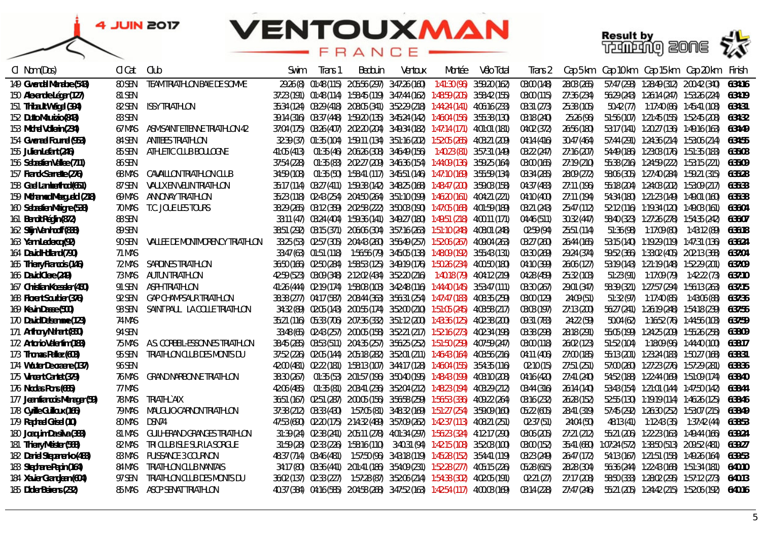# VENTOUXMAN FRANCE

4 JUIN 2017

| Cl | Nom(Dos) | Cl Cat | Club | Swim | Trans 1 | Bedouin | Ventoux | Montée | Vélo Total | Trans 2 | Cap 5 km | Cap 10 km | Cap 15 km | Cap 20 km | Finish |
|---|---|---|---|---|---|---|---|---|---|---|---|---|---|---|---|
| 149 | Gwendal Manabre (548) | 80 SEN | TEAM TRIATHLON BAIE DE SOMME | 29:26 (8) | 01:48 (115) | 2:05:56 (297) | 3:47:26 (160) | 1:41:30 (96) | 3:59:20 (162) | 03:00 (148) | 28:03 (265) | 57:47 (293) | 1:28:49 (312) | 2:00:42 (340) | 6:34:16 |
| 150 | Alexandre Léger (127) | 81 SEN | | 37:23 (191) | 01:48 (114) | 1:58:45 (119) | 3:47:44 (162) | 1:48:59 (205) | 3:58:42 (155) | 03:00 (115) | 27:36 (234) | 56:29 (243) | 1:26:14 (247) | 1:53:26 (224) | 6:34:19 |
| 151 | Thibault Weigel (394) | 82 SEN | ISSY TRIATHLON | 35:34 (124) | 03:29 (418) | 2:08:05 (341) | 3:52:29 (218) | 1:44:24 (141) | 4:06:16 (233) | 03:31 (273) | 25:38 (105) | 50:42 (77) | 1:17:40 (86) | 1:45:41 (108) | 6:34:31 |
| 152 | Dutto Maurizio (843) | 83 SEN | | 39:14 (316) | 03:37 (448) | 1:59:20 (135) | 3:45:24 (142) | 1:46:04 (156) | 3:55:38 (130) | 03:18 (240) | 25:26 (96) | 51:56 (107) | 1:21:45 (155) | 1:52:45 (208) | 6:34:32 |
| 153 | Michel Vollerin (234) | 67 MAS | ASM SAINT ETIENNE TRIATHLON 42 | 37:04 (175) | 03:26 (407) | 2:02:20 (204) | 3:49:34 (182) | 1:47:14 (171) | 4:01:01 (181) | 04:02 (372) | 26:56 (180) | 53:17 (141) | 1:20:27 (136) | 1:49:16 (163) | 6:34:49 |
| 154 | Gwenael Fournel (953) | 84 SEN | ANTIBES TRIATHLON | 32:39 (37) | 01:35 (104) | 1:59:11 (134) | 3:51:16 (202) | 1:52:05 (265) | 4:03:21 (209) | 04:14 (416) | 30:47 (464) | 57:44 (291) | 1:24:36 (214) | 1:53:06 (214) | 6:34:55 |
| 155 | Julien Lefort (246) | 85 SEN | ATHLETIC CLUB BOULOGNE | 41:05 (413) | 01:35 (46) | 2:06:26 (308) | 3:46:49 (156) | 1:40:23 (81) | 3:57:31 (149) | 03:22 (247) | 27:16 (207) | 54:49 (186) | 1:23:08 (176) | 1:51:35 (183) | 6:35:03 |
| 156 | Sebastien Vallee (711) | 86 SEN | | 37:54 (228) | 01:35 (83) | 2:02:27 (209) | 3:46:36 (154) | 1:44:09 (136) | 3:59:25 (164) | 03:00 (165) | 27:19 (210) | 55:38 (216) | 1:24:59 (222) | 1:53:15 (221) | 6:35:09 |
| 157 | Franck Sarrette (276) | 68 MAS | CAVAILLON TRIATHLON CLUB | 34:59 (108) | 01:35 (50) | 1:58:41 (117) | 3:45:51 (146) | 1:47:10 (169) | 3:55:59 (134) | 03:34 (285) | 28:09 (272) | 58:06 (305) | 1:27:40 (284) | 1:59:21 (315) | 6:35:28 |
| 158 | Gael Lanlierthool (651) | 87 SEN | VAULX EN VELIN TRIATHLON | 35:17 (114) | 03:27 (411) | 1:59:38 (142) | 3:48:25 (168) | 1:48:47 (200) | 3:59:08 (158) | 04:37 (483) | 27:11 (196) | 55:18 (204) | 1:24:08 (202) | 1:53:09 (217) | 6:35:33 |
| 159 | Mohamed Marguelal (218) | 69 MAS | ANNONAY TRIATHLON | 35:23 (118) | 02:43 (254) | 2:04:50 (264) | 3:51:10 (199) | 1:46:20 (161) | 4:04:21 (221) | 04:10 (400) | 27:11 (194) | 54:34 (180) | 1:21:23 (149) | 1:49:01 (160) | 6:35:38 |
| 160 | Sebastien Maigne (538) | 70 MAS | T.C. JOUE LES TOURS | 38:29 (265) | 03:12 (359) | 2:02:58 (222) | 3:50:03 (190) | 1:47:05 (168) | 4:01:59 (189) | 03:21 (243) | 25:47 (112) | 52:12 (116) | 1:19:34 (120) | 1:49:03 (161) | 6:36:04 |
| 161 | Benoit Regin (872) | 88 SEN | | 33:11 (47) | 03:24 (404) | 1:59:36 (141) | 3:49:27 (180) | 1:49:51 (218) | 4:00:11 (171) | 04:46 (511) | 30:32 (447) | 58:40 (323) | 1:27:26 (278) | 1:54:35 (242) | 6:36:07 |
| 162 | Stijn Vanhoof (888) | 89 SEN | | 38:51 (292) | 03:15 (371) | 2:06:06 (304) | 3:57:16 (263) | 1:51:10 (248) | 4:08:01 (248) | 02:59 (94) | 25:51 (114) | 51:36 (98) | 1:17:09 (80) | 1:43:12 (89) | 6:36:18 |
| 163 | Yann Leclercq (92) | 90 SEN | VALLEE DE MONTMORENCY TRIATHLON | 33:25 (53) | 02:57 (305) | 2:04:43 (260) | 3:56:49 (257) | 1:52:06 (267) | 4:09:04 (263) | 03:27 (260) | 26:44 (165) | 53:15 (140) | 1:19:29 (119) | 1:47:31 (136) | 6:36:24 |
| 164 | David Holland (790) | 71 MAS | | 33:47 (63) | 01:51 (118) | 1:56:56 (79) | 3:45:05 (138) | 1:48:09 (192) | 3:55:43 (131) | 03:30 (269) | 29:24 (374) | 59:52 (366) | 1:33:02 (405) | 2:02:13 (368) | 6:37:04 |
| 165 | Thierry Francois (146) | 72 MAS | SARDINES TRIATHLON | 36:50 (166) | 02:50 (284) | 1:58:53 (125) | 3:49:19 (176) | 1:50:26 (234) | 4:00:50 (180) | 04:10 (399) | 26:06 (127) | 53:19 (143) | 1:21:19 (148) | 1:52:29 (201) | 6:37:09 |
| 166 | David Clere (249) | 73 MAS | AUTUN TRIATHLON | 42:59 (523) | 03:09 (348) | 2:12:02 (434) | 3:52:20 (216) | 1:40:18 (79) | 4:04:12 (219) | 04:28 (459) | 25:32 (103) | 51:23 (91) | 1:17:09 (79) | 1:42:22 (73) | 6:37:10 |
| 167 | Christian Koessler (450) | 91 SEN | ASPH TRIATHLON | 41:26 (444) | 02:19 (174) | 1:58:08 (103) | 3:42:48 (116) | 1:44:40 (145) | 3:53:47 (111) | 03:30 (267) | 29:01 (347) | 58:39 (321) | 1:27:57 (294) | 1:56:13 (263) | 6:37:15 |
| 168 | Florent Soubier (376) | 92 SEN | GAP CHAMPSAUR TRIATHLON | 38:38 (277) | 04:17 (587) | 2:08:44 (363) | 3:56:31 (254) | 1:47:47 (183) | 4:08:35 (259) | 03:00 (129) | 24:09 (51) | 51:32 (97) | 1:17:40 (85) | 1:43:06 (88) | 6:37:36 |
| 169 | Kevin Dasse (500) | 93 SEN | SAINT PAUL LA COLLE TRIATHLON | 34:32 (89) | 02:05 (143) | 2:00:55 (174) | 3:52:00 (210) | 1:51:05 (245) | 4:03:58 (217) | 03:08 (197) | 27:13 (200) | 56:27 (241) | 1:26:19 (248) | 1:54:18 (239) | 6:37:56 |
| 170 | David Delsemme (123) | 74 MAS | | 35:21 (116) | 05:33 (706) | 2:07:36 (332) | 3:51:12 (200) | 1:43:36 (125) | 4:02:38 (200) | 09:31 (783) | 24:22 (59) | 50:04 (62) | 1:16:52 (76) | 1:44:56 (103) | 6:37:59 |
| 171 | Anthony Nehart (860) | 94 SEN | | 33:48 (65) | 02:43 (257) | 2:00:05 (158) | 3:52:21 (217) | 1:52:16 (273) | 4:02:34 (198) | 03:38 (298) | 28:18 (291) | 55:05 (199) | 1:24:25 (209) | 1:55:26 (258) | 6:38:09 |
| 172 | Antonio Valentim (183) | 75 MAS | A.S. CORBEIL-ESSONNES TRIATHLON | 38:45 (285) | 03:53 (511) | 2:04:35 (257) | 3:56:25 (252) | 1:51:50 (259) | 4:07:59 (247) | 03:00 (118) | 26:02 (123) | 51:52 (104) | 1:18:09 (96) | 1:44:40 (100) | 6:38:17 |
| 173 | Thomas Pelliez (603) | 95 SEN | TRIATHLON CLUB DES MONTS DU | 37:52 (226) | 02:05 (144) | 2:05:18 (282) | 3:52:01 (211) | 1:46:43 (164) | 4:03:56 (216) | 04:11 (406) | 27:00 (185) | 55:13 (201) | 1:23:24 (183) | 1:50:27 (168) | 6:38:31 |
| 174 | Wouter Decraene (137) | 96 SEN | | 42:00 (481) | 02:22 (181) | 1:58:13 (107) | 3:44:17 (128) | 1:46:04 (155) | 3:54:35 (116) | 02:10 (15) | 27:51 (251) | 57:00 (260) | 1:27:23 (276) | 1:57:29 (281) | 6:38:36 |
| 175 | Vincent Cantet (379) | 76 MAS | GRAND NARBONNE TRIATHLON | 38:30 (267) | 01:35 (53) | 2:01:57 (196) | 3:50:40 (195) | 1:48:43 (199) | 4:03:10 (208) | 04:16 (420) | 27:41 (240) | 54:52 (188) | 1:22:44 (169) | 1:51:09 (174) | 6:38:40 |
| 176 | Nicolas Pons (665) | 77 MAS | | 42:06 (485) | 01:35 (81) | 2:03:41 (236) | 3:52:04 (212) | 1:48:23 (194) | 4:03:29 (212) | 03:44 (316) | 26:14 (140) | 53:43 (154) | 1:21:01 (144) | 1:47:50 (142) | 6:38:44 |
| 177 | Jeanfrancois Menager (59) | 78 MAS | TRIATHL`AIX | 36:51 (167) | 02:51 (287) | 2:00:05 (156) | 3:56:58 (259) | 1:56:53 (336) | 4:09:22 (264) | 03:16 (232) | 26:28 (152) | 52:55 (130) | 1:19:19 (114) | 1:46:26 (125) | 6:38:46 |
| 178 | Cyrille Guilloux (166) | 79 MAS | MAUGUIO-CARNON TRIATHLON | 37:38 (212) | 03:33 (430) | 1:57:05 (81) | 3:48:32 (169) | 1:51:27 (254) | 3:59:09 (160) | 05:22 (605) | 28:41 (319) | 57:45 (292) | 1:26:30 (252) | 1:53:07 (215) | 6:38:49 |
| 179 | Raphael Gisel (10) | 80 MAS | DSN74 | 47:53 (690) | 02:20 (175) | 2:14:32 (489) | 3:57:09 (262) | 1:42:37 (113) | 4:08:21 (251) | 02:37 (51) | 24:04 (50) | 48:13 (41) | 1:12:43 (35) | 1:37:42 (44) | 6:38:53 |
| 180 | Joaquim Dasilva (388) | 81 MAS | GUILHERAND GRANGES TRIATHLON | 31:39 (24) | 02:38 (241) | 2:05:11 (278) | 4:01:34 (297) | 1:56:23 (324) | 4:12:17 (290) | 03:06 (205) | 27:21 (212) | 55:21 (206) | 1:22:23 (163) | 1:49:44 (166) | 6:39:24 |
| 181 | Thierry Meister (568) | 82 MAS | TRI CLUB ISLE SUR LA SORGUE | 31:59 (28) | 02:33 (226) | 1:58:16 (110) | 3:40:31 (94) | 1:42:15 (108) | 3:52:03 (100) | 03:00 (152) | 35:41 (680) | 1:07:24 (572) | 1:38:50 (513) | 2:09:52 (481) | 6:39:27 |
| 182 | Daniel Stepanenko (483) | 83 MAS | PUISSANCE 3 COURNON | 48:37 (714) | 03:46 (481) | 1:57:50 (96) | 3:43:18 (119) | 1:45:28 (152) | 3:54:41 (119) | 03:23 (249) | 26:47 (172) | 54:13 (167) | 1:21:51 (158) | 1:49:26 (164) | 6:39:53 |
| 183 | Stephane Papin (164) | 84 MAS | TRIATHLON CLUB NANTAIS | 34:17 (80) | 03:36 (441) | 2:01:41 (186) | 3:54:09 (231) | 1:52:28 (277) | 4:05:15 (226) | 05:28 (615) | 28:28 (304) | 56:36 (244) | 1:22:43 (168) | 1:51:34 (181) | 6:40:10 |
| 184 | Xavier Grandjean (604) | 97 SEN | TRIATHLON CLUB DES MONTS DU | 36:02 (137) | 02:33 (227) | 1:57:28 (87) | 3:52:06 (214) | 1:54:38 (302) | 4:02:05 (191) | 02:21 (27) | 27:17 (208) | 58:50 (333) | 1:28:02 (295) | 1:57:12 (273) | 6:40:13 |
| 185 | Didier Baiens (232) | 85 MAS | ASCP SENAT TRIATHLON | 40:37 (384) | 04:16 (585) | 2:04:58 (268) | 3:47:52 (163) | 1:42:54 (117) | 4:00:03 (169) | 03:14 (228) | 27:47 (246) | 55:21 (205) | 1:24:42 (215) | 1:52:06 (192) | 6:40:16 |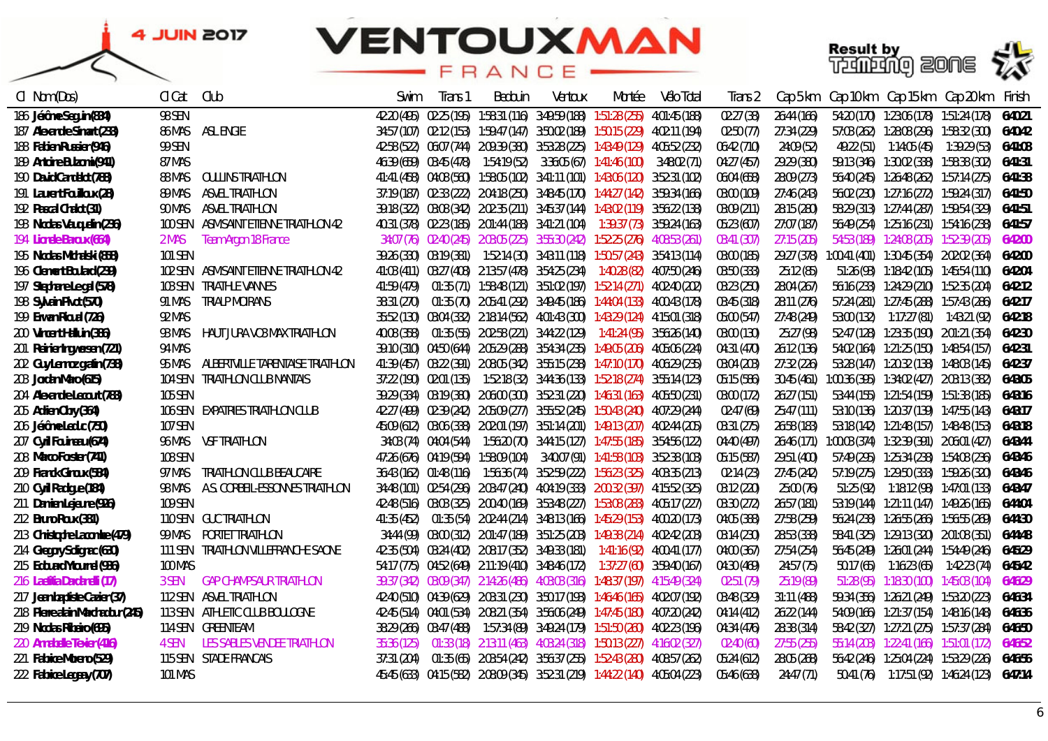4 JUIN 2017

# VENTOUXMAN FRANCE

Result by Timing Zone

| Cl | Nom (Dos) | Cl Cat | Club | Swim | Trans 1 | Bedoin | Ventoux | Montée | Vélo Total | Trans 2 | Cap 5 km | Cap 10 km | Cap 15 km | Cap 20 km | Finish |
|---|---|---|---|---|---|---|---|---|---|---|---|---|---|---|---|
| 186 | Jérôme Seguin (834) | 98 SEN | | 42:20 (495) | 02:25 (195) | 1:58:31 (116) | 3:49:59 (188) | 1:51:28 (255) | 4:01:45 (188) | 02:27 (38) | 26:44 (166) | 54:20 (170) | 1:23:06 (178) | 1:51:24 (178) | 6:40:21 |
| 187 | Alexandre Simart (238) | 86 MAS | ASL ENGIE | 34:57 (107) | 02:12 (153) | 1:59:47 (147) | 3:50:02 (189) | 1:50:15 (229) | 4:02:11 (194) | 02:50 (77) | 27:34 (229) | 57:03 (262) | 1:28:08 (296) | 1:58:32 (300) | 6:40:42 |
| 188 | Fabien Russier (946) | 99 SEN | | 42:58 (522) | 06:07 (744) | 2:09:39 (380) | 3:53:28 (225) | 1:43:49 (129) | 4:05:52 (232) | 06:42 (710) | 24:09 (52) | 49:22 (51) | 1:14:05 (45) | 1:39:29 (53) | 6:41:08 |
| 189 | Antoine Bulazmi (941) | 87 MAS | | 46:39 (659) | 03:45 (478) | 1:54:19 (52) | 3:36:05 (67) | 1:41:46 (100) | 3:48:02 (71) | 04:27 (457) | 29:29 (380) | 59:13 (346) | 1:30:02 (338) | 1:58:38 (302) | 6:41:31 |
| 190 | David Candelot (788) | 88 MAS | OULLINS TRIATHLON | 41:41 (458) | 04:08 (560) | 1:58:05 (102) | 3:41:11 (101) | 1:43:06 (120) | 3:52:31 (102) | 06:04 (658) | 28:09 (273) | 56:40 (245) | 1:26:48 (262) | 1:57:14 (275) | 6:41:38 |
| 191 | Laurent Fouilloux (28) | 89 MAS | ASVEL TRIATHLON | 37:19 (187) | 02:33 (222) | 2:04:18 (250) | 3:48:45 (170) | 1:44:27 (142) | 3:59:34 (166) | 03:00 (109) | 27:46 (243) | 56:02 (230) | 1:27:16 (272) | 1:59:24 (317) | 6:41:50 |
| 192 | Pascal Chalot (31) | 90 MAS | ASVEL TRIATHLON | 39:18 (322) | 03:08 (342) | 2:02:35 (211) | 3:45:37 (144) | 1:43:02 (119) | 3:56:22 (138) | 03:09 (211) | 28:15 (280) | 58:29 (313) | 1:27:44 (287) | 1:59:54 (329) | 6:41:51 |
| 193 | Nicolas Vauquelin (236) | 100 SEN | ASM SAINT ETIENNE TRIATHLON 42 | 40:31 (378) | 02:23 (185) | 2:01:44 (188) | 3:41:21 (104) | 1:39:37 (73) | 3:59:24 (163) | 05:23 (607) | 27:07 (187) | 56:49 (254) | 1:25:16 (231) | 1:54:16 (238) | 6:41:57 |
| 194 | Lionelle Baroux (664) | 2 MAS | Team Argon 18 France | 34:07 (76) | 02:40 (245) | 2:03:05 (225) | 3:55:30 (242) | 1:52:25 (276) | 4:08:53 (261) | 03:41 (307) | 27:15 (205) | 54:53 (189) | 1:24:08 (205) | 1:52:39 (205) | 6:42:00 |
| 195 | Nicolas Michalski (858) | 101 SEN | | 39:26 (330) | 03:19 (381) | 1:52:14 (30) | 3:43:11 (118) | 1:50:57 (243) | 3:54:13 (114) | 03:00 (185) | 29:27 (378) | 1:00:41 (401) | 1:30:45 (354) | 2:02:02 (364) | 6:42:00 |
| 196 | Clement Boulard (239) | 102 SEN | ASM SAINT ETIENNE TRIATHLON 42 | 41:03 (411) | 03:27 (408) | 2:13:57 (478) | 3:54:25 (234) | 1:40:28 (82) | 4:07:50 (246) | 03:50 (333) | 25:12 (85) | 51:26 (93) | 1:18:42 (105) | 1:45:54 (110) | 6:42:04 |
| 197 | Stephane Legal (578) | 103 SEN | TRIATHLE VANNES | 41:59 (479) | 01:35 (71) | 1:58:48 (121) | 3:51:02 (197) | 1:52:14 (271) | 4:02:40 (202) | 03:23 (250) | 28:04 (267) | 56:16 (233) | 1:24:29 (210) | 1:52:35 (204) | 6:42:12 |
| 198 | Sylvain Pivot (570) | 91 MAS | TRIALP MOIRANS | 38:31 (270) | 01:35 (70) | 2:05:41 (292) | 3:49:45 (186) | 1:44:04 (133) | 4:00:43 (178) | 03:45 (318) | 28:11 (276) | 57:24 (281) | 1:27:45 (288) | 1:57:43 (286) | 6:42:17 |
| 199 | Erwan Rioual (726) | 92 MAS | | 35:52 (130) | 03:04 (332) | 2:18:14 (562) | 4:01:43 (300) | 1:43:29 (124) | 4:15:01 (318) | 05:00 (547) | 27:48 (249) | 53:00 (132) | 1:17:27 (81) | 1:43:21 (92) | 6:42:18 |
| 200 | Vincent Hallouin (386) | 93 MAS | HAUT JURA VO3 MAX TRIATHLON | 40:08 (358) | 01:35 (55) | 2:02:58 (221) | 3:44:22 (129) | 1:41:24 (95) | 3:56:26 (140) | 03:00 (130) | 25:27 (98) | 52:47 (128) | 1:23:35 (190) | 2:01:21 (354) | 6:42:30 |
| 201 | Reinier Ingvarsen (721) | 94 MAS | | 39:10 (310) | 04:50 (644) | 2:05:29 (288) | 3:54:34 (235) | 1:49:05 (206) | 4:05:06 (224) | 04:31 (470) | 26:12 (136) | 54:02 (164) | 1:21:25 (150) | 1:48:54 (157) | 6:42:31 |
| 202 | Guy Lemoz gafin (738) | 95 MAS | ALBERTVILLE TARENTAISE TRIATHLON | 41:39 (457) | 03:22 (391) | 2:08:05 (342) | 3:55:15 (238) | 1:47:10 (170) | 4:06:29 (235) | 03:04 (203) | 27:32 (226) | 53:28 (147) | 1:20:32 (138) | 1:48:03 (145) | 6:42:37 |
| 203 | Jordan Maro (615) | 104 SEN | TRIATHLON CLUB NANTAIS | 37:22 (190) | 02:01 (135) | 1:52:18 (32) | 3:44:36 (133) | 1:52:18 (274) | 3:55:14 (123) | 05:15 (586) | 30:45 (461) | 1:00:36 (395) | 1:34:02 (427) | 2:08:13 (382) | 6:43:05 |
| 204 | Alexandre Lecourt (783) | 105 SEN | | 39:29 (334) | 03:19 (380) | 2:06:00 (300) | 3:52:31 (220) | 1:46:31 (163) | 4:05:50 (231) | 03:00 (172) | 26:27 (151) | 53:44 (155) | 1:21:54 (159) | 1:51:38 (185) | 6:43:16 |
| 205 | Adrien Cluny (364) | 106 SEN | EXPATRIES TRIATHLON CLUB | 42:27 (499) | 02:39 (242) | 2:05:09 (277) | 3:55:52 (245) | 1:50:43 (240) | 4:07:29 (244) | 02:47 (69) | 25:47 (111) | 53:10 (136) | 1:20:37 (139) | 1:47:55 (143) | 6:43:17 |
| 206 | Jérôme Leduc (730) | 107 SEN | | 45:09 (612) | 03:06 (338) | 2:02:01 (197) | 3:51:14 (201) | 1:49:13 (207) | 4:02:44 (205) | 03:31 (275) | 26:58 (183) | 53:18 (142) | 1:21:48 (157) | 1:48:48 (153) | 6:43:18 |
| 207 | Cyril Fourneau (674) | 96 MAS | VSF TRIATHLON | 34:03 (74) | 04:04 (544) | 1:56:20 (70) | 3:44:15 (127) | 1:47:55 (185) | 3:54:56 (122) | 04:40 (497) | 26:46 (171) | 1:00:08 (374) | 1:32:39 (391) | 2:06:01 (427) | 6:43:44 |
| 208 | Marco Forster (741) | 108 SEN | | 47:26 (676) | 04:19 (594) | 1:58:09 (104) | 3:40:07 (91) | 1:41:58 (103) | 3:52:38 (103) | 05:15 (587) | 29:51 (400) | 57:49 (295) | 1:25:34 (238) | 1:54:08 (236) | 6:43:46 |
| 209 | Franck Giroux (584) | 97 MAS | TRIATHLON CLUB BEAUCAIRE | 36:43 (162) | 01:48 (116) | 1:56:36 (74) | 3:52:59 (222) | 1:56:23 (325) | 4:03:35 (213) | 02:14 (23) | 27:45 (242) | 57:19 (275) | 1:29:50 (333) | 1:59:26 (320) | 6:43:46 |
| 210 | Cyril Padgue (184) | 98 MAS | A.S. CORBEIL-ESSONNES TRIATHLON | 34:48 (101) | 02:54 (296) | 2:08:47 (240) | 4:04:19 (333) | 2:00:32 (397) | 4:15:52 (325) | 03:12 (220) | 25:00 (76) | 51:25 (92) | 1:18:12 (98) | 1:47:01 (133) | 6:43:47 |
| 211 | Damien Lejeune (926) | 109 SEN | | 42:48 (516) | 03:03 (325) | 2:00:40 (169) | 3:53:48 (227) | 1:53:08 (283) | 4:05:17 (227) | 03:30 (272) | 26:57 (181) | 53:19 (144) | 1:21:11 (147) | 1:49:26 (165) | 6:44:04 |
| 212 | Bruno Roux (381) | 110 SEN | GUC TRIATHLON | 41:35 (452) | 01:35 (54) | 2:02:44 (214) | 3:48:13 (166) | 1:45:29 (153) | 4:00:20 (173) | 04:05 (388) | 27:58 (259) | 56:24 (238) | 1:26:55 (266) | 1:56:55 (269) | 6:44:30 |
| 213 | Christophe Lacombe (479) | 99 MAS | PORTET TRIATHLON | 34:44 (99) | 03:00 (312) | 2:01:47 (189) | 3:51:25 (203) | 1:49:38 (214) | 4:02:42 (203) | 03:14 (230) | 28:53 (338) | 58:41 (325) | 1:29:13 (320) | 2:01:03 (351) | 6:44:48 |
| 214 | Gregory Soligna c (680) | 111 SEN | TRIATHLON VILLEFRANCHE SAONE | 42:35 (504) | 03:24 (402) | 2:08:17 (352) | 3:49:33 (181) | 1:41:16 (92) | 4:00:41 (177) | 04:00 (367) | 27:54 (254) | 56:45 (249) | 1:26:01 (244) | 1:54:49 (246) | 6:45:29 |
| 215 | Edouard Mourrel (936) | 100 MAS | | 54:17 (775) | 04:52 (649) | 2:11:19 (410) | 3:48:46 (172) | 1:37:27 (60) | 3:59:40 (167) | 04:30 (469) | 24:57 (75) | 50:17 (65) | 1:16:23 (65) | 1:42:23 (74) | 6:45:42 |
| 216 | Laetitia Dardenelli (17) | 3 SEN | GAP CHAMPSAUR TRIATHLON | 39:37 (342) | 03:09 (347) | 2:14:26 (486) | 4:03:03 (316) | 1:48:37 (197) | 4:15:49 (324) | 02:51 (79) | 25:19 (89) | 51:28 (95) | 1:18:30 (100) | 1:45:03 (104) | 6:46:29 |
| 217 | Jean baptiste Cazier (37) | 112 SEN | ASVEL TRIATHLON | 42:40 (510) | 04:39 (629) | 2:03:31 (230) | 3:50:17 (193) | 1:46:46 (165) | 4:02:07 (192) | 03:48 (329) | 31:11 (488) | 59:34 (356) | 1:26:21 (249) | 1:53:20 (223) | 6:46:34 |
| 218 | Pierre alain Marchadour (245) | 113 SEN | ATHLETIC CLUB BOULOGNE | 42:45 (514) | 04:01 (534) | 2:08:21 (354) | 3:56:06 (249) | 1:47:45 (180) | 4:07:20 (242) | 04:14 (412) | 26:22 (144) | 54:09 (166) | 1:21:37 (154) | 1:48:16 (148) | 6:46:36 |
| 219 | Nicolas Ribeiro (695) | 114 SEN | GREENTEAM | 38:29 (266) | 03:47 (488) | 1:57:34 (89) | 3:49:24 (179) | 1:51:50 (260) | 4:02:23 (196) | 04:34 (476) | 28:38 (314) | 58:42 (327) | 1:27:21 (275) | 1:57:37 (284) | 6:46:50 |
| 220 | Annabelle Texier (416) | 4 SEN | LES SABLES VENDEE TRIATHLON | 35:36 (125) | 01:33 (18) | 2:13:11 (463) | 4:03:24 (318) | 1:50:13 (227) | 4:16:02 (327) | 02:40 (60) | 27:55 (255) | 55:14 (203) | 1:22:41 (166) | 1:51:01 (172) | 6:46:52 |
| 221 | Fabrice Moreno (529) | 115 SEN | STADE FRANCAIS | 37:31 (204) | 01:35 (65) | 2:03:54 (242) | 3:56:37 (255) | 1:52:43 (280) | 4:08:57 (262) | 05:24 (612) | 28:05 (268) | 56:42 (246) | 1:25:04 (224) | 1:53:29 (226) | 6:46:56 |
| 222 | Fabrice Legeay (707) | 101 MAS | | 45:45 (633) | 04:15 (582) | 2:08:09 (345) | 3:52:31 (219) | 1:44:22 (140) | 4:05:04 (223) | 05:46 (638) | 24:47 (71) | 50:41 (76) | 1:17:51 (92) | 1:46:24 (123) | 6:47:14 |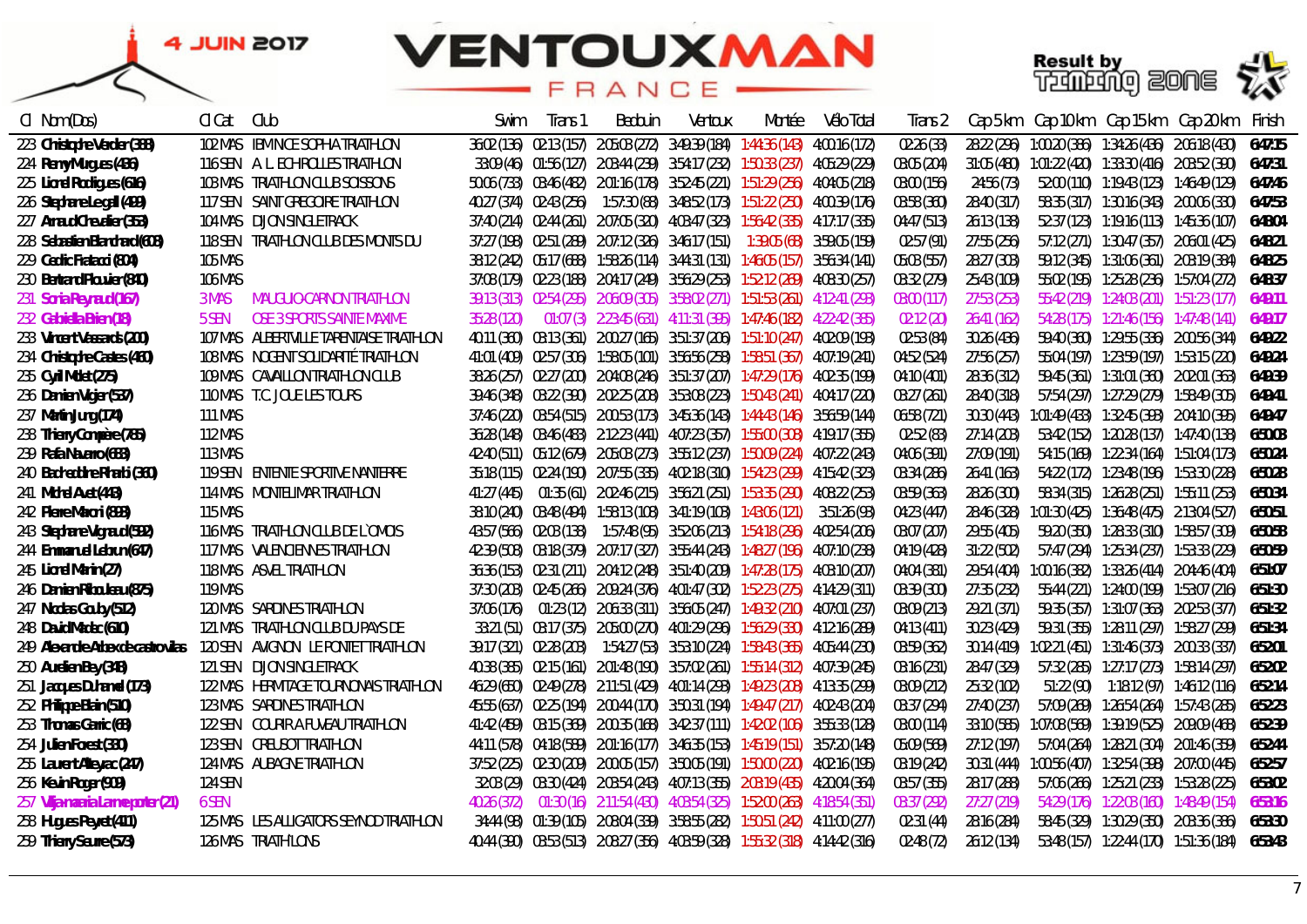# VENTOUXMAN FRANCE

4 JUIN 2017

Result by Timing Zone

| Cl | Nom(Dos) | Cl Cat | Club | Swim | Trans 1 | Bedoin | Ventoux | Montée | Vélo Total | Trans 2 | Cap 5 km | Cap 10 km | Cap 15 km | Cap 20 km | Finish |
|---|---|---|---|---|---|---|---|---|---|---|---|---|---|---|---|
| 223 | Christophe Vander (388) | 102 MAS | IBM NICE SOPHIA TRIATHLON | 36:02 (136) | 02:13 (157) | 2:05:03 (272) | 3:49:39 (184) | 1:44:36 (143) | 4:00:16 (172) | 02:26 (33) | 28:22 (296) | 1:00:20 (386) | 1:34:26 (436) | 2:06:18 (430) | 6:47:15 |
| 224 | Remy Murgues (436) | 116 SEN | A L ECHIROLLES TRIATHLON | 33:09 (46) | 01:56 (127) | 2:03:44 (239) | 3:54:17 (232) | 1:50:33 (237) | 4:05:29 (229) | 03:05 (204) | 31:05 (480) | 1:01:22 (420) | 1:33:30 (416) | 2:03:52 (390) | 6:47:31 |
| 225 | Lionel Rodrigues (616) | 103 MAS | TRIATHLON CLUB SOISSONS | 50:06 (733) | 03:46 (482) | 2:01:16 (178) | 3:52:45 (221) | 1:51:29 (256) | 4:04:05 (218) | 03:00 (156) | 24:56 (73) | 52:00 (110) | 1:19:43 (123) | 1:46:49 (129) | 6:47:46 |
| 226 | Stephane Legall (439) | 117 SEN | SAINT GREGOIRE TRIATHLON | 40:27 (374) | 02:43 (256) | 1:57:30 (88) | 3:48:52 (173) | 1:51:22 (250) | 4:00:39 (176) | 03:58 (360) | 28:40 (317) | 58:35 (317) | 1:30:16 (343) | 2:00:06 (330) | 6:47:53 |
| 227 | Arnaud Chevalier (353) | 104 MAS | DIJON SINGLETRACK | 37:40 (214) | 02:44 (261) | 2:07:05 (320) | 4:03:47 (323) | 1:56:42 (335) | 4:17:17 (335) | 04:47 (513) | 26:13 (138) | 52:37 (123) | 1:19:16 (113) | 1:45:36 (107) | 6:48:04 |
| 228 | Sebastien Blanchard (608) | 118 SEN | TRIATHLON CLUB DES MONTS DU | 37:27 (198) | 02:51 (289) | 2:07:12 (326) | 3:46:17 (151) | 1:39:05 (68) | 3:59:05 (159) | 02:57 (91) | 27:55 (256) | 57:12 (271) | 1:30:47 (357) | 2:06:01 (425) | 6:48:21 |
| 229 | Cedric Fiatacci (804) | 105 MAS | | 38:12 (242) | 05:17 (688) | 1:58:26 (114) | 3:44:31 (131) | 1:46:05 (157) | 3:56:34 (141) | 05:03 (557) | 28:27 (303) | 59:12 (345) | 1:31:06 (361) | 2:03:19 (384) | 6:48:25 |
| 230 | Bertrand Plouvier (840) | 106 MAS | | 37:08 (179) | 02:23 (188) | 2:04:17 (249) | 3:56:29 (253) | 1:52:12 (269) | 4:08:30 (257) | 03:32 (279) | 25:43 (109) | 55:02 (195) | 1:25:28 (236) | 1:57:04 (272) | 6:48:37 |
| 231 | Sonia Reynaud (167) | 3 MAS | MAUGUIO-CARNON TRIATHLON | 39:13 (313) | 02:54 (295) | 2:06:09 (305) | 3:58:02 (271) | 1:51:53 (261) | 4:12:41 (298) | 03:00 (117) | 27:53 (253) | 55:42 (219) | 1:24:03 (201) | 1:51:23 (177) | 6:49:11 |
| 232 | Gabriella Brien (18) | 5 SEN | OSE 3 SPORTS SAINTE MAXIME | 35:28 (120) | 01:07 (3) | 2:23:45 (631) | 4:11:31 (395) | 1:47:46 (182) | 4:22:42 (385) | 02:12 (20) | 26:41 (162) | 54:28 (175) | 1:21:46 (156) | 1:47:48 (141) | 6:49:17 |
| 233 | Vincent Vassards (200) | 107 MAS | ALBERTVILLE TARENTAISE TRIATHLON | 40:11 (360) | 03:13 (361) | 2:00:27 (165) | 3:51:37 (206) | 1:51:10 (247) | 4:02:09 (193) | 02:53 (84) | 30:26 (436) | 59:40 (360) | 1:29:55 (336) | 2:00:56 (344) | 6:49:22 |
| 234 | Christophe Castes (460) | 108 MAS | NOGENT SOLIDARITÉ TRIATHLON | 41:01 (409) | 02:57 (306) | 1:58:05 (101) | 3:56:56 (258) | 1:58:51 (367) | 4:07:19 (241) | 04:52 (524) | 27:56 (257) | 55:04 (197) | 1:23:59 (197) | 1:53:15 (220) | 6:49:24 |
| 235 | Cyril Motet (275) | 109 MAS | CAVAILLON TRIATHLON CLUB | 38:26 (257) | 02:27 (200) | 2:04:08 (246) | 3:51:37 (207) | 1:47:29 (176) | 4:02:35 (199) | 04:10 (401) | 28:36 (312) | 59:45 (361) | 1:31:01 (360) | 2:02:01 (363) | 6:49:39 |
| 236 | Damien Vigier (537) | 110 MAS | T.C. JOUE LES TOURS | 39:46 (348) | 03:22 (390) | 2:02:25 (208) | 3:53:08 (223) | 1:50:43 (241) | 4:04:17 (220) | 03:27 (261) | 28:40 (318) | 57:54 (297) | 1:27:29 (279) | 1:58:49 (305) | 6:49:41 |
| 237 | Martin Jung (174) | 111 MAS | | 37:46 (220) | 03:54 (515) | 2:00:53 (173) | 3:45:36 (143) | 1:44:43 (146) | 3:56:59 (144) | 06:58 (721) | 30:30 (443) | 1:01:49 (433) | 1:32:45 (393) | 2:04:10 (395) | 6:49:47 |
| 238 | Thierry Compère (765) | 112 MAS | | 36:28 (148) | 03:46 (483) | 2:12:23 (441) | 4:07:23 (357) | 1:55:00 (308) | 4:19:17 (355) | 02:52 (83) | 27:14 (203) | 53:42 (152) | 1:20:28 (137) | 1:47:40 (138) | 6:50:03 |
| 239 | Rafa Navarro (663) | 113 MAS | | 42:40 (511) | 05:12 (679) | 2:05:03 (273) | 3:55:12 (237) | 1:50:09 (224) | 4:07:22 (243) | 04:06 (391) | 27:09 (191) | 54:15 (169) | 1:22:34 (164) | 1:51:04 (173) | 6:50:24 |
| 240 | Bachedine Rhaiti (360) | 119 SEN | ENTENTE SPORTIVE NANTERRE | 35:18 (115) | 02:24 (190) | 2:07:55 (335) | 4:02:18 (310) | 1:54:23 (299) | 4:15:42 (323) | 03:34 (286) | 26:41 (163) | 54:22 (172) | 1:23:48 (196) | 1:53:30 (228) | 6:50:28 |
| 241 | Michel Avet (448) | 114 MAS | MONTELIMAR TRIATHLON | 41:27 (445) | 01:35 (61) | 2:02:46 (215) | 3:56:21 (251) | 1:53:35 (290) | 4:08:22 (253) | 03:59 (363) | 28:26 (300) | 58:34 (315) | 1:26:28 (251) | 1:55:11 (253) | 6:50:34 |
| 242 | Pierre Marci (898) | 115 MAS | | 38:10 (240) | 03:48 (494) | 1:58:13 (108) | 3:41:19 (103) | 1:43:06 (121) | 3:51:26 (98) | 04:23 (447) | 28:46 (328) | 1:01:30 (425) | 1:36:48 (475) | 2:13:04 (527) | 6:50:51 |
| 243 | Stephane Vigraud (592) | 116 MAS | TRIATHLON CLUB DE L'OMOIS | 43:57 (566) | 02:03 (138) | 1:57:48 (95) | 3:52:06 (213) | 1:54:18 (296) | 4:02:54 (206) | 03:07 (207) | 29:55 (405) | 59:20 (350) | 1:28:33 (310) | 1:58:57 (309) | 6:50:58 |
| 244 | Emmanuel Lebrun (647) | 117 MAS | VALENCIENNES TRIATHLON | 42:39 (508) | 03:18 (379) | 2:07:17 (327) | 3:55:44 (243) | 1:48:27 (196) | 4:07:10 (238) | 04:19 (428) | 31:22 (502) | 57:47 (294) | 1:25:34 (237) | 1:53:33 (229) | 6:50:59 |
| 245 | Lionel Marin (27) | 118 MAS | ASVEL TRIATHLON | 36:36 (153) | 02:31 (211) | 2:04:12 (248) | 3:51:40 (209) | 1:47:28 (175) | 4:03:10 (207) | 04:04 (381) | 29:54 (404) | 1:00:16 (382) | 1:33:26 (414) | 2:04:46 (404) | 6:51:07 |
| 246 | Damien Riboulleau (875) | 119 MAS | | 37:30 (203) | 02:45 (266) | 2:09:24 (376) | 4:01:47 (302) | 1:52:23 (275) | 4:14:29 (311) | 03:39 (300) | 27:35 (232) | 55:44 (221) | 1:24:00 (199) | 1:53:07 (216) | 6:51:30 |
| 247 | Nicolas Gouby (512) | 120 MAS | SARDINES TRIATHLON | 37:06 (176) | 01:23 (12) | 2:06:33 (311) | 3:56:05 (247) | 1:49:32 (210) | 4:07:01 (237) | 03:09 (213) | 29:21 (371) | 59:35 (357) | 1:31:07 (363) | 2:02:53 (377) | 6:51:32 |
| 248 | David Madec (610) | 121 MAS | TRIATHLON CLUB DU PAYS DE | 33:21 (51) | 03:17 (375) | 2:05:00 (270) | 4:01:29 (296) | 1:56:29 (330) | 4:12:16 (289) | 04:13 (411) | 30:23 (429) | 59:31 (355) | 1:28:11 (297) | 1:58:27 (299) | 6:51:34 |
| 249 | Alexandre Albex de castrovilas | 120 SEN | AVIGNON LE PONTET TRIATHLON | 39:17 (321) | 02:28 (203) | 1:54:27 (53) | 3:53:10 (224) | 1:58:43 (365) | 4:05:44 (230) | 03:59 (362) | 30:14 (419) | 1:02:21 (451) | 1:31:46 (373) | 2:00:33 (337) | 6:52:01 |
| 250 | Aurelien Bey (348) | 121 SEN | DIJON SINGLETRACK | 40:38 (385) | 02:15 (161) | 2:01:48 (190) | 3:57:02 (261) | 1:55:14 (312) | 4:07:39 (245) | 03:16 (231) | 28:47 (329) | 57:32 (285) | 1:27:17 (273) | 1:58:14 (297) | 6:52:02 |
| 251 | Jacques Duhamel (173) | 122 MAS | HERMITAGE TOURNONAIS TRIATHLON | 46:29 (650) | 02:49 (278) | 2:11:51 (429) | 4:01:14 (293) | 1:49:23 (208) | 4:13:35 (299) | 03:09 (212) | 25:32 (102) | 51:22 (90) | 1:18:12 (97) | 1:46:12 (116) | 6:52:14 |
| 252 | Philippe Blain (510) | 123 MAS | SARDINES TRIATHLON | 45:55 (637) | 02:25 (194) | 2:00:44 (170) | 3:50:31 (194) | 1:49:47 (217) | 4:02:43 (204) | 03:37 (294) | 27:40 (237) | 57:09 (269) | 1:26:54 (264) | 1:57:43 (285) | 6:52:23 |
| 253 | Thomas Garric (68) | 122 SEN | COURIR A FUVEAU TRIATHLON | 41:42 (459) | 03:15 (369) | 2:00:35 (168) | 3:42:37 (111) | 1:42:02 (106) | 3:55:33 (128) | 03:00 (114) | 33:10 (585) | 1:07:08 (569) | 1:39:19 (525) | 2:09:09 (468) | 6:52:39 |
| 254 | Julien Forest (330) | 123 SEN | CREUSOT TRIATHLON | 44:11 (578) | 04:18 (589) | 2:01:16 (177) | 3:46:35 (153) | 1:45:19 (151) | 3:57:20 (148) | 05:09 (569) | 27:12 (197) | 57:04 (264) | 1:28:21 (304) | 2:01:46 (359) | 6:52:44 |
| 255 | Laurent Alleyrac (247) | 124 MAS | AUBAGNE TRIATHLON | 37:52 (225) | 02:30 (209) | 2:00:05 (157) | 3:50:05 (191) | 1:50:00 (220) | 4:02:16 (195) | 03:19 (242) | 30:31 (444) | 1:00:56 (407) | 1:32:54 (398) | 2:07:00 (445) | 6:52:57 |
| 256 | Kevin Roger (909) | 124 SEN | | 32:03 (29) | 03:30 (424) | 2:03:54 (243) | 4:07:13 (355) | 2:03:19 (435) | 4:20:04 (364) | 03:57 (355) | 28:17 (288) | 57:06 (266) | 1:25:21 (233) | 1:53:28 (225) | 6:53:02 |
| 257 | Viljamaria Lamenpoter (21) | 6 SEN | | 40:26 (372) | 01:30 (16) | 2:11:54 (430) | 4:03:54 (325) | 1:52:00 (263) | 4:18:54 (351) | 03:37 (292) | 27:27 (219) | 54:29 (176) | 1:22:03 (160) | 1:48:49 (154) | 6:53:16 |
| 258 | Hugues Peyret (401) | 125 MAS | LES ALLIGATORS SEYNOD TRIATHLON | 34:44 (98) | 01:39 (105) | 2:08:04 (339) | 3:58:55 (282) | 1:50:51 (242) | 4:11:00 (277) | 02:31 (44) | 28:16 (284) | 58:45 (329) | 1:30:29 (350) | 2:03:36 (386) | 6:53:30 |
| 259 | Thierry Saure (573) | 126 MAS | TRIATHLONS | 40:44 (390) | 03:53 (513) | 2:08:27 (356) | 4:03:59 (328) | 1:55:32 (318) | 4:14:42 (316) | 02:48 (72) | 26:12 (134) | 53:48 (157) | 1:22:44 (170) | 1:51:36 (184) | 6:53:43 |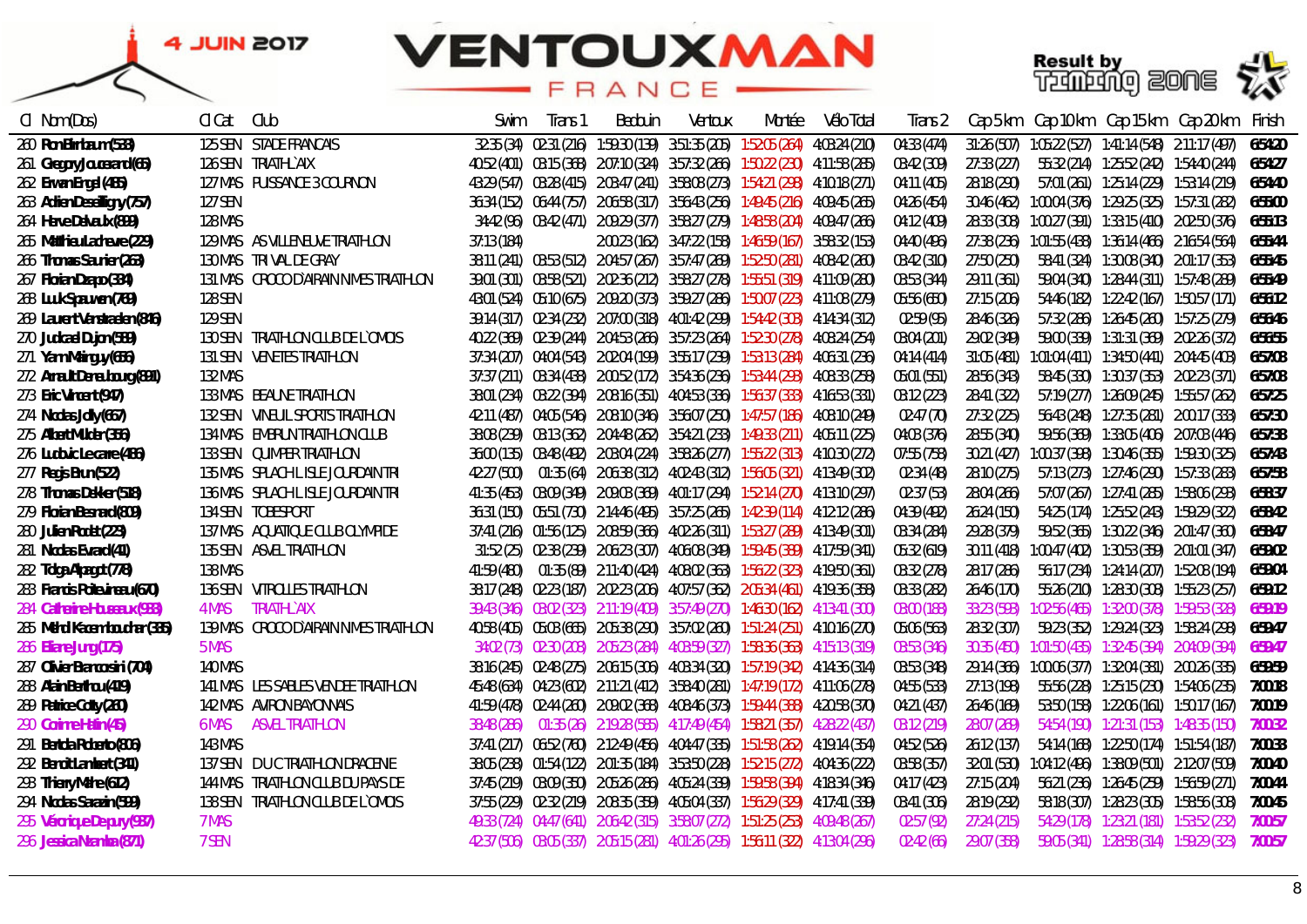4 JUIN 2017

# VENTOUXMAN FRANCE

Result by TIMING ZONE

| Cl | Nom(Dos) | Cl Cat | Club | Swim | Trans 1 | Bedouin | Ventoux | Montée | Vélo Total | Trans 2 | Cap 5 km | Cap 10 km | Cap 15 km | Cap 20 km | Finish |
|---|---|---|---|---|---|---|---|---|---|---|---|---|---|---|---|
| 260 | Ron Birnbaum(538) | 125 SEN | STADE FRANCAIS | 32:35 (34) | 02:31 (216) | 1:59:30 (139) | 3:51:35 (205) | 1:52:05 (264) | 4:08:24 (210) | 04:33 (474) | 31:26 (507) | 1:05:22 (527) | 1:41:14 (548) | 2:11:17 (497) | 6:54:20 |
| 261 | Gregory Jousserand(65) | 126 SEN | TRIATH`AIX | 40:52 (401) | 03:15 (368) | 2:07:10 (324) | 3:57:32 (266) | 1:50:22 (230) | 4:11:58 (285) | 03:42 (309) | 27:33 (227) | 55:32 (214) | 1:25:52 (242) | 1:54:40 (244) | 6:54:27 |
| 262 | Erwan Engel (485) | 127 MAS | PUISSANCE 3 COURNON | 43:29 (547) | 03:28 (415) | 2:03:47 (241) | 3:58:08 (273) | 1:54:21 (298) | 4:10:18 (271) | 04:11 (405) | 28:18 (290) | 57:01 (261) | 1:25:14 (229) | 1:53:14 (219) | 6:54:40 |
| 263 | Adrien Desailligny(757) | 127 SEN | | 36:34 (152) | 06:44 (757) | 2:06:58 (317) | 3:56:43 (256) | 1:49:45 (216) | 4:08:45 (265) | 04:26 (454) | 30:46 (462) | 1:00:04 (376) | 1:29:25 (325) | 1:57:31 (282) | 6:55:00 |
| 264 | Herve Delvaux(899) | 128 MAS | | 34:42 (96) | 03:42 (471) | 2:09:29 (377) | 3:58:27 (279) | 1:48:58 (204) | 4:09:47 (266) | 04:12 (409) | 28:33 (308) | 1:00:27 (391) | 1:33:15 (410) | 2:02:50 (376) | 6:55:13 |
| 265 | Matthieu Lacheve(229) | 129 MAS | AS VILLENEUVE TRIATHLON | 37:13 (184) | | 2:00:23 (162) | 3:47:22 (158) | 1:46:59 (167) | 3:58:32 (153) | 04:40 (496) | 27:38 (236) | 1:01:55 (438) | 1:36:14 (466) | 2:16:54 (564) | 6:55:44 |
| 266 | Thomas Saurier(263) | 130 MAS | TRI VAL DE GRAY | 38:11 (241) | 03:53 (512) | 2:04:57 (267) | 3:57:47 (269) | 1:52:50 (281) | 4:08:42 (260) | 03:42 (310) | 27:50 (250) | 58:41 (324) | 1:30:08 (340) | 2:01:17 (353) | 6:55:45 |
| 267 | Florian Drapo(384) | 131 MAS | CROCO D'AIRAIN NIMES TRIATHLON | 39:01 (301) | 03:58 (521) | 2:02:36 (212) | 3:58:27 (278) | 1:55:51 (319) | 4:11:09 (280) | 03:53 (344) | 29:11 (361) | 59:04 (340) | 1:28:44 (311) | 1:57:48 (289) | 6:55:49 |
| 268 | Luuk Spauwen(769) | 128 SEN | | 43:01 (524) | 05:10 (675) | 2:09:20 (373) | 3:59:27 (286) | 1:50:07 (223) | 4:11:08 (279) | 05:56 (650) | 27:15 (206) | 54:46 (182) | 1:22:42 (167) | 1:50:57 (171) | 6:56:12 |
| 269 | Laurent Vanstraelen(846) | 129 SEN | | 39:14 (317) | 02:34 (232) | 2:07:00 (318) | 4:01:42 (299) | 1:54:42 (303) | 4:14:34 (312) | 02:59 (95) | 28:46 (326) | 57:32 (286) | 1:26:45 (260) | 1:57:25 (279) | 6:56:46 |
| 270 | Judicael Dujon(589) | 130 SEN | TRIATHLON CLUB DE L`OMOIS | 40:22 (369) | 02:39 (244) | 2:04:53 (266) | 3:57:23 (264) | 1:52:30 (278) | 4:08:24 (254) | 03:04 (201) | 29:02 (349) | 59:00 (339) | 1:31:31 (369) | 2:02:26 (372) | 6:56:55 |
| 271 | Yann Mainguy(686) | 131 SEN | VENETES TRIATHLON | 37:34 (207) | 04:04 (543) | 2:02:04 (199) | 3:55:17 (239) | 1:53:13 (284) | 4:06:31 (236) | 04:14 (414) | 31:05 (481) | 1:01:04 (411) | 1:34:50 (441) | 2:04:45 (403) | 6:57:08 |
| 272 | Arnault Daneluburg(891) | 132 MAS | | 37:37 (211) | 03:34 (438) | 2:00:52 (172) | 3:54:36 (236) | 1:53:44 (293) | 4:08:33 (258) | 05:01 (551) | 28:56 (343) | 58:45 (330) | 1:30:37 (353) | 2:02:23 (371) | 6:57:08 |
| 273 | Eric Vincent(947) | 133 MAS | BEAUNE TRIATHLON | 38:01 (234) | 03:22 (394) | 2:08:16 (351) | 4:04:53 (336) | 1:56:37 (333) | 4:16:53 (331) | 03:12 (223) | 28:41 (322) | 57:19 (277) | 1:26:09 (245) | 1:55:57 (262) | 6:57:25 |
| 274 | Nicolas Jolly(667) | 132 SEN | VINEUIL SPORTS TRIATHLON | 42:11 (487) | 04:05 (546) | 2:08:10 (346) | 3:56:07 (250) | 1:47:57 (186) | 4:08:10 (249) | 02:47 (70) | 27:32 (225) | 56:43 (248) | 1:27:35 (281) | 2:00:17 (333) | 6:57:30 |
| 275 | Albert Mulder(356) | 134 MAS | EMBRUN TRIATHLON CLUB | 38:08 (239) | 03:13 (362) | 2:04:48 (262) | 3:54:21 (233) | 1:49:33 (211) | 4:05:11 (225) | 04:03 (376) | 28:55 (340) | 59:56 (369) | 1:33:05 (406) | 2:07:03 (446) | 6:57:38 |
| 276 | Ludovic Lecarre(486) | 133 SEN | QUIMPER TRIATHLON | 36:00 (135) | 03:48 (492) | 2:03:04 (224) | 3:58:26 (277) | 1:55:22 (313) | 4:10:30 (272) | 07:55 (758) | 30:21 (427) | 1:00:37 (398) | 1:30:46 (355) | 1:59:30 (325) | 6:57:43 |
| 277 | Regis Brun(522) | 135 MAS | SPLACH L ISLE JOURDAIN TRI | 42:27 (500) | 01:35 (64) | 2:06:38 (312) | 4:02:43 (312) | 1:56:05 (321) | 4:13:49 (302) | 02:34 (48) | 28:10 (275) | 57:13 (273) | 1:27:46 (290) | 1:57:33 (283) | 6:57:58 |
| 278 | Thomas Dekker(518) | 136 MAS | SPLACH L ISLE JOURDAIN TRI | 41:35 (453) | 03:09 (349) | 2:09:03 (369) | 4:01:17 (294) | 1:52:14 (270) | 4:13:10 (297) | 02:37 (53) | 28:04 (266) | 57:07 (267) | 1:27:41 (285) | 1:58:06 (298) | 6:58:37 |
| 279 | Florian Besnard(809) | 134 SEN | TOBESPORT | 36:31 (150) | 05:51 (730) | 2:14:46 (495) | 3:57:25 (265) | 1:42:39 (114) | 4:12:12 (286) | 04:39 (492) | 26:24 (150) | 54:25 (174) | 1:25:52 (243) | 1:59:29 (322) | 6:58:42 |
| 280 | Julien Rodet(223) | 137 MAS | AQUATIQUE CLUB OLYMPIDE | 37:41 (216) | 01:56 (125) | 2:08:59 (366) | 4:02:26 (311) | 1:53:27 (289) | 4:13:49 (301) | 03:34 (284) | 29:28 (379) | 59:52 (365) | 1:30:22 (346) | 2:01:47 (360) | 6:58:47 |
| 281 | Nicolas Evrard(41) | 135 SEN | ASVEL TRIATHLON | 31:52 (25) | 02:38 (239) | 2:06:23 (307) | 4:06:08 (349) | 1:59:45 (389) | 4:17:59 (341) | 05:32 (619) | 30:11 (418) | 1:00:47 (402) | 1:30:53 (359) | 2:01:01 (347) | 6:59:02 |
| 282 | Tolga Alpagut(778) | 138 MAS | | 41:59 (480) | 01:35 (69) | 2:11:40 (424) | 4:08:02 (363) | 1:56:22 (323) | 4:19:50 (361) | 03:32 (278) | 28:17 (286) | 56:17 (234) | 1:24:14 (207) | 1:52:08 (194) | 6:59:04 |
| 283 | Francis Poitevineau(670) | 136 SEN | VITROLLES TRIATHLON | 38:17 (248) | 02:23 (187) | 2:02:23 (206) | 4:07:57 (362) | 2:05:34 (461) | 4:19:36 (358) | 03:33 (282) | 26:46 (170) | 55:26 (210) | 1:28:30 (308) | 1:55:23 (257) | 6:59:12 |
| 284 | Catherine Husseaux(938) | 4 MAS | TRIATH`AIX | 39:43 (346) | 03:02 (323) | 2:11:19 (409) | 3:57:49 (270) | 1:46:30 (162) | 4:13:41 (300) | 03:00 (188) | 33:23 (598) | 1:02:56 (465) | 1:32:00 (378) | 1:59:53 (328) | 6:59:19 |
| 285 | Mehdi Kacem bouchar(335) | 139 MAS | CROCO D'AIRAIN NIMES TRIATHLON | 40:58 (405) | 05:03 (665) | 2:05:38 (290) | 3:57:02 (260) | 1:51:24 (251) | 4:10:16 (270) | 05:06 (563) | 28:32 (307) | 59:23 (352) | 1:29:24 (323) | 1:58:24 (298) | 6:59:47 |
| 286 | Eliane Jung(175) | 5 MAS | | 34:02 (73) | 02:30 (208) | 2:05:23 (284) | 4:03:59 (327) | 1:58:36 (363) | 4:15:13 (319) | 03:53 (346) | 30:35 (450) | 1:01:50 (435) | 1:32:45 (394) | 2:04:09 (394) | 6:59:47 |
| 287 | Olivier Biancosini (704) | 140 MAS | | 38:16 (245) | 02:48 (275) | 2:06:15 (306) | 4:03:34 (320) | 1:57:19 (342) | 4:14:36 (314) | 03:53 (348) | 29:14 (366) | 1:00:06 (377) | 1:32:04 (381) | 2:00:26 (335) | 6:59:59 |
| 288 | Alain Berthou(409) | 141 MAS | LES SABLES VENDEE TRIATHLON | 45:48 (634) | 04:23 (602) | 2:11:21 (412) | 3:58:40 (281) | 1:47:19 (172) | 4:11:06 (278) | 04:55 (533) | 27:13 (198) | 55:56 (228) | 1:25:15 (230) | 1:54:06 (235) | 7:00:18 |
| 289 | Patrice Cotty(260) | 142 MAS | AVIRON BAYONNAIS | 41:59 (478) | 02:44 (260) | 2:09:02 (368) | 4:08:46 (373) | 1:59:44 (388) | 4:20:58 (370) | 04:21 (437) | 26:46 (169) | 53:50 (158) | 1:22:06 (161) | 1:50:17 (167) | 7:00:19 |
| 290 | Corinne Hafin(45) | 6 MAS | ASVEL TRIATHLON | 38:48 (286) | 01:35 (26) | 2:19:28 (585) | 4:17:49 (454) | 1:58:21 (357) | 4:28:22 (437) | 03:12 (219) | 28:07 (269) | 54:54 (190) | 1:21:31 (153) | 1:48:35 (150) | 7:00:32 |
| 291 | Berdia Roberto(806) | 143 MAS | | 37:41 (217) | 06:52 (760) | 2:12:49 (456) | 4:04:47 (335) | 1:51:58 (262) | 4:19:14 (354) | 04:52 (526) | 26:12 (137) | 54:14 (168) | 1:22:50 (174) | 1:51:54 (187) | 7:00:38 |
| 292 | Benoit Lambert(341) | 137 SEN | DUC TRIATHLON DRACENIE | 38:05 (238) | 01:54 (122) | 2:01:35 (184) | 3:53:50 (228) | 1:52:15 (272) | 4:04:36 (222) | 03:58 (357) | 32:01 (530) | 1:04:12 (496) | 1:38:09 (501) | 2:12:07 (509) | 7:00:40 |
| 293 | Thierry Mehe(612) | 144 MAS | TRIATHLON CLUB DU PAYS DE | 37:45 (219) | 03:09 (350) | 2:05:26 (286) | 4:05:24 (339) | 1:59:58 (394) | 4:18:34 (346) | 04:17 (423) | 27:15 (204) | 56:21 (236) | 1:26:45 (259) | 1:56:59 (271) | 7:00:44 |
| 294 | Nicolas Sarazin(599) | 138 SEN | TRIATHLON CLUB DE L`OMOIS | 37:55 (229) | 02:32 (219) | 2:08:35 (359) | 4:05:04 (337) | 1:56:29 (329) | 4:17:41 (339) | 03:41 (306) | 28:19 (292) | 58:18 (307) | 1:28:23 (305) | 1:58:56 (308) | 7:00:45 |
| 295 | Véronique Depury(937) | 7 MAS | | 49:33 (724) | 04:47 (641) | 2:06:42 (315) | 3:58:07 (272) | 1:51:25 (253) | 4:08:48 (267) | 02:57 (92) | 27:24 (215) | 54:29 (178) | 1:23:21 (181) | 1:53:52 (232) | 7:00:57 |
| 296 | Jessica Niamba(871) | 7 SEN | | 42:37 (506) | 03:05 (337) | 2:05:15 (281) | 4:01:26 (295) | 1:56:11 (322) | 4:13:04 (296) | 02:42 (66) | 29:07 (358) | 59:05 (341) | 1:28:58 (314) | 1:59:29 (323) | 7:00:57 |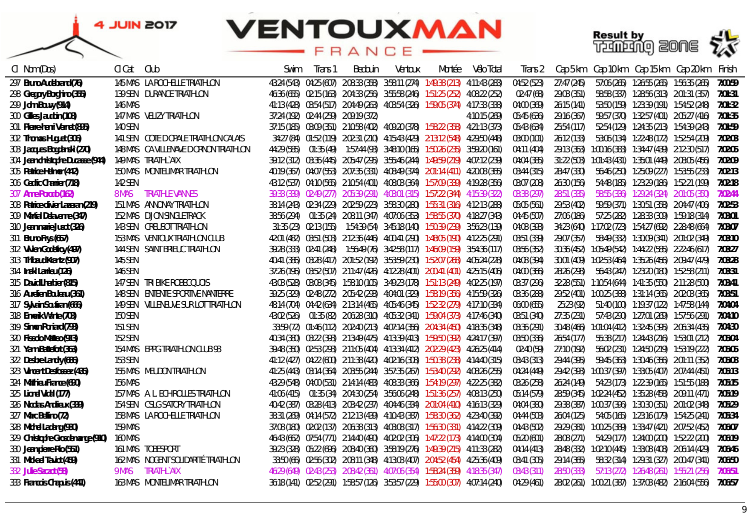# 4 JUIN 2017 — VENTOUXMAN FRANCE

Result by TIMING ZONE

| Cl | Nom(Dos) | Cl Cat | Club | Swim | Trans 1 | Bedouin | Ventoux | Montée | Vélo Total | Trans 2 | Cap 5 km | Cap 10 km | Cap 15 km | Cap 20 km | Finish |
|---|---|---|---|---|---|---|---|---|---|---|---|---|---|---|---|
| 297 | Bruno Audebrand (76) | 145 MAS | LA ROCHELLE TRIATHLON | 43:24 (543) | 04:25 (607) | 2:08:33 (358) | 3:58:11 (274) | 1:49:38 (213) | 4:11:43 (283) | 04:52 (523) | 27:47 (245) | 57:06 (265) | 1:26:55 (265) | 1:56:35 (265) | 7:00:59 |
| 298 | Gregory Borghino (355) | 139 SEN | DURANCE TRIATHLON | 46:36 (655) | 02:15 (163) | 2:04:33 (256) | 3:55:58 (246) | 1:51:25 (252) | 4:08:22 (252) | 02:47 (68) | 29:08 (351) | 58:58 (337) | 1:28:56 (313) | 2:01:31 (357) | 7:01:31 |
| 299 | John Bouvy (914) | 146 MAS | | 41:13 (428) | 03:54 (517) | 2:04:49 (263) | 4:03:54 (326) | 1:59:05 (374) | 4:17:33 (338) | 04:00 (369) | 26:15 (141) | 53:50 (159) | 1:23:39 (191) | 1:54:52 (248) | 7:01:32 |
| 300 | Gilles Jaudon (108) | 147 MAS | VELIZY TRIATHLON | 37:24 (192) | 02:44 (259) | 2:09:19 (372) | | | 4:10:15 (269) | 05:45 (636) | 29:16 (367) | 59:57 (370) | 1:32:57 (401) | 2:05:27 (416) | 7:01:35 |
| 301 | Pierre-henri Vernet (895) | 140 SEN | | 37:15 (185) | 03:09 (351) | 2:10:58 (402) | 4:09:20 (378) | 1:58:22 (358) | 4:21:13 (373) | 05:43 (634) | 25:54 (117) | 52:54 (129) | 1:24:35 (213) | 1:54:39 (243) | 7:01:59 |
| 302 | Thomas Huguet (306) | 141 SEN | COTE D OPALE TRIATHLON CALAIS | 34:27 (84) | 01:52 (119) | 2:02:31 (210) | 4:15:43 (429) | 2:13:12 (548) | 4:29:50 (448) | 03:00 (101) | 26:12 (133) | 53:06 (134) | 1:22:48 (172) | 1:52:54 (209) | 7:02:03 |
| 303 | Jacques Bogdanski (270) | 148 MAS | CA VILLENAVE D ORNON TRIATHLON | 44:29 (585) | 01:35 (49) | 1:57:44 (93) | 3:48:10 (165) | 1:50:26 (235) | 3:59:20 (161) | 04:11 (404) | 29:13 (363) | 1:00:16 (383) | 1:34:47 (439) | 2:12:30 (517) | 7:02:05 |
| 304 | Jean-christophe Ducasse (944) | 149 MAS | TRIATH'L`AIX | 39:12 (312) | 03:36 (445) | 2:05:47 (295) | 3:55:46 (244) | 1:49:59 (219) | 4:07:12 (239) | 04:04 (385) | 31:22 (503) | 1:01:43 (431) | 1:35:01 (449) | 2:08:05 (456) | 7:02:09 |
| 305 | Patrice Helmer (442) | 150 MAS | MONTELIMAR TRIATHLON | 40:19 (367) | 04:07 (553) | 2:07:35 (331) | 4:08:49 (374) | 2:01:14 (411) | 4:20:08 (365) | 03:44 (315) | 28:47 (330) | 56:46 (250) | 1:25:09 (227) | 1:53:55 (233) | 7:02:13 |
| 306 | Cedric Charrier (718) | 142 SEN | | 43:12 (537) | 04:10 (565) | 2:10:54 (401) | 4:08:03 (364) | 1:57:09 (339) | 4:19:28 (356) | 03:07 (208) | 26:30 (156) | 54:48 (185) | 1:23:29 (186) | 1:52:21 (199) | 7:02:18 |
| 307 | Anne Pocoob (162) | 8 MAS | TRIATHLE VANNES | 39:33 (339) | 02:49 (277) | 2:05:39 (291) | 4:03:01 (315) | 1:57:22 (344) | 4:15:39 (322) | 03:38 (297) | 28:51 (335) | 58:55 (336) | 1:29:24 (324) | 2:01:05 (350) | 7:02:44 |
| 308 | Patrice-olivier Laseran (219) | 151 MAS | ANNONAY TRIATHLON | 38:14 (243) | 02:34 (229) | 2:02:59 (223) | 3:58:30 (280) | 1:55:31 (316) | 4:12:13 (288) | 05:05 (561) | 29:53 (402) | 59:59 (371) | 1:30:51 (358) | 2:04:47 (406) | 7:02:53 |
| 309 | Martial Delaverne (347) | 152 MAS | DIJON SINGLETRACK | 38:56 (294) | 01:35 (24) | 2:08:11 (347) | 4:07:06 (353) | 1:58:55 (370) | 4:18:27 (343) | 04:45 (507) | 27:06 (186) | 57:25 (282) | 1:28:33 (309) | 1:59:18 (314) | 7:03:01 |
| 310 | Jean-marie Jusot (326) | 143 SEN | CREUSOT TRIATHLON | 31:35 (23) | 02:13 (155) | 1:54:39 (54) | 3:45:18 (140) | 1:50:39 (239) | 3:56:23 (139) | 04:08 (398) | 34:23 (640) | 1:17:02 (723) | 1:54:27 (692) | 2:28:48 (664) | 7:03:07 |
| 311 | Bruno Frys (657) | 153 MAS | VENTOUX TRIATHLON CLUB | 42:01 (482) | 03:51 (503) | 2:12:36 (446) | 4:00:41 (290) | 1:48:05 (190) | 4:12:25 (291) | 03:51 (339) | 29:07 (357) | 58:49 (332) | 1:30:09 (341) | 2:01:02 (349) | 7:03:10 |
| 312 | Vivien Godefroy (497) | 144 SEN | SAINT BRIEUC TRIATHLON | 39:28 (333) | 02:41 (248) | 1:56:49 (76) | 3:42:58 (117) | 1:46:09 (159) | 3:54:36 (117) | 03:56 (352) | 30:36 (452) | 1:05:49 (542) | 1:44:22 (585) | 2:22:46 (617) | 7:03:27 |
| 313 | Thibaud Krantz (907) | 145 SEN | | 40:41 (386) | 03:28 (417) | 2:01:52 (192) | 3:53:59 (230) | 1:52:07 (268) | 4:05:24 (228) | 04:08 (394) | 30:01 (409) | 1:02:53 (464) | 1:35:26 (456) | 2:09:47 (479) | 7:03:28 |
| 314 | Inaki Larrieu (126) | 146 SEN | | 37:26 (196) | 03:52 (507) | 2:11:47 (426) | 4:12:28 (401) | 2:00:41 (401) | 4:25:15 (406) | 04:00 (366) | 28:26 (298) | 56:43 (247) | 1:23:20 (180) | 1:52:58 (211) | 7:03:31 |
| 315 | David Lhuillier (815) | 147 SEN | TRI BIKE ROBECQUOIS | 43:08 (528) | 03:08 (345) | 1:58:10 (105) | 3:49:23 (178) | 1:51:13 (249) | 4:02:25 (197) | 03:37 (296) | 32:28 (551) | 1:10:54 (644) | 1:41:35 (550) | 2:11:28 (500) | 7:03:41 |
| 316 | Aurelien Bouleau (361) | 148 SEN | ENTENTE SPORTIVE NANTERRE | 39:25 (329) | 02:48 (272) | 2:05:42 (293) | 4:04:01 (329) | 1:58:19 (356) | 4:15:59 (326) | 03:36 (288) | 29:52 (401) | 1:00:25 (388) | 1:31:14 (365) | 2:02:03 (365) | 7:03:51 |
| 317 | Sylvain Soufiani (666) | 149 SEN | VILLENEUVE SUR LOT TRIATHLON | 48:14 (704) | 04:42 (634) | 2:13:14 (465) | 4:05:46 (345) | 1:52:32 (279) | 4:17:10 (334) | 06:00 (655) | 25:23 (92) | 51:40 (100) | 1:19:37 (122) | 1:47:58 (144) | 7:04:04 |
| 318 | Emerik Wante (708) | 150 SEN | | 43:02 (526) | 01:35 (82) | 2:06:28 (310) | 4:05:32 (341) | 1:59:04 (373) | 4:17:46 (340) | 03:51 (340) | 27:35 (231) | 57:43 (290) | 1:27:01 (269) | 1:57:56 (291) | 7:04:10 |
| 319 | Simon Poniard (798) | 151 SEN | | 33:59 (72) | 01:46 (112) | 2:02:40 (213) | 4:07:14 (356) | 2:04:34 (450) | 4:18:35 (348) | 03:36 (291) | 30:48 (466) | 1:01:04 (412) | 1:32:45 (395) | 2:06:34 (435) | 7:04:30 |
| 320 | Fiasco Matteo (913) | 152 SEN | | 40:34 (380) | 03:22 (393) | 2:13:49 (475) | 4:13:39 (413) | 1:59:50 (392) | 4:24:17 (397) | 03:50 (336) | 26:54 (177) | 55:38 (217) | 1:24:43 (216) | 1:53:01 (212) | 7:05:04 |
| 321 | Yann Battefort (363) | 154 MAS | EPPG TRIATHLON CLUB 93 | 39:48 (350) | 02:53 (293) | 2:11:05 (404) | 4:13:34 (412) | 2:02:29 (423) | 4:26:25 (414) | 02:40 (59) | 27:10 (192) | 56:02 (231) | 1:24:50 (219) | 1:53:19 (222) | 7:05:05 |
| 322 | Desbre Landy (686) | 153 SEN | | 41:12 (427) | 04:22 (600) | 2:11:38 (420) | 4:02:16 (308) | 1:50:38 (238) | 4:14:40 (315) | 03:43 (313) | 29:44 (395) | 59:45 (363) | 1:30:46 (356) | 2:01:11 (352) | 7:05:08 |
| 323 | Vincent Desfossez (435) | 155 MAS | MEUDON TRIATHLON | 41:25 (443) | 03:14 (364) | 2:03:55 (244) | 3:57:35 (267) | 1:53:40 (292) | 4:08:26 (255) | 04:24 (449) | 29:42 (393) | 1:00:37 (397) | 1:33:05 (407) | 2:07:44 (451) | 7:05:13 |
| 324 | Mathieu France (680) | 156 MAS | | 43:29 (548) | 04:00 (531) | 2:14:14 (483) | 4:08:33 (366) | 1:54:19 (297) | 4:22:25 (382) | 03:26 (258) | 26:24 (149) | 54:23 (173) | 1:22:39 (165) | 1:51:55 (188) | 7:05:15 |
| 325 | Lionel Vidal (177) | 157 MAS | A. L. ECHIROLLES TRIATHLON | 41:06 (415) | 01:35 (34) | 2:04:30 (254) | 3:56:06 (248) | 1:51:36 (257) | 4:08:13 (250) | 05:14 (579) | 28:59 (345) | 1:02:24 (452) | 1:35:28 (458) | 2:09:11 (471) | 7:05:19 |
| 326 | Nicolas Andrieux (339) | 154 SEN | CSLG SATORY TRIATHLON | 40:42 (387) | 03:28 (413) | 2:03:42 (237) | 4:04:46 (334) | 2:01:04 (410) | 4:16:13 (329) | 04:04 (380) | 29:38 (387) | 1:00:37 (396) | 1:30:30 (351) | 2:01:02 (348) | 7:05:29 |
| 327 | Marc Bellino (72) | 158 MAS | LA ROCHELLE TRIATHLON | 38:31 (269) | 04:14 (572) | 2:12:13 (439) | 4:10:43 (387) | 1:58:30 (362) | 4:23:40 (392) | 04:44 (503) | 26:04 (125) | 54:05 (166) | 1:23:16 (179) | 1:54:25 (241) | 7:06:34 |
| 328 | Michel Ladang (980) | 159 MAS | | 37:08 (180) | 02:02 (137) | 2:06:38 (313) | 4:03:08 (317) | 1:56:30 (331) | 4:14:22 (309) | 04:43 (502) | 29:29 (381) | 1:00:25 (389) | 1:33:47 (421) | 2:07:52 (452) | 7:06:07 |
| 329 | Christophe Grosdemange (910) | 160 MAS | | 46:43 (662) | 07:54 (771) | 2:14:40 (490) | 4:02:02 (306) | 1:47:22 (173) | 4:14:00 (304) | 05:20 (601) | 28:08 (271) | 54:29 (177) | 1:24:00 (200) | 1:52:22 (200) | 7:06:19 |
| 330 | Jean-pierre Rio (551) | 161 MAS | TOBESPORT | 39:23 (328) | 05:22 (686) | 2:08:40 (360) | 3:58:19 (276) | 1:49:39 (215) | 4:11:33 (282) | 04:14 (413) | 28:48 (332) | 1:02:10 (445) | 1:33:08 (408) | 2:06:14 (429) | 7:06:46 |
| 331 | Mickael Tauzid (459) | 162 MAS | NOGENT SOLIDARITÉ TRIATHLON | 33:50 (66) | 02:56 (302) | 2:08:11 (348) | 4:13:03 (407) | 2:04:52 (454) | 4:25:36 (409) | 03:41 (305) | 29:14 (365) | 58:32 (314) | 1:29:31 (327) | 2:00:47 (341) | 7:06:50 |
| 332 | Julie Sazot (58) | 9 MAS | TRIATH'L`AIX | 46:29 (649) | 02:43 (253) | 2:08:42 (361) | 4:07:06 (354) | 1:58:24 (359) | 4:18:35 (347) | 03:43 (311) | 28:50 (333) | 57:13 (272) | 1:26:48 (261) | 1:55:21 (256) | 7:06:51 |
| 333 | Francois Chapuis (441) | 163 MAS | MONTELIMAR TRIATHLON | 36:18 (141) | 02:52 (291) | 1:58:57 (126) | 3:53:57 (229) | 1:55:00 (307) | 4:07:14 (240) | 04:29 (461) | 28:02 (261) | 1:00:21 (387) | 1:37:03 (482) | 2:16:04 (556) | 7:06:57 |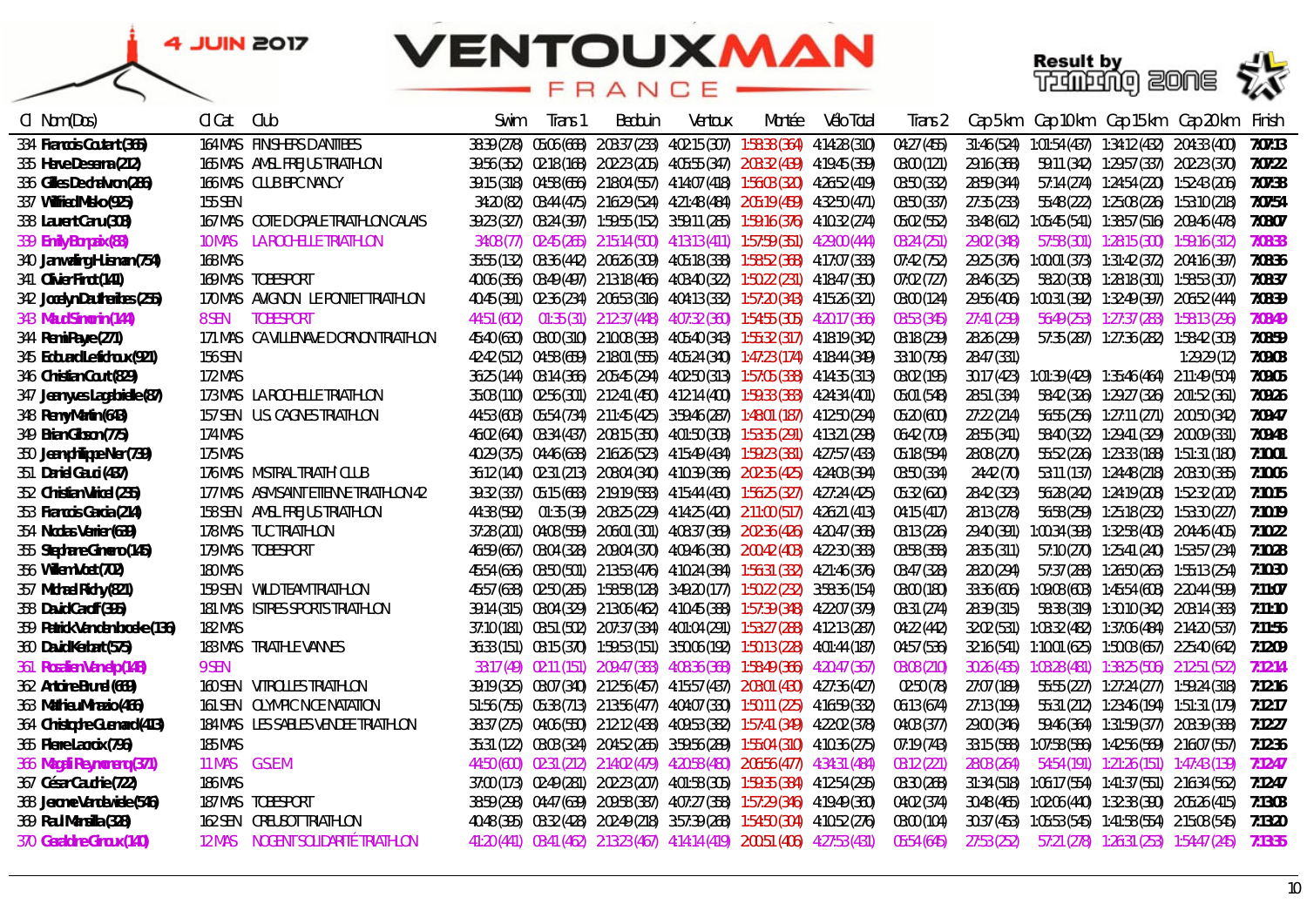4 JUIN 2017

# VENTOUXMAN FRANCE

Result by TIMING ZONE

| Cl | Nom(Dos) | Cl Cat | Club | Swim | Trans 1 | Bedouin | Ventoux | Montée | Vélo Total | Trans 2 | Cap 5km | Cap 10km | Cap 15km | Cap 20km | Finish |
|---|---|---|---|---|---|---|---|---|---|---|---|---|---|---|---|
| 334 | Francois Coutant (366) | 164 MAS | FINISHERS D'ANTIBES | 38:39 (278) | 05:06 (668) | 2:08:37 (233) | 4:02:15 (307) | 1:58:38 (364) | 4:14:28 (310) | 04:27 (455) | 31:46 (524) | 1:01:54 (437) | 1:34:12 (432) | 2:04:33 (400) | 7:07:13 |
| 335 | Herve Deserra (212) | 165 MAS | AMSL FREJUS TRIATHLON | 39:56 (352) | 02:18 (168) | 2:02:23 (205) | 4:05:55 (347) | 2:03:32 (439) | 4:19:45 (359) | 03:00 (121) | 29:16 (368) | 59:11 (342) | 1:29:57 (337) | 2:02:23 (370) | 7:07:22 |
| 336 | Gilles Dechalvon (286) | 166 MAS | CLUB BPC NANCY | 39:15 (318) | 04:58 (656) | 2:18:04 (557) | 4:14:07 (418) | 1:56:03 (320) | 4:26:52 (419) | 03:50 (332) | 28:59 (344) | 57:14 (274) | 1:24:54 (220) | 1:52:43 (206) | 7:07:38 |
| 337 | Wilfried Melo (925) | 155 SEN | | 34:20 (82) | 03:44 (475) | 2:16:29 (524) | 4:21:48 (484) | 2:05:19 (459) | 4:32:50 (471) | 03:50 (337) | 27:35 (233) | 55:48 (222) | 1:25:08 (226) | 1:53:10 (218) | 7:07:54 |
| 338 | Laurent Caru (308) | 167 MAS | COTE D'OPALE TRIATHLON CALAIS | 39:23 (327) | 03:24 (397) | 1:59:55 (152) | 3:59:11 (285) | 1:59:16 (376) | 4:10:32 (274) | 05:02 (552) | 33:48 (612) | 1:05:45 (541) | 1:38:57 (516) | 2:09:46 (478) | 7:08:07 |
| 339 | Emily Bonpaix (83) | 10 MAS | LA ROCHELLE TRIATHLON | 34:08 (77) | 02:45 (265) | 2:15:14 (500) | 4:13:13 (411) | 1:57:59 (351) | 4:29:00 (444) | 03:24 (251) | 29:02 (348) | 57:58 (301) | 1:28:15 (300) | 1:59:16 (312) | 7:08:33 |
| 340 | Janwaling Huisman (754) | 168 MAS | | 35:55 (132) | 03:36 (442) | 2:06:26 (309) | 4:05:18 (338) | 1:58:52 (368) | 4:17:07 (333) | 07:42 (752) | 29:25 (376) | 1:00:01 (373) | 1:31:42 (372) | 2:04:16 (397) | 7:08:36 |
| 341 | Olivier Finot (141) | 169 MAS | TOBESPORT | 40:06 (356) | 03:49 (497) | 2:13:18 (466) | 4:03:40 (322) | 1:50:22 (231) | 4:18:47 (350) | 07:02 (727) | 28:46 (325) | 58:20 (308) | 1:28:18 (301) | 1:58:53 (307) | 7:08:37 |
| 342 | Jocelyn Dautheribes (255) | 170 MAS | AVIGNON LE PONTET TRIATHLON | 40:45 (391) | 02:36 (234) | 2:06:53 (316) | 4:04:13 (332) | 1:57:20 (343) | 4:15:26 (321) | 03:00 (124) | 29:56 (406) | 1:00:31 (392) | 1:32:49 (397) | 2:06:52 (444) | 7:08:39 |
| 343 | Maud Simonin (144) | 8 SEN | TOBESPORT | 44:51 (602) | 01:35 (31) | 2:12:37 (448) | 4:07:32 (360) | 1:54:55 (305) | 4:20:17 (366) | 03:53 (345) | 27:41 (239) | 56:49 (253) | 1:27:37 (283) | 1:58:13 (296) | 7:08:49 |
| 344 | Remi Paye (271) | 171 MAS | CA VILLENAVE D'ORNON TRIATHLON | 45:40 (630) | 03:00 (310) | 2:10:08 (393) | 4:05:40 (343) | 1:55:32 (317) | 4:18:19 (342) | 03:18 (239) | 28:26 (299) | 57:35 (287) | 1:27:36 (282) | 1:58:42 (303) | 7:08:59 |
| 345 | Edouard Lefilochoux (921) | 156 SEN | | 42:42 (512) | 04:58 (659) | 2:18:01 (555) | 4:05:24 (340) | 1:47:23 (174) | 4:18:44 (349) | 33:10 (796) | 28:47 (331) | | | 1:29:29 (12) | 7:09:03 |
| 346 | Christian Court (829) | 172 MAS | | 36:25 (144) | 03:14 (366) | 2:05:45 (294) | 4:02:50 (313) | 1:57:05 (338) | 4:14:35 (313) | 03:02 (195) | 30:17 (423) | 1:01:39 (429) | 1:35:46 (464) | 2:11:49 (504) | 7:09:05 |
| 347 | Jeanyves Lagabrielle (87) | 173 MAS | LA ROCHELLE TRIATHLON | 35:08 (110) | 02:56 (301) | 2:12:41 (450) | 4:12:14 (400) | 1:59:33 (383) | 4:24:34 (401) | 05:01 (548) | 28:51 (334) | 58:42 (326) | 1:29:27 (326) | 2:01:52 (361) | 7:09:26 |
| 348 | Remy Martin (643) | 157 SEN | U.S. CAGNES TRIATHLON | 44:53 (603) | 05:54 (734) | 2:11:45 (425) | 3:59:46 (287) | 1:48:01 (187) | 4:12:50 (294) | 05:20 (600) | 27:22 (214) | 56:55 (256) | 1:27:11 (271) | 2:00:50 (342) | 7:09:47 |
| 349 | Brian Gibson (775) | 174 MAS | | 46:02 (640) | 03:34 (437) | 2:08:15 (350) | 4:01:50 (303) | 1:53:35 (291) | 4:13:21 (298) | 06:42 (709) | 28:55 (341) | 58:40 (322) | 1:29:41 (329) | 2:00:09 (331) | 7:09:48 |
| 350 | Jeanphilippe Ner (739) | 175 MAS | | 40:29 (375) | 04:46 (638) | 2:16:26 (523) | 4:15:49 (434) | 1:59:23 (381) | 4:27:57 (433) | 05:18 (594) | 28:08 (270) | 55:52 (226) | 1:23:33 (188) | 1:51:31 (180) | 7:10:01 |
| 351 | Daniel Gaudi (437) | 176 MAS | MISTRAL TRIATH' CLUB | 36:12 (140) | 02:31 (213) | 2:08:04 (340) | 4:10:39 (386) | 2:02:35 (425) | 4:24:03 (394) | 03:50 (334) | 24:42 (70) | 53:11 (137) | 1:24:48 (218) | 2:03:30 (385) | 7:10:06 |
| 352 | Christian Vallet (235) | 177 MAS | ASM SAINT ETIENNE TRIATHLON 42 | 39:32 (337) | 05:15 (683) | 2:19:19 (583) | 4:15:44 (430) | 1:56:25 (327) | 4:27:24 (425) | 05:32 (620) | 28:42 (323) | 56:28 (242) | 1:24:19 (208) | 1:52:32 (202) | 7:10:15 |
| 353 | Francois Garcia (214) | 158 SEN | AMSL FREJUS TRIATHLON | 44:38 (592) | 01:35 (29) | 2:03:25 (229) | 4:14:25 (420) | 2:11:00 (517) | 4:26:21 (413) | 04:15 (417) | 28:13 (278) | 56:58 (259) | 1:25:18 (232) | 1:53:30 (227) | 7:10:19 |
| 354 | Nicolas Vernier (639) | 178 MAS | TUC TRIATHLON | 37:28 (201) | 04:08 (559) | 2:06:01 (301) | 4:08:37 (369) | 2:02:36 (426) | 4:20:47 (368) | 03:13 (226) | 29:40 (391) | 1:00:34 (398) | 1:32:59 (403) | 2:04:46 (405) | 7:10:22 |
| 355 | Stephane Ginero (145) | 179 MAS | TOBESPORT | 46:59 (667) | 03:04 (328) | 2:09:04 (370) | 4:09:46 (380) | 2:00:42 (408) | 4:22:30 (383) | 03:58 (358) | 28:35 (311) | 57:10 (270) | 1:25:41 (240) | 1:53:57 (234) | 7:10:28 |
| 356 | Willem Voet (702) | 180 MAS | | 45:54 (636) | 03:50 (501) | 2:13:53 (476) | 4:10:24 (384) | 1:56:31 (332) | 4:21:46 (376) | 03:47 (328) | 28:20 (294) | 57:37 (288) | 1:26:50 (263) | 1:55:13 (254) | 7:10:30 |
| 357 | Michael Richy (821) | 159 SEN | WILD TEAM TRIATHLON | 45:57 (638) | 02:50 (285) | 1:58:58 (128) | 3:49:20 (177) | 1:50:22 (232) | 3:58:36 (154) | 03:00 (180) | 33:36 (606) | 1:09:08 (603) | 1:45:54 (608) | 2:20:44 (599) | 7:11:07 |
| 358 | David Caroff (395) | 181 MAS | ISTRES SPORTS TRIATHLON | 39:14 (315) | 03:04 (329) | 2:13:06 (462) | 4:10:45 (388) | 1:57:39 (348) | 4:22:07 (379) | 03:31 (274) | 28:39 (315) | 58:38 (319) | 1:30:10 (342) | 2:08:14 (383) | 7:11:10 |
| 359 | Patrick Vandenbroele (136) | 182 MAS | | 37:10 (181) | 03:51 (502) | 2:07:37 (334) | 4:01:04 (291) | 1:53:27 (288) | 4:12:13 (287) | 04:22 (442) | 32:02 (531) | 1:03:32 (482) | 1:37:06 (484) | 2:14:20 (537) | 7:11:56 |
| 360 | David Kerbart (575) | 183 MAS | TRIATHLE VANNES | 36:33 (151) | 03:15 (370) | 1:59:53 (151) | 3:50:06 (192) | 1:50:13 (228) | 4:01:44 (187) | 04:57 (536) | 32:16 (541) | 1:10:01 (625) | 1:50:08 (657) | 2:25:40 (642) | 7:12:09 |
| 361 | Rosalien Vanelp (148) | 9 SEN | | 33:17 (49) | 02:11 (151) | 2:09:47 (383) | 4:08:36 (368) | 1:58:49 (366) | 4:20:47 (367) | 03:08 (210) | 30:26 (435) | 1:03:28 (481) | 1:38:25 (506) | 2:12:51 (522) | 7:12:14 |
| 362 | Antoine Brunel (689) | 160 SEN | VITROLLES TRIATHLON | 39:19 (325) | 03:07 (340) | 2:12:56 (457) | 4:15:57 (437) | 2:03:01 (416) | 4:27:36 (427) | 02:50 (78) | 27:07 (189) | 55:55 (227) | 1:27:24 (277) | 1:59:24 (318) | 7:12:16 |
| 363 | Mathieu Mirasio (466) | 161 SEN | OLYMPIC NICE NATATION | 51:56 (755) | 05:38 (713) | 2:13:56 (477) | 4:04:07 (330) | 1:50:11 (225) | 4:16:59 (332) | 06:13 (674) | 27:13 (199) | 55:31 (212) | 1:23:46 (194) | 1:51:31 (179) | 7:12:17 |
| 364 | Christophe Guenard (413) | 184 MAS | LES SABLES VENDEE TRIATHLON | 38:37 (275) | 04:06 (550) | 2:12:12 (438) | 4:09:53 (382) | 1:57:41 (349) | 4:22:02 (378) | 04:08 (377) | 29:00 (346) | 59:46 (364) | 1:31:59 (377) | 2:03:39 (388) | 7:12:27 |
| 365 | Pierre Lacroix (796) | 185 MAS | | 35:31 (122) | 03:03 (324) | 2:04:52 (265) | 3:59:56 (289) | 1:55:04 (310) | 4:10:36 (275) | 07:19 (743) | 33:15 (588) | 1:07:58 (586) | 1:42:56 (569) | 2:16:07 (557) | 7:12:36 |
| 366 | Magali Reymonenq (371) | 11 MAS | G.S.E.M | 44:50 (600) | 02:31 (212) | 2:14:02 (479) | 4:20:58 (480) | 2:06:56 (477) | 4:34:31 (484) | 03:12 (221) | 28:08 (264) | 54:54 (191) | 1:21:26 (151) | 1:47:43 (139) | 7:12:47 |
| 367 | César Cauchie (722) | 186 MAS | | 37:00 (173) | 02:49 (281) | 2:02:23 (207) | 4:01:58 (305) | 1:59:35 (384) | 4:12:54 (295) | 03:30 (268) | 31:34 (518) | 1:06:17 (554) | 1:41:37 (551) | 2:16:34 (562) | 7:12:47 |
| 368 | Jerome Vandevelde (546) | 187 MAS | TOBESPORT | 38:59 (298) | 04:47 (639) | 2:09:58 (387) | 4:07:27 (358) | 1:57:29 (346) | 4:19:49 (360) | 04:02 (374) | 30:48 (465) | 1:02:06 (440) | 1:32:38 (390) | 2:05:26 (415) | 7:13:08 |
| 369 | Paul Mansilla (328) | 162 SEN | CREUSOT TRIATHLON | 40:48 (395) | 03:32 (428) | 2:02:49 (218) | 3:57:39 (268) | 1:54:50 (304) | 4:10:52 (276) | 03:00 (104) | 30:37 (453) | 1:05:53 (545) | 1:41:58 (554) | 2:15:08 (545) | 7:13:20 |
| 370 | Geraldine Giroux (140) | 12 MAS | NOGENT SOLIDARITÉ TRIATHLON | 41:20 (441) | 03:41 (462) | 2:13:23 (467) | 4:14:14 (419) | 2:00:51 (406) | 4:27:53 (431) | 05:54 (645) | 27:53 (252) | 57:21 (278) | 1:26:31 (253) | 1:54:47 (245) | 7:13:35 |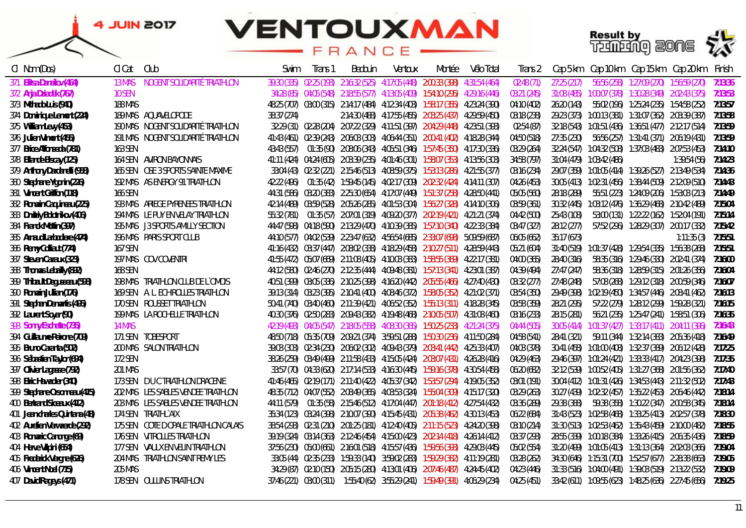# VENTOUXMAN FRANCE

4 JUIN 2017

Result by Timing Zone

| Cl | Nom(Dos) | Cl Cat | Club | Swim | Trans 1 | Bedouin | Ventoux | Montée | Vélo Total | Trans 2 | Cap 5km | Cap 10km | Cap 15km | Cap 20km | Finish |
|---|---|---|---|---|---|---|---|---|---|---|---|---|---|---|---|
| 371 | Elisa Danilov (464) | 13 MAS | NOGENT SOLIDARITÉ TRIATHLON | 39:30 (335) | 02:25 (193) | 2:16:32 (525) | 4:17:05 (448) | 2:00:33 (398) | 4:31:54 (464) | 02:48 (71) | 27:25 (217) | 56:56 (258) | 1:27:09 (270) | 1:56:59 (270) | 7:13:36 |
| 372 | Anja Dziadek (767) | 10 SEN | | 34:28 (85) | 04:05 (548) | 2:18:55 (577) | 4:13:05 (409) | 1:54:10 (295) | 4:29:16 (446) | 03:21 (245) | 31:08 (485) | 1:00:07 (378) | 1:30:28 (349) | 2:02:43 (375) | 7:13:53 |
| 373 | Mithad Luis (940) | 188 MAS | | 48:25 (707) | 03:00 (315) | 2:14:17 (484) | 4:12:34 (403) | 1:58:17 (355) | 4:23:24 (390) | 04:10 (402) | 26:20 (143) | 55:02 (196) | 1:25:24 (235) | 1:54:58 (252) | 7:13:57 |
| 374 | Dominique Lenorit (224) | 189 MAS | AQUAVELOPODE | 38:37 (274) | | 2:14:30 (488) | 4:17:55 (455) | 2:03:25 (437) | 4:29:59 (450) | 03:18 (238) | 29:23 (373) | 1:00:13 (381) | 1:31:07 (362) | 2:03:39 (387) | 7:13:58 |
| 375 | William Levy (453) | 190 MAS | NOGENT SOLIDARITÉ TRIATHLON | 32:29 (31) | 02:28 (204) | 2:07:22 (329) | 4:11:51 (397) | 2:04:29 (448) | 4:23:51 (393) | 02:54 (87) | 32:18 (543) | 1:01:51 (436) | 1:36:51 (477) | 2:12:17 (514) | 7:13:59 |
| 376 | Julien Vinort (455) | 191 MAS | NOGENT SOLIDARITÉ TRIATHLON | 41:43 (461) | 02:39 (243) | 2:06:03 (303) | 4:06:44 (351) | 2:00:41 (402) | 4:18:28 (344) | 04:50 (518) | 27:35 (230) | 56:56 (257) | 1:31:41 (371) | 2:06:19 (431) | 7:13:59 |
| 377 | Brice Alfonseda (781) | 163 SEN | | 43:43 (557) | 01:35 (90) | 2:08:06 (343) | 4:05:51 (346) | 1:57:45 (350) | 4:17:30 (336) | 03:29 (264) | 32:24 (547) | 1:04:32 (508) | 1:37:08 (483) | 2:07:53 (453) | 7:14:10 |
| 378 | Eliande Biscay (125) | 164 SEN | AVIRON BAYONNAIS | 41:11 (424) | 04:24 (605) | 2:03:39 (235) | 4:01:46 (301) | 1:58:07 (353) | 4:13:56 (303) | 34:58 (797) | 31:04 (479) | 1:03:42 (486) | | 1:39:54 (56) | 7:14:23 |
| 379 | Anthony Dardanelli (958) | 165 SEN | OSE 3 SPORTS SAINTE MAXIME | 33:04 (43) | 02:32 (221) | 2:15:46 (513) | 4:08:59 (375) | 1:53:13 (286) | 4:21:55 (377) | 03:16 (234) | 29:07 (359) | 1:01:05 (414) | 1:39:26 (527) | 2:13:49 (534) | 7:14:36 |
| 380 | Stephane Ygonin (226) | 192 MAS | AS ENERGY 91 TRIATHLON | 42:22 (496) | 01:35 (42) | 1:59:45 (145) | 4:02:17 (309) | 2:02:32 (424) | 4:14:11 (307) | 04:26 (453) | 30:05 (413) | 1:02:31 (456) | 1:38:44 (509) | 2:12:09 (510) | 7:14:48 |
| 381 | Vincent Griffon (118) | 166 SEN | | 44:31 (586) | 03:20 (383) | 2:25:30 (654) | 4:17:07 (449) | 1:51:37 (258) | 4:28:50 (441) | 05:05 (560) | 28:18 (289) | 55:51 (223) | 1:24:09 (206) | 1:53:03 (213) | 7:14:49 |
| 382 | Romain Caquineau (225) | 193 MAS | ARIEGE PYRENEES TRIATHLON | 42:14 (489) | 03:59 (528) | 2:05:26 (285) | 4:01:53 (304) | 1:56:27 (328) | 4:14:10 (306) | 03:59 (361) | 30:32 (445) | 1:03:12 (476) | 1:36:29 (468) | 2:10:42 (489) | 7:15:04 |
| 383 | Dmitriy Bolotnikov (406) | 194 MAS | LE PUY EN VELAY TRIATHLON | 55:32 (781) | 01:35 (57) | 2:07:01 (319) | 4:09:20 (377) | 2:02:19 (421) | 4:21:21 (374) | 04:42 (500) | 25:43 (108) | 53:00 (131) | 1:22:22 (162) | 1:52:04 (191) | 7:15:14 |
| 384 | Franck Mottin (397) | 195 MAS | J3 SPORTS AMILLY SECTION | 44:47 (598) | 04:18 (590) | 2:13:29 (470) | 4:10:39 (385) | 1:57:10 (340) | 4:22:33 (384) | 03:47 (327) | 28:12 (277) | 57:52 (296) | 1:28:29 (307) | 2:00:17 (332) | 7:15:42 |
| 385 | Arnaud Larbodiere (474) | 196 MAS | PARIS SPORT CLUB | 44:10 (577) | 04:02 (539) | 2:22:47 (632) | 4:56:54 (685) | 2:33:07 (698) | 5:09:59 (687) | 06:05 (662) | 35:17 (673) | | | 1:11:35 (3) | 7:15:51 |
| 386 | Remy Colliaut (774) | 167 SEN | | 41:16 (432) | 03:37 (447) | 2:08:02 (338) | 4:18:29 (458) | 2:10:27 (511) | 4:28:59 (443) | 05:21 (604) | 31:40 (519) | 1:01:37 (428) | 1:29:54 (335) | 1:56:38 (268) | 7:15:51 |
| 387 | Steven Cazaux (323) | 197 MAS | COV COVENTRI | 41:55 (472) | 05:07 (669) | 2:11:08 (405) | 4:10:03 (383) | 1:58:55 (369) | 4:22:17 (381) | 04:00 (365) | 28:40 (316) | 58:35 (316) | 1:29:46 (330) | 2:02:41 (374) | 7:16:00 |
| 388 | Thomas Lebailly (892) | 168 SEN | | 44:12 (580) | 02:46 (270) | 2:12:35 (444) | 4:09:48 (381) | 1:57:13 (341) | 4:23:01 (387) | 04:39 (494) | 27:47 (247) | 58:36 (318) | 1:28:59 (315) | 2:01:26 (356) | 7:16:04 |
| 389 | Thibault Daguisseau (598) | 198 MAS | TRIATHLON CLUB DE L'OMOIS | 40:51 (399) | 03:05 (336) | 2:10:25 (398) | 4:16:20 (442) | 2:05:55 (466) | 4:27:40 (430) | 03:32 (277) | 27:48 (248) | 57:08 (268) | 1:29:12 (318) | 2:00:59 (346) | 7:16:07 |
| 390 | Romain Julien (176) | 169 SEN | A. L. ECHIROLLES TRIATHLON | 39:13 (314) | 03:23 (395) | 2:10:41 (400) | 4:08:46 (372) | 1:58:05 (352) | 4:21:02 (371) | 03:54 (350) | 29:49 (398) | 1:02:19 (450) | 1:34:57 (446) | 2:08:41 (462) | 7:16:13 |
| 391 | Stephan Demartis (495) | 170 SEN | ROUSSET TRIATHLON | 50:41 (740) | 03:40 (460) | 2:11:39 (421) | 4:06:52 (352) | 1:55:13 (311) | 4:18:28 (345) | 03:58 (359) | 28:21 (295) | 57:22 (279) | 1:28:12 (299) | 1:59:28 (321) | 7:16:15 |
| 392 | Laurent Soyer (90) | 199 MAS | LA ROCHELLE TRIATHLON | 40:30 (376) | 02:50 (283) | 2:09:43 (382) | 4:19:48 (468) | 2:10:05 (507) | 4:31:08 (460) | 03:16 (233) | 28:15 (281) | 56:21 (235) | 1:25:47 (241) | 1:58:51 (306) | 7:16:35 |
| 393 | Sonny Eschelle (735) | 14 MAS | | 42:19 (493) | 04:05 (547) | 2:18:05 (558) | 4:08:30 (365) | 1:50:25 (233) | 4:21:24 (375) | 04:44 (505) | 30:05 (414) | 1:01:37 (427) | 1:33:17 (411) | 2:04:11 (396) | 7:16:43 |
| 394 | Guillaume Peirone (709) | 171 SEN | TOBESPORT | 48:50 (718) | 05:35 (709) | 2:09:21 (374) | 3:59:51 (288) | 1:50:30 (236) | 4:11:50 (284) | 04:58 (541) | 28:41 (321) | 59:11 (344) | 1:32:14 (383) | 2:05:36 (418) | 7:16:49 |
| 395 | Bruno Caranta (502) | 200 MAS | SALON TRIATHLON | 39:03 (303) | 02:34 (230) | 2:06:02 (302) | 4:09:43 (379) | 2:03:41 (442) | 4:25:33 (407) | 04:03 (378) | 30:41 (458) | 1:01:00 (408) | 1:32:37 (389) | 2:06:12 (428) | 7:17:25 |
| 396 | Sébastien Taylor (694) | 172 SEN | | 38:26 (259) | 03:49 (499) | 2:11:58 (433) | 4:15:05 (424) | 2:03:07 (431) | 4:26:28 (416) | 04:29 (463) | 29:46 (397) | 1:01:24 (421) | 1:33:33 (417) | 2:04:23 (398) | 7:17:35 |
| 397 | Olivier Lagasse (792) | 201 MAS | | 33:57 (70) | 04:33 (620) | 2:17:14 (533) | 4:16:30 (445) | 1:59:16 (378) | 4:30:54 (458) | 06:20 (682) | 32:12 (539) | 1:00:52 (405) | 1:31:27 (368) | 2:01:56 (362) | 7:17:40 |
| 398 | Eric Havarder (340) | 173 SEN | DUC TRIATHLON DRACENIE | 41:46 (465) | 02:19 (171) | 2:11:40 (422) | 4:05:37 (342) | 1:53:57 (294) | 4:19:05 (352) | 03:01 (191) | 30:04 (412) | 1:01:31 (426) | 1:34:53 (443) | 2:11:32 (502) | 7:17:43 |
| 399 | Stephane Oiseau (415) | 202 MAS | LES SABLES VENDEE TRIATHLON | 48:35 (712) | 04:07 (552) | 2:08:49 (365) | 4:08:53 (374) | 1:55:04 (309) | 4:15:17 (320) | 03:29 (263) | 30:27 (439) | 1:02:32 (457) | 1:35:22 (453) | 2:06:46 (442) | 7:18:14 |
| 400 | Bertrand Siceaux (412) | 203 MAS | LES SABLES VENDEE TRIATHLON | 44:11 (579) | 01:35 (58) | 2:15:46 (512) | 4:17:04 (447) | 2:01:18 (412) | 4:27:54 (432) | 03:36 (289) | 29:38 (388) | 59:38 (358) | 1:30:22 (347) | 2:00:58 (345) | 7:18:14 |
| 401 | Jeancharles Quintana (48) | 174 SEN | TRIATHL'AIX | 35:34 (123) | 03:24 (398) | 2:10:07 (390) | 4:15:45 (431) | 2:05:38 (462) | 4:30:13 (453) | 06:22 (684) | 31:43 (523) | 1:02:58 (468) | 1:33:25 (413) | 2:02:57 (378) | 7:18:30 |
| 402 | Aurelien Vervaecke (292) | 175 SEN | COTE D'OPALE TRIATHLON CALAIS | 38:54 (293) | 02:31 (210) | 2:01:25 (181) | 4:12:40 (405) | 2:11:15 (523) | 4:24:20 (398) | 03:10 (214) | 31:30 (513) | 1:02:53 (462) | 1:35:43 (459) | 2:10:00 (482) | 7:18:55 |
| 403 | Romaric Canonge (69) | 176 SEN | VITROLLES TRIATHLON | 39:19 (324) | 03:14 (363) | 2:12:46 (454) | 4:15:00 (423) | 2:02:14 (418) | 4:26:14 (412) | 03:37 (293) | 28:55 (339) | 1:00:18 (384) | 1:33:26 (415) | 2:06:35 (436) | 7:18:59 |
| 404 | Herve Vilpini (654) | 177 SEN | VAULX EN VELIN TRIATHLON | 37:56 (230) | 05:00 (651) | 2:16:01 (518) | 4:15:57 (436) | 1:59:56 (393) | 4:29:03 (445) | 05:02 (554) | 31:20 (499) | 1:01:05 (413) | 1:31:13 (364) | 2:02:03 (366) | 7:19:04 |
| 405 | Frederick Vergne (626) | 204 MAS | TRIATHLON SAINT REMY LES | 33:05 (44) | 02:35 (233) | 1:59:33 (140) | 3:59:02 (283) | 1:59:29 (382) | 4:11:19 (281) | 03:28 (262) | 34:30 (646) | 1:15:31 (700) | 1:52:57 (677) | 2:28:38 (663) | 7:19:05 |
| 406 | Vincent Noel (715) | 205 MAS | | 34:29 (87) | 02:10 (150) | 2:05:15 (280) | 4:13:01 (406) | 2:07:46 (487) | 4:24:45 (402) | 04:23 (446) | 31:33 (516) | 1:04:00 (491) | 1:39:03 (519) | 2:13:22 (532) | 7:19:09 |
| 407 | David Ragays (471) | 178 SEN | OULLINS TRIATHLON | 37:46 (221) | 03:00 (311) | 1:55:40 (62) | 3:55:29 (241) | 1:59:49 (391) | 4:06:29 (234) | 04:25 (451) | 33:42 (611) | 1:09:55 (623) | 1:48:25 (636) | 2:27:45 (656) | 7:19:25 |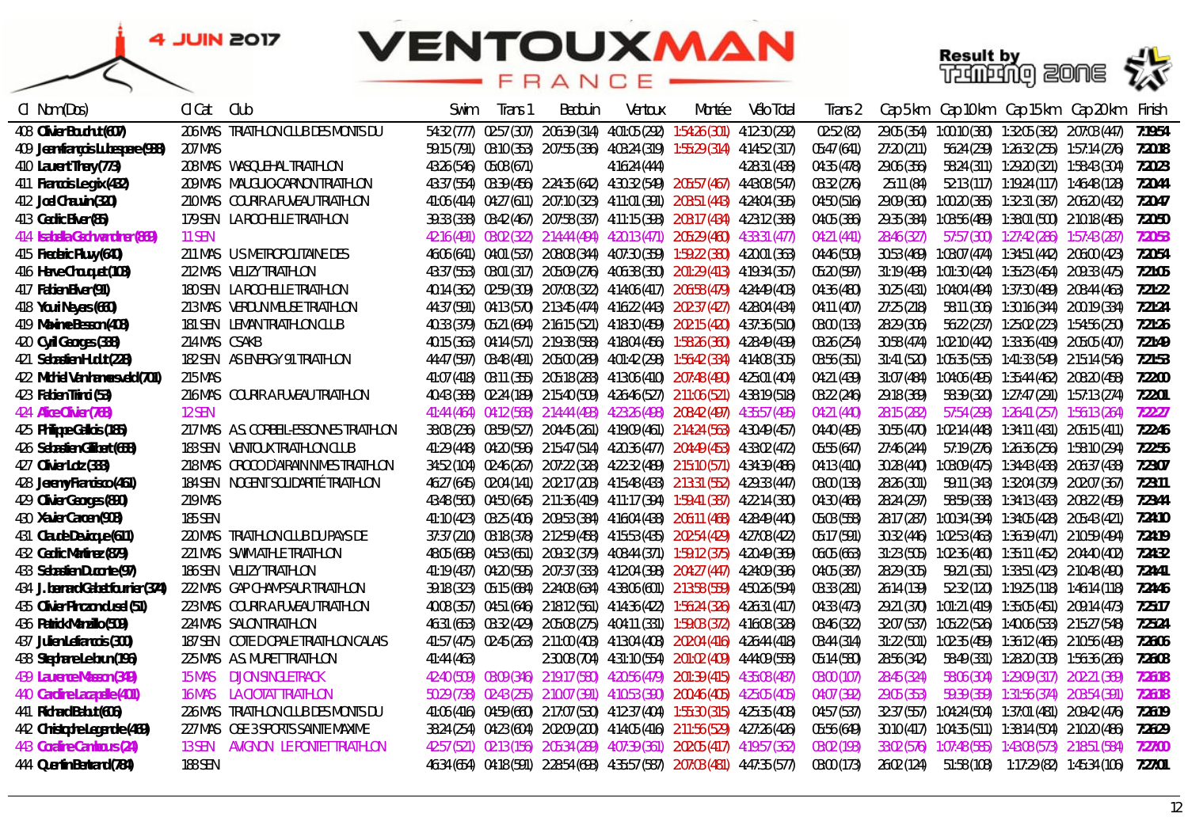4 JUIN 2017

# VENTOUXMAN FRANCE

Result by Timing Zone

| Cl | Nom(Dos) | Cl Cat | Club | Swim | Trans 1 | Bedoin | Ventoux | Montée | Vélo Total | Trans 2 | Cap 5 km | Cap 10 km | Cap 15 km | Cap 20 km | Finish |
|---|---|---|---|---|---|---|---|---|---|---|---|---|---|---|---|
| 408 | Olivier Bouchut (607) | 206 MAS | TRIATHLON CLUB DES MONTS DU | 54:32 (777) | 02:57 (307) | 2:06:39 (314) | 4:01:05 (292) | 1:54:26 (301) | 4:12:30 (292) | 02:52 (82) | 29:05 (354) | 1:00:10 (380) | 1:32:05 (382) | 2:07:03 (447) | 7:19:54 |
| 409 | Jean-françois Lubespere (988) | 207 MAS | | 59:15 (791) | 03:10 (353) | 2:07:55 (336) | 4:03:24 (319) | 1:55:29 (314) | 4:14:52 (317) | 05:47 (641) | 27:20 (211) | 56:24 (239) | 1:26:32 (255) | 1:57:14 (276) | 7:20:18 |
| 410 | Laurent Threy (773) | 208 MAS | WASQUEHAL TRIATHLON | 43:26 (546) | 05:08 (671) | | 4:16:24 (444) | | 4:28:31 (438) | 04:35 (478) | 29:06 (356) | 58:24 (311) | 1:29:20 (321) | 1:58:43 (304) | 7:20:23 |
| 411 | Francois Legoix (432) | 209 MAS | MAUGUIO-CARNON TRIATHLON | 43:37 (554) | 03:39 (456) | 2:24:35 (642) | 4:30:32 (549) | 2:05:57 (467) | 4:43:08 (547) | 03:32 (276) | 25:11 (84) | 52:13 (117) | 1:19:24 (117) | 1:46:48 (128) | 7:20:44 |
| 412 | Joel Chauvin (320) | 210 MAS | COURIR A FUVEAU TRIATHLON | 41:06 (414) | 04:27 (611) | 2:07:10 (323) | 4:11:01 (391) | 2:03:51 (443) | 4:24:04 (395) | 04:50 (516) | 29:09 (360) | 1:00:20 (385) | 1:32:31 (387) | 2:06:20 (432) | 7:20:47 |
| 413 | Cedric Bivar (85) | 179 SEN | LA ROCHELLE TRIATHLON | 39:33 (338) | 03:42 (467) | 2:07:58 (337) | 4:11:15 (393) | 2:03:17 (434) | 4:23:12 (388) | 04:05 (386) | 29:35 (384) | 1:03:56 (489) | 1:38:01 (500) | 2:10:18 (485) | 7:20:50 |
| 414 | Isabella Gschwandtner (889) | 11 SEN | | 42:16 (491) | 03:02 (322) | 2:14:44 (494) | 4:20:13 (471) | 2:05:29 (460) | 4:33:31 (477) | 04:21 (441) | 28:46 (327) | 57:57 (300) | 1:27:42 (286) | 1:57:43 (287) | 7:20:53 |
| 415 | Frederic Fluuy (640) | 211 MAS | US METROPOLITAINE DES | 46:06 (641) | 04:01 (537) | 2:08:08 (344) | 4:07:30 (359) | 1:59:22 (380) | 4:20:01 (363) | 04:46 (509) | 30:53 (469) | 1:03:07 (474) | 1:34:51 (442) | 2:06:00 (423) | 7:20:54 |
| 416 | Herve Chouquet (103) | 212 MAS | VELIZY TRIATHLON | 43:37 (553) | 03:01 (317) | 2:05:09 (276) | 4:06:38 (350) | 2:01:29 (413) | 4:19:34 (357) | 05:20 (597) | 31:19 (498) | 1:01:30 (424) | 1:35:23 (454) | 2:09:33 (475) | 7:21:05 |
| 417 | Fabien Bivar (91) | 180 SEN | LA ROCHELLE TRIATHLON | 40:14 (362) | 02:59 (309) | 2:07:08 (322) | 4:14:06 (417) | 2:06:58 (479) | 4:24:49 (403) | 04:36 (480) | 30:25 (431) | 1:04:04 (494) | 1:37:30 (489) | 2:08:44 (463) | 7:21:22 |
| 418 | Youri Neyes (660) | 213 MAS | VERDUN MEUSE TRIATHLON | 44:37 (591) | 04:13 (570) | 2:13:45 (474) | 4:16:22 (443) | 2:02:37 (427) | 4:28:04 (434) | 04:11 (407) | 27:25 (218) | 58:11 (306) | 1:30:16 (344) | 2:00:19 (334) | 7:21:24 |
| 419 | Maxime Besson (403) | 181 SEN | LEMAN TRIATHLON CLUB | 40:33 (379) | 05:21 (694) | 2:16:15 (521) | 4:18:30 (459) | 2:02:15 (420) | 4:37:36 (510) | 03:00 (133) | 28:29 (306) | 56:22 (237) | 1:25:02 (223) | 1:54:56 (250) | 7:21:26 |
| 420 | Cyril Georges (388) | 214 MAS | CSAKB | 40:15 (363) | 04:14 (571) | 2:19:38 (588) | 4:18:04 (456) | 1:58:26 (360) | 4:28:49 (439) | 03:26 (254) | 30:58 (474) | 1:02:10 (442) | 1:33:36 (419) | 2:05:05 (407) | 7:21:49 |
| 421 | Sebastien Hulot (228) | 182 SEN | AS ENERGY 91 TRIATHLON | 44:47 (597) | 03:48 (491) | 2:05:00 (269) | 4:01:42 (298) | 1:56:42 (334) | 4:14:08 (305) | 03:56 (351) | 31:41 (520) | 1:05:35 (535) | 1:41:33 (549) | 2:15:14 (546) | 7:21:53 |
| 422 | Michiel Vanhamersveld (701) | 215 MAS | | 41:07 (418) | 03:11 (355) | 2:05:18 (283) | 4:13:06 (410) | 2:07:48 (490) | 4:25:01 (404) | 04:21 (439) | 31:07 (484) | 1:04:06 (495) | 1:35:44 (462) | 2:08:20 (458) | 7:22:00 |
| 423 | Fabien Tiirrid (53) | 216 MAS | COURIR A FUVEAU TRIATHLON | 40:43 (388) | 02:24 (189) | 2:15:40 (509) | 4:26:46 (527) | 2:11:06 (521) | 4:38:19 (518) | 03:22 (246) | 29:18 (369) | 58:39 (320) | 1:27:47 (291) | 1:57:13 (274) | 7:22:01 |
| 424 | Alice Olivier (768) | 12 SEN | | 41:44 (464) | 04:12 (568) | 2:14:44 (493) | 4:23:26 (498) | 2:08:42 (497) | 4:35:57 (495) | 04:21 (440) | 28:15 (282) | 57:54 (298) | 1:26:41 (257) | 1:56:13 (264) | 7:22:27 |
| 425 | Philippe Gallois (185) | 217 MAS | A.S. CORBEIL-ESSONNES TRIATHLON | 38:03 (236) | 03:59 (527) | 2:04:45 (261) | 4:19:09 (461) | 2:14:24 (563) | 4:30:49 (457) | 04:40 (495) | 30:55 (470) | 1:02:14 (448) | 1:34:11 (431) | 2:05:15 (411) | 7:22:46 |
| 426 | Sebastien Gilbert (658) | 183 SEN | VENTOUX TRIATHLON CLUB | 41:29 (448) | 04:20 (596) | 2:15:47 (514) | 4:20:36 (477) | 2:04:49 (453) | 4:33:02 (472) | 05:55 (647) | 27:46 (244) | 57:19 (276) | 1:26:36 (256) | 1:58:10 (294) | 7:22:56 |
| 427 | Olivier Lotz (333) | 218 MAS | CROCO D'AIRAIN NIMES TRIATHLON | 34:52 (104) | 02:46 (267) | 2:07:22 (328) | 4:22:32 (489) | 2:15:10 (571) | 4:34:39 (486) | 04:13 (410) | 30:28 (440) | 1:03:09 (475) | 1:34:43 (438) | 2:06:37 (438) | 7:23:07 |
| 428 | Jeremy Francisco (461) | 184 SEN | NOGENT SOLIDARITÉ TRIATHLON | 46:27 (645) | 02:04 (141) | 2:02:17 (203) | 4:15:48 (433) | 2:13:31 (552) | 4:29:33 (447) | 03:00 (138) | 28:26 (301) | 59:11 (343) | 1:32:04 (379) | 2:02:07 (367) | 7:23:11 |
| 429 | Olivier Georges (890) | 219 MAS | | 43:48 (560) | 04:50 (645) | 2:11:36 (419) | 4:11:17 (394) | 1:59:41 (387) | 4:22:14 (380) | 04:30 (468) | 28:24 (297) | 58:59 (338) | 1:34:13 (433) | 2:08:22 (459) | 7:23:44 |
| 430 | Xavier Carceri (908) | 185 SEN | | 41:10 (423) | 03:25 (406) | 2:09:53 (384) | 4:16:04 (438) | 2:06:11 (468) | 4:28:49 (440) | 05:03 (558) | 28:17 (287) | 1:00:34 (394) | 1:34:05 (428) | 2:05:43 (421) | 7:24:10 |
| 431 | Claude Devucque (611) | 220 MAS | TRIATHLON CLUB DU PAYS DE | 37:37 (210) | 03:18 (378) | 2:12:59 (458) | 4:15:53 (435) | 2:02:54 (429) | 4:27:08 (422) | 05:17 (591) | 30:32 (446) | 1:02:53 (463) | 1:36:39 (471) | 2:10:59 (494) | 7:24:19 |
| 432 | Cedric Martinez (879) | 221 MAS | SWIMATHLE TRIATHLON | 48:05 (698) | 04:53 (651) | 2:09:32 (379) | 4:08:44 (371) | 1:59:12 (375) | 4:20:49 (369) | 06:05 (663) | 31:23 (505) | 1:02:36 (460) | 1:35:11 (452) | 2:04:40 (402) | 7:24:32 |
| 433 | Sebastien Ducorte (97) | 186 SEN | VELIZY TRIATHLON | 41:19 (437) | 04:20 (595) | 2:07:37 (333) | 4:12:04 (398) | 2:04:27 (447) | 4:24:09 (396) | 04:05 (387) | 28:29 (305) | 59:21 (351) | 1:33:51 (423) | 2:10:48 (490) | 7:24:41 |
| 434 | J. bernard Gabetfourier (374) | 222 MAS | GAP CHAMPSAUR TRIATHLON | 39:18 (323) | 05:15 (684) | 2:24:08 (634) | 4:38:06 (601) | 2:13:58 (559) | 4:50:26 (594) | 03:33 (281) | 26:14 (139) | 52:32 (120) | 1:19:25 (118) | 1:46:14 (118) | 7:24:46 |
| 435 | Olivier Pinconducel (51) | 223 MAS | COURIR A FUVEAU TRIATHLON | 40:08 (357) | 04:51 (646) | 2:18:12 (561) | 4:14:36 (422) | 1:56:24 (326) | 4:26:31 (417) | 04:33 (473) | 29:21 (370) | 1:01:21 (419) | 1:35:05 (451) | 2:09:14 (473) | 7:25:17 |
| 436 | Patrick Manzillo (509) | 224 MAS | SALON TRIATHLON | 46:31 (653) | 03:32 (429) | 2:05:08 (275) | 4:04:11 (331) | 1:59:03 (372) | 4:16:08 (328) | 03:46 (322) | 32:07 (537) | 1:05:22 (526) | 1:40:06 (533) | 2:15:27 (548) | 7:25:24 |
| 437 | Julien Lefrancois (300) | 187 SEN | COTE D'OPALE TRIATHLON CALAIS | 41:57 (475) | 02:45 (263) | 2:11:00 (403) | 4:13:04 (408) | 2:02:04 (416) | 4:26:44 (418) | 03:44 (314) | 31:22 (501) | 1:02:35 (459) | 1:36:12 (465) | 2:10:56 (493) | 7:26:06 |
| 438 | Stephane Lebon (196) | 225 MAS | A.S. MURET TRIATHLON | 41:44 (463) | | 2:30:08 (704) | 4:31:10 (554) | 2:01:02 (409) | 4:44:09 (558) | 05:14 (580) | 28:56 (342) | 58:49 (331) | 1:28:20 (308) | 1:56:36 (266) | 7:26:08 |
| 439 | Laurence Masson (349) | 15 MAS | DIJON SINGLETRACK | 42:40 (509) | 03:09 (346) | 2:19:17 (580) | 4:20:56 (479) | 2:01:39 (415) | 4:35:08 (487) | 03:00 (107) | 28:45 (324) | 58:06 (304) | 1:29:09 (317) | 2:02:21 (369) | 7:26:18 |
| 440 | Caroline Lacapelle (401) | 16 MAS | LA CIOTAT TRIATHLON | 50:29 (738) | 02:43 (255) | 2:10:07 (391) | 4:10:53 (390) | 2:00:46 (405) | 4:25:05 (405) | 04:07 (392) | 29:05 (353) | 59:39 (359) | 1:31:56 (374) | 2:03:54 (391) | 7:26:18 |
| 441 | Richard Bebut (606) | 226 MAS | TRIATHLON CLUB DES MONTS DU | 41:06 (416) | 04:59 (660) | 2:17:07 (530) | 4:12:37 (404) | 1:55:30 (315) | 4:25:35 (408) | 04:57 (537) | 32:37 (557) | 1:04:24 (504) | 1:37:01 (481) | 2:09:42 (476) | 7:26:19 |
| 442 | Christophe Legende (469) | 227 MAS | OSE 3 SPORTS SAINTE MAXIME | 38:24 (254) | 04:23 (604) | 2:02:09 (200) | 4:14:05 (416) | 2:11:56 (529) | 4:27:26 (426) | 05:56 (649) | 30:10 (417) | 1:04:35 (511) | 1:38:14 (504) | 2:10:20 (486) | 7:26:29 |
| 443 | Coraline Canitous (24) | 13 SEN | AVIGNON LE PONTET TRIATHLON | 42:57 (521) | 02:13 (156) | 2:05:34 (289) | 4:07:39 (361) | 2:02:05 (417) | 4:19:57 (362) | 03:02 (193) | 33:02 (576) | 1:07:48 (585) | 1:43:08 (573) | 2:18:51 (584) | 7:27:00 |
| 444 | Quentin Bertrand (784) | 188 SEN | | 46:34 (654) | 04:18 (591) | 2:28:54 (693) | 4:35:57 (587) | 2:07:03 (481) | 4:47:35 (577) | 03:00 (173) | 26:02 (124) | 51:58 (108) | 1:17:29 (82) | 1:45:34 (106) | 7:27:01 |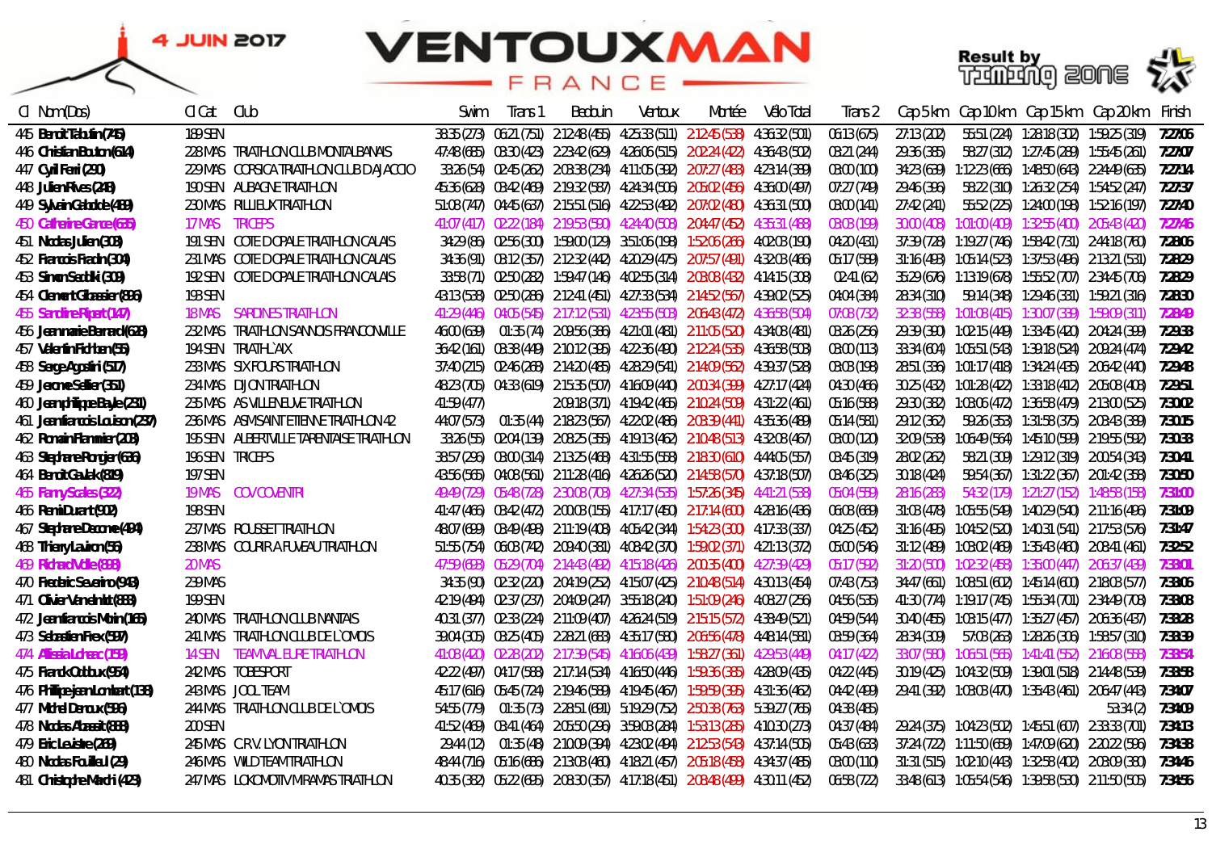4 JUIN 2017

# VENTOUXMAN FRANCE

| Cl | Nom(Dos) | Cl Cat | Club | Swim | Trans 1 | Bedouin | Ventoux | Montée | Vélo Total | Trans 2 | Cap 5 km | Cap 10 km | Cap 15 km | Cap 20 km | Finish |
|---|---|---|---|---|---|---|---|---|---|---|---|---|---|---|---|
| 445 | Benoit Tabutin (746) | 189 SEN | | 38:35 (273) | 06:21 (751) | 2:12:48 (455) | 4:25:33 (511) | 2:12:45 (538) | 4:36:32 (501) | 06:13 (675) | 27:13 (202) | 55:51 (224) | 1:28:18 (302) | 1:59:25 (319) | 7:27:06 |
| 446 | Christian Bouton (614) | 228 MAS | TRIATHLON CLUB MONTALBANAIS | 47:48 (665) | 03:30 (423) | 2:23:42 (629) | 4:26:06 (515) | 2:02:24 (422) | 4:36:43 (502) | 03:21 (244) | 29:36 (385) | 58:27 (312) | 1:27:45 (289) | 1:55:45 (261) | 7:27:07 |
| 447 | Cyril Ferri (290) | 229 MAS | CORSICA TRIATHLON CLUB D AJACCIO | 33:26 (54) | 02:45 (262) | 2:03:38 (234) | 4:11:05 (392) | 2:07:27 (483) | 4:23:14 (389) | 03:00 (100) | 34:23 (639) | 1:12:23 (666) | 1:48:50 (643) | 2:24:49 (635) | 7:27:14 |
| 448 | Julien Rives (248) | 190 SEN | AUBAGNE TRIATHLON | 45:36 (628) | 03:42 (469) | 2:19:32 (587) | 4:24:34 (506) | 2:05:02 (456) | 4:36:00 (497) | 07:27 (749) | 29:46 (396) | 58:22 (310) | 1:26:32 (254) | 1:54:52 (247) | 7:27:37 |
| 449 | Sylvain Gabolde (489) | 230 MAS | RILLIEUX TRIATHLON | 51:08 (747) | 04:45 (637) | 2:15:51 (516) | 4:22:53 (492) | 2:07:02 (480) | 4:36:31 (500) | 03:00 (141) | 27:42 (241) | 55:52 (225) | 1:24:00 (198) | 1:52:16 (197) | 7:27:40 |
| 450 | Catherine Gance (635) | 17 MAS | TRICEPS | 41:07 (417) | 02:22 (184) | 2:19:53 (590) | 4:24:40 (508) | 2:04:47 (452) | 4:35:31 (488) | 03:08 (199) | 30:00 (408) | 1:01:00 (409) | 1:32:55 (400) | 2:05:43 (420) | 7:27:46 |
| 451 | Nicolas Julien (303) | 191 SEN | COTE D OPALE TRIATHLON CALAIS | 34:29 (86) | 02:56 (300) | 1:59:00 (129) | 3:51:06 (198) | 1:52:06 (266) | 4:02:08 (190) | 04:20 (431) | 37:39 (728) | 1:19:27 (746) | 1:58:42 (731) | 2:44:18 (760) | 7:28:06 |
| 452 | Francois Fradin (304) | 231 MAS | COTE D OPALE TRIATHLON CALAIS | 34:36 (91) | 03:12 (357) | 2:12:32 (442) | 4:20:29 (475) | 2:07:57 (491) | 4:32:08 (466) | 05:17 (589) | 31:16 (493) | 1:05:14 (523) | 1:37:53 (496) | 2:13:21 (531) | 7:28:29 |
| 453 | Simon Sedolki (309) | 192 SEN | COTE D OPALE TRIATHLON CALAIS | 33:58 (71) | 02:50 (282) | 1:59:47 (146) | 4:02:55 (314) | 2:03:08 (432) | 4:14:15 (308) | 02:41 (62) | 35:29 (676) | 1:13:19 (678) | 1:55:52 (707) | 2:34:45 (706) | 7:28:29 |
| 454 | Clement Gibassier (896) | 193 SEN | | 43:13 (538) | 02:50 (286) | 2:12:41 (451) | 4:27:33 (534) | 2:14:52 (567) | 4:39:02 (525) | 04:04 (384) | 28:34 (310) | 59:14 (348) | 1:29:46 (331) | 1:59:21 (316) | 7:28:30 |
| 455 | Sandrine Ripert (147) | 18 MAS | SARDINES TRIATHLON | 41:29 (446) | 04:05 (545) | 2:17:12 (531) | 4:23:55 (503) | 2:06:43 (472) | 4:36:58 (504) | 07:08 (732) | 32:38 (558) | 1:01:08 (415) | 1:30:07 (339) | 1:59:09 (311) | 7:28:49 |
| 456 | Jeanmarie Bernard (628) | 232 MAS | TRIATHLON SANNOIS FRANCONVILLE | 46:00 (639) | 01:35 (74) | 2:09:56 (386) | 4:21:01 (481) | 2:11:05 (520) | 4:34:08 (481) | 03:26 (256) | 29:39 (390) | 1:02:15 (449) | 1:33:45 (420) | 2:04:24 (399) | 7:29:33 |
| 457 | Valentin Fichten (55) | 194 SEN | TRIATHL`AIX | 36:42 (161) | 03:38 (449) | 2:10:12 (395) | 4:22:36 (490) | 2:12:24 (535) | 4:36:58 (503) | 03:00 (113) | 33:34 (604) | 1:05:51 (543) | 1:39:18 (524) | 2:09:24 (474) | 7:29:42 |
| 458 | Serge Agostini (517) | 233 MAS | SIX FOURS TRIATHLON | 37:40 (215) | 02:46 (268) | 2:14:20 (485) | 4:28:29 (541) | 2:14:09 (562) | 4:39:37 (528) | 03:08 (198) | 28:51 (336) | 1:01:17 (418) | 1:34:24 (435) | 2:06:42 (440) | 7:29:48 |
| 459 | Jerome Sellier (351) | 234 MAS | DIJON TRIATHLON | 48:23 (705) | 04:33 (619) | 2:15:35 (507) | 4:16:09 (440) | 2:00:34 (399) | 4:27:17 (424) | 04:30 (466) | 30:25 (432) | 1:01:28 (422) | 1:33:18 (412) | 2:05:08 (408) | 7:29:51 |
| 460 | Jeanphilippe Bayle (231) | 235 MAS | AS VILLENEUVE TRIATHLON | 41:59 (477) | | 2:09:18 (371) | 4:19:42 (465) | 2:10:24 (509) | 4:31:22 (461) | 05:16 (588) | 29:30 (382) | 1:03:06 (472) | 1:36:58 (479) | 2:13:00 (525) | 7:30:02 |
| 461 | Jeanfrancois Louison (237) | 236 MAS | ASM SAINT ETIENNE TRIATHLON 42 | 44:07 (573) | 01:35 (44) | 2:18:23 (567) | 4:22:02 (486) | 2:03:39 (441) | 4:35:36 (489) | 05:14 (581) | 29:12 (362) | 59:26 (353) | 1:31:58 (375) | 2:03:43 (389) | 7:30:15 |
| 462 | Romain Flammier (208) | 195 SEN | ALBERTVILLE TARENTAISE TRIATHLON | 33:26 (55) | 02:04 (139) | 2:08:25 (355) | 4:19:13 (462) | 2:10:48 (513) | 4:32:08 (467) | 03:00 (120) | 32:09 (538) | 1:06:49 (564) | 1:45:10 (599) | 2:19:55 (592) | 7:30:33 |
| 463 | Stephane Rongier (636) | 196 SEN | TRICEPS | 38:57 (296) | 03:00 (314) | 2:13:25 (468) | 4:31:55 (558) | 2:18:30 (610) | 4:44:05 (557) | 03:45 (319) | 28:02 (262) | 58:21 (309) | 1:29:12 (319) | 2:00:54 (343) | 7:30:41 |
| 464 | Benoit Gaulek (819) | 197 SEN | | 43:56 (565) | 04:08 (561) | 2:11:28 (416) | 4:26:26 (520) | 2:14:58 (570) | 4:37:18 (507) | 03:46 (325) | 30:18 (424) | 59:54 (367) | 1:31:22 (367) | 2:01:42 (358) | 7:30:50 |
| 465 | Fanny Scales (322) | 19 MAS | COV COVENTRI | 49:49 (729) | 05:48 (728) | 2:30:08 (703) | 4:27:34 (535) | 1:57:26 (345) | 4:41:21 (538) | 05:04 (559) | 28:16 (283) | 54:32 (179) | 1:21:27 (152) | 1:48:58 (159) | 7:31:00 |
| 466 | Remi Durant (902) | 198 SEN | | 41:47 (466) | 03:42 (472) | 2:00:08 (155) | 4:17:17 (450) | 2:17:14 (600) | 4:28:16 (436) | 06:08 (669) | 31:03 (478) | 1:05:55 (549) | 1:40:29 (540) | 2:11:16 (496) | 7:31:09 |
| 467 | Stephane Dacome (494) | 237 MAS | ROUSSET TRIATHLON | 48:07 (699) | 03:49 (498) | 2:11:19 (408) | 4:05:42 (344) | 1:54:23 (300) | 4:17:33 (337) | 04:25 (452) | 31:16 (495) | 1:04:52 (520) | 1:40:31 (541) | 2:17:53 (576) | 7:31:47 |
| 468 | Thierry Lauron (56) | 238 MAS | COURIR A FUVEAU TRIATHLON | 51:55 (754) | 06:03 (742) | 2:09:40 (381) | 4:08:42 (370) | 1:59:02 (371) | 4:21:13 (372) | 05:00 (546) | 31:12 (489) | 1:03:02 (469) | 1:35:43 (460) | 2:08:41 (461) | 7:32:52 |
| 469 | Richard Volle (888) | 20 MAS | | 47:59 (693) | 05:29 (704) | 2:14:43 (492) | 4:15:18 (426) | 2:00:35 (400) | 4:27:39 (429) | 05:17 (592) | 31:20 (500) | 1:02:32 (458) | 1:35:00 (447) | 2:06:37 (439) | 7:33:01 |
| 470 | Frederic Saveirro (943) | 239 MAS | | 34:35 (90) | 02:32 (220) | 2:04:19 (252) | 4:15:07 (425) | 2:10:48 (514) | 4:30:13 (454) | 07:43 (753) | 34:47 (661) | 1:08:51 (602) | 1:45:14 (600) | 2:18:03 (577) | 7:33:06 |
| 471 | Olivier Vanelandt (883) | 199 SEN | | 42:19 (494) | 02:37 (237) | 2:04:09 (247) | 3:55:18 (240) | 1:51:09 (246) | 4:08:27 (256) | 04:56 (535) | 41:30 (774) | 1:19:17 (745) | 1:55:34 (701) | 2:34:49 (708) | 7:33:08 |
| 472 | Jeanfrancois Morin (165) | 240 MAS | TRIATHLON CLUB NANTAIS | 40:31 (377) | 02:33 (224) | 2:11:09 (407) | 4:26:24 (519) | 2:15:15 (572) | 4:38:49 (521) | 04:59 (544) | 30:40 (455) | 1:03:15 (477) | 1:35:27 (457) | 2:06:36 (437) | 7:33:28 |
| 473 | Sebastien Fiex (597) | 241 MAS | TRIATHLON CLUB DE L`OMOIS | 39:04 (305) | 03:25 (405) | 2:28:21 (683) | 4:35:17 (580) | 2:06:56 (478) | 4:48:14 (581) | 03:59 (364) | 28:34 (309) | 57:03 (263) | 1:28:26 (306) | 1:58:57 (310) | 7:33:39 |
| 474 | Allissia Lohezic (159) | 14 SEN | TEAM VAL EURE TRIATHLON | 41:08 (420) | 02:28 (202) | 2:17:39 (545) | 4:16:06 (439) | 1:58:27 (361) | 4:29:53 (449) | 04:17 (422) | 33:07 (580) | 1:06:51 (565) | 1:41:41 (552) | 2:16:08 (558) | 7:33:54 |
| 475 | Franck Odoux (954) | 242 MAS | TOBESPORT | 42:22 (497) | 04:17 (588) | 2:17:14 (534) | 4:16:50 (446) | 1:59:36 (385) | 4:28:09 (435) | 04:22 (445) | 30:19 (425) | 1:04:32 (509) | 1:39:01 (518) | 2:14:48 (539) | 7:33:58 |
| 476 | Philippejean Lombart (138) | 243 MAS | JOOL TEAM | 45:17 (616) | 05:45 (724) | 2:19:46 (589) | 4:19:45 (467) | 1:59:59 (395) | 4:31:36 (462) | 04:42 (499) | 29:41 (392) | 1:03:03 (470) | 1:35:43 (461) | 2:06:47 (443) | 7:34:07 |
| 477 | Michel Daroux (596) | 244 MAS | TRIATHLON CLUB DE L`OMOIS | 54:55 (779) | 01:35 (73) | 2:28:51 (691) | 5:19:29 (752) | 2:50:38 (763) | 5:39:27 (765) | 04:38 (485) | | | | 53:34 (2) | 7:34:09 |
| 478 | Nicolas Abassit (888) | 200 SEN | | 41:52 (469) | 03:41 (464) | 2:05:50 (296) | 3:59:03 (284) | 1:53:13 (285) | 4:10:30 (273) | 04:37 (484) | 29:24 (375) | 1:04:23 (502) | 1:45:51 (607) | 2:33:33 (701) | 7:34:13 |
| 479 | Eric Leviste (269) | 245 MAS | C.R.V. LYON TRIATHLON | 29:44 (12) | 01:35 (48) | 2:10:09 (394) | 4:23:02 (494) | 2:12:53 (543) | 4:37:14 (505) | 05:43 (633) | 37:24 (722) | 1:11:50 (659) | 1:47:09 (620) | 2:20:22 (596) | 7:34:38 |
| 480 | Nicolas Fouillaud (29) | 246 MAS | WILD TEAM TRIATHLON | 48:44 (716) | 05:16 (686) | 2:13:03 (460) | 4:18:21 (457) | 2:05:18 (458) | 4:34:37 (485) | 03:00 (110) | 31:31 (515) | 1:02:10 (443) | 1:32:58 (402) | 2:03:09 (380) | 7:34:46 |
| 481 | Christophe Marchi (423) | 247 MAS | LOKOMOTIV MIRAMAS TRIATHLON | 40:35 (382) | 05:22 (695) | 2:08:30 (357) | 4:17:18 (451) | 2:08:48 (499) | 4:30:11 (452) | 06:58 (722) | 33:48 (613) | 1:05:54 (546) | 1:39:58 (530) | 2:11:50 (505) | 7:34:56 |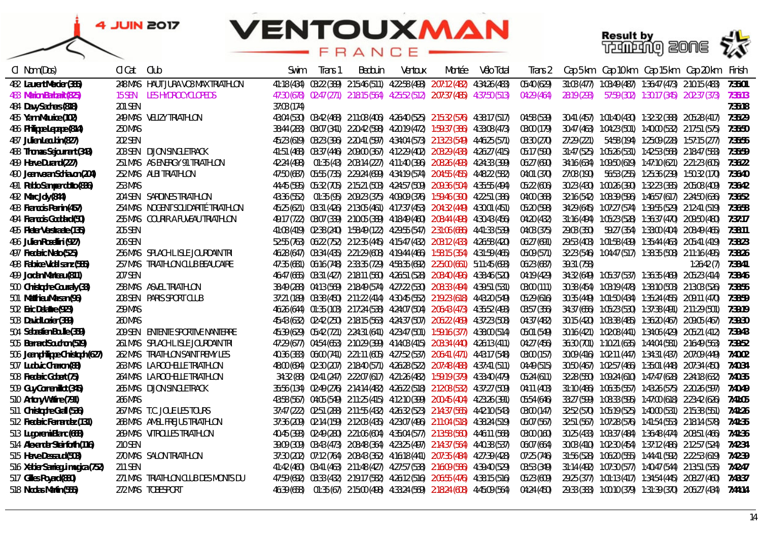| Cl | Nom(Dos) | Cl Cat | Club | Swim | Trans 1 | Bedouin | Ventoux | Montée | Vélo Total | Trans 2 | Cap 5 km | Cap 10 km | Cap 15 km | Cap 20 km | Finish |
|---|---|---|---|---|---|---|---|---|---|---|---|---|---|---|---|
| 482 | Laurent Mercier (365) | 248 MAS | HAUT JURA VO3 MAX TRIATHLON | 41:18 (434) | 03:22 (389) | 2:15:46 (511) | 4:22:58 (493) | 2:07:12 (482) | 4:34:26 (483) | 05:40 (629) | 31:03 (477) | 1:03:49 (487) | 1:36:47 (473) | 2:10:15 (483) | 7:35:01 |
| 483 | Marion Barbarit (825) | 15 SEN | LES HYDROCYCLOPEDES | 47:30 (678) | 02:47 (271) | 2:18:15 (564) | 4:25:52 (512) | 2:07:37 (485) | 4:37:50 (513) | 04:29 (464) | 28:19 (298) | 57:59 (302) | 1:30:17 (345) | 2:02:37 (373) | 7:35:13 |
| 484 | Davy Sachers (818) | 201 SEN | | 37:03 (174) | | | | | | | | | | | 7:35:18 |
| 485 | Yann Maurice (102) | 249 MAS | VELIZY TRIATHLON | 43:04 (530) | 03:42 (468) | 2:11:08 (406) | 4:26:40 (525) | 2:15:32 (576) | 4:38:17 (517) | 04:58 (539) | 30:41 (457) | 1:01:40 (430) | 1:32:32 (368) | 2:05:28 (417) | 7:35:29 |
| 486 | Philippe Lepape (814) | 250 MAS | | 38:44 (283) | 03:07 (341) | 2:20:42 (598) | 4:20:19 (472) | 1:59:37 (386) | 4:33:08 (473) | 03:00 (179) | 30:47 (463) | 1:04:23 (501) | 1:40:00 (532) | 2:17:51 (575) | 7:35:50 |
| 487 | Julien Leculin (827) | 202 SEN | | 45:23 (619) | 03:23 (396) | 2:20:41 (597) | 4:34:04 (573) | 2:13:23 (549) | 4:46:25 (571) | 03:30 (270) | 27:29 (221) | 54:58 (194) | 1:25:09 (228) | 1:57:15 (277) | 7:35:56 |
| 488 | Thomas Sejournant (348) | 203 SEN | DIJON SINGLETRACK | 41:51 (468) | 03:37 (446) | 2:09:00 (367) | 4:12:29 (402) | 2:03:29 (438) | 4:26:27 (415) | 05:17 (590) | 31:47 (525) | 1:05:26 (531) | 1:42:53 (568) | 2:18:47 (583) | 7:35:59 |
| 489 | Herve Durand (227) | 251 MAS | AS ENERGY 91 TRIATHLON | 42:24 (498) | 01:35 (43) | 2:03:14 (227) | 4:11:40 (396) | 2:08:26 (498) | 4:24:33 (399) | 06:27 (680) | 34:16 (634) | 1:09:50 (619) | 1:47:10 (621) | 2:21:23 (605) | 7:36:22 |
| 490 | Jeanvaran Schiavon (204) | 252 MAS | ALBI TRIATHLON | 47:50 (687) | 05:55 (735) | 2:29:24 (699) | 4:34:19 (574) | 2:04:55 (455) | 4:48:22 (582) | 04:01 (370) | 27:08 (190) | 56:53 (255) | 1:25:36 (239) | 1:50:32 (170) | 7:36:40 |
| 491 | Paldo Samperdolito (836) | 253 MAS | | 44:45 (595) | 05:32 (705) | 2:15:21 (503) | 4:24:57 (509) | 2:09:36 (504) | 4:35:55 (494) | 05:22 (606) | 30:23 (430) | 1:00:26 (390) | 1:32:23 (365) | 2:05:08 (409) | 7:36:42 |
| 492 | Marc Joly (844) | 204 SEN | SARDINES TRIATHLON | 43:36 (552) | 01:35 (95) | 2:09:23 (375) | 4:09:09 (376) | 1:59:46 (390) | 4:22:51 (386) | 04:00 (368) | 32:16 (542) | 1:08:39 (596) | 1:46:57 (617) | 2:24:50 (636) | 7:36:52 |
| 493 | Francois Perrin (457) | 254 MAS | NOGENT SOLIDARITÉ TRIATHLON | 45:25 (621) | 03:31 (426) | 2:13:05 (461) | 4:17:37 (453) | 2:04:32 (449) | 4:30:01 (451) | 05:20 (598) | 34:29 (645) | 1:07:27 (574) | 1:39:55 (529) | 2:12:41 (519) | 7:36:58 |
| 494 | Francois Goddard (50) | 255 MAS | COURIR A FUVEAU TRIATHLON | 49:17 (722) | 03:07 (339) | 2:10:05 (389) | 4:18:49 (460) | 2:08:44 (498) | 4:30:43 (456) | 04:20 (432) | 31:16 (494) | 1:05:23 (528) | 1:36:37 (470) | 2:09:50 (480) | 7:37:17 |
| 495 | Pieter Vestraete (135) | 205 SEN | | 41:08 (419) | 02:38 (240) | 1:58:49 (122) | 4:29:55 (547) | 2:31:06 (686) | 4:41:33 (539) | 04:08 (375) | 29:08 (350) | 59:27 (354) | 1:33:00 (404) | 2:08:49 (465) | 7:38:11 |
| 496 | Julien Rosellini (927) | 206 SEN | | 52:55 (763) | 06:22 (752) | 2:12:35 (445) | 4:15:47 (432) | 2:03:12 (433) | 4:26:58 (420) | 06:27 (681) | 29:53 (403) | 1:01:58 (439) | 1:35:44 (463) | 2:05:41 (419) | 7:38:23 |
| 497 | Frederic Nedo (525) | 256 MAS | SPLACH L ISLE JOURDAIN TRI | 46:28 (647) | 03:34 (435) | 2:21:29 (608) | 4:19:44 (466) | 1:58:15 (354) | 4:31:59 (465) | 05:09 (571) | 32:23 (546) | 1:04:47 (517) | 1:38:35 (508) | 2:11:16 (495) | 7:38:26 |
| 498 | Fabrice Vidal sanz (586) | 257 MAS | TRIATHLON CLUB BEAUCAIRE | 47:35 (681) | 06:16 (748) | 2:33:35 (729) | 4:58:35 (692) | 2:25:00 (661) | 5:11:45 (693) | 06:23 (687) | 39:31 (758) | | | 1:26:42 (7) | 7:38:41 |
| 499 | Jordan Marteau (811) | 207 SEN | | 46:47 (665) | 03:31 (427) | 2:18:11 (560) | 4:26:51 (528) | 2:08:40 (496) | 4:38:46 (520) | 04:19 (429) | 34:32 (649) | 1:05:37 (537) | 1:36:35 (469) | 2:05:23 (414) | 7:38:46 |
| 500 | Christophe Couraly (33) | 258 MAS | ASVEL TRIATHLON | 38:49 (288) | 04:13 (569) | 2:18:49 (574) | 4:27:22 (530) | 2:08:33 (494) | 4:39:51 (531) | 03:00 (111) | 30:38 (454) | 1:03:19 (478) | 1:38:10 (503) | 2:13:03 (526) | 7:38:56 |
| 501 | Matthieu Marsan (96) | 208 SEN | PARIS SPORT CLUB | 37:21 (189) | 03:38 (450) | 2:11:22 (414) | 4:30:45 (552) | 2:19:23 (618) | 4:43:20 (549) | 05:29 (616) | 30:35 (449) | 1:01:50 (434) | 1:35:24 (455) | 2:09:11 (470) | 7:38:59 |
| 502 | Eric Delattre (923) | 259 MAS | | 46:26 (644) | 01:35 (103) | 2:17:24 (538) | 4:24:07 (504) | 2:06:43 (473) | 4:35:52 (493) | 03:57 (356) | 34:37 (656) | 1:05:23 (530) | 1:37:38 (491) | 2:11:29 (501) | 7:39:19 |
| 503 | David Locier (389) | 260 MAS | | 45:43 (632) | 02:42 (250) | 2:18:15 (563) | 4:24:37 (507) | 2:06:22 (469) | 4:37:23 (508) | 04:37 (482) | 30:15 (420) | 1:03:38 (485) | 1:36:20 (467) | 2:09:05 (467) | 7:39:30 |
| 504 | Sebastien Boulle (359) | 209 SEN | ENTENTE SPORTIVE NANTERRE | 45:39 (629) | 05:42 (721) | 2:24:31 (641) | 4:23:47 (501) | 1:59:16 (377) | 4:38:00 (514) | 05:01 (549) | 30:16 (421) | 1:02:08 (441) | 1:34:06 (429) | 2:05:21 (412) | 7:39:43 |
| 505 | Bernard Soudron (519) | 261 MAS | SPLACH L ISLE JOURDAIN TRI | 47:29 (677) | 04:54 (653) | 2:10:29 (399) | 4:14:03 (415) | 2:03:34 (440) | 4:26:13 (411) | 04:27 (456) | 36:30 (701) | 1:10:21 (635) | 1:44:04 (581) | 2:16:49 (563) | 7:39:52 |
| 506 | Jeanphilippe Christoph (627) | 262 MAS | TRIATHLON SAINT REMY LES | 40:36 (383) | 06:00 (741) | 2:21:11 (605) | 4:27:52 (537) | 2:06:41 (471) | 4:43:17 (548) | 03:00 (157) | 30:09 (416) | 1:02:11 (447) | 1:34:31 (437) | 2:07:09 (449) | 7:40:02 |
| 507 | Ludovic Charron (88) | 263 MAS | LA ROCHELLE TRIATHLON | 48:00 (694) | 02:30 (207) | 2:18:40 (571) | 4:26:28 (522) | 2:07:48 (488) | 4:37:41 (511) | 04:49 (515) | 30:50 (467) | 1:02:57 (466) | 1:35:01 (448) | 2:07:34 (450) | 7:40:34 |
| 508 | Frederic Gobert (75) | 264 MAS | LA ROCHELLE TRIATHLON | 34:32 (88) | 02:41 (247) | 2:22:07 (617) | 4:21:26 (482) | 1:59:19 (379) | 4:33:40 (479) | 05:24 (611) | 32:28 (550) | 1:09:24 (610) | 1:47:47 (628) | 2:24:18 (632) | 7:40:35 |
| 509 | Guy Cornemillot (345) | 265 MAS | DIJON SINGLETRACK | 35:56 (134) | 02:49 (276) | 2:14:14 (482) | 4:26:22 (518) | 2:12:08 (532) | 4:37:27 (509) | 04:11 (403) | 31:10 (486) | 1:06:35 (557) | 1:43:26 (575) | 2:20:26 (597) | 7:40:49 |
| 510 | Antony Wattine (791) | 266 MAS | | 43:58 (567) | 04:05 (549) | 2:11:25 (415) | 4:12:10 (399) | 2:00:45 (404) | 4:23:26 (391) | 05:54 (646) | 33:27 (599) | 1:08:33 (595) | 1:47:00 (618) | 2:23:42 (626) | 7:41:05 |
| 511 | Christophe Grall (536) | 267 MAS | T.C. JOUE LES TOURS | 37:47 (222) | 02:51 (288) | 2:11:55 (432) | 4:26:32 (523) | 2:14:37 (565) | 4:42:10 (543) | 03:00 (147) | 32:52 (570) | 1:05:19 (525) | 1:40:00 (531) | 2:15:38 (551) | 7:41:26 |
| 512 | Frederic Fernandez (131) | 268 MAS | AMSL FREJUS TRIATHLON | 37:36 (209) | 02:14 (159) | 2:12:03 (435) | 4:23:07 (496) | 2:11:04 (518) | 4:38:24 (519) | 05:07 (567) | 32:51 (567) | 1:07:28 (576) | 1:41:54 (553) | 2:18:14 (578) | 7:41:35 |
| 513 | Lugo remi Blanc (668) | 269 MAS | VITROLLES TRIATHLON | 40:45 (393) | 02:49 (280) | 2:21:06 (604) | 4:35:04 (577) | 2:13:58 (560) | 4:46:11 (568) | 03:00 (160) | 30:25 (433) | 1:03:37 (484) | 1:36:48 (474) | 2:08:51 (466) | 7:41:36 |
| 514 | Alexander Steinforth (116) | 210 SEN | | 39:09 (309) | 03:43 (473) | 2:08:48 (364) | 4:23:25 (497) | 2:14:37 (564) | 4:40:38 (537) | 06:07 (664) | 30:08 (410) | 1:02:30 (454) | 1:37:12 (486) | 2:12:57 (524) | 7:42:34 |
| 515 | Herve Dessaud (508) | 270 MAS | SALON TRIATHLON | 37:30 (202) | 07:12 (764) | 2:08:43 (362) | 4:16:18 (441) | 2:07:35 (484) | 4:27:39 (428) | 07:25 (746) | 31:56 (528) | 1:06:20 (555) | 1:44:41 (592) | 2:22:53 (619) | 7:42:39 |
| 516 | Xabier Sarriegui mugica (752) | 211 SEN | | 41:42 (460) | 03:41 (463) | 2:11:48 (427) | 4:27:57 (538) | 2:16:09 (586) | 4:39:40 (529) | 03:53 (349) | 31:14 (492) | 1:07:30 (577) | 1:40:47 (544) | 2:13:51 (535) | 7:42:47 |
| 517 | Gilles Poyard (880) | 271 MAS | TRIATHLON CLUB DES MONTS DU | 47:59 (692) | 03:33 (432) | 2:19:17 (582) | 4:26:12 (516) | 2:06:55 (476) | 4:38:15 (516) | 05:23 (609) | 29:25 (377) | 1:01:13 (417) | 1:34:54 (445) | 2:08:27 (460) | 7:43:37 |
| 518 | Nicolas Martin (565) | 272 MAS | TOBESPORT | 46:39 (658) | 01:35 (67) | 2:15:00 (498) | 4:33:24 (569) | 2:18:24 (608) | 4:45:09 (564) | 04:24 (450) | 29:33 (383) | 1:00:10 (379) | 1:31:39 (370) | 2:06:27 (434) | 7:44:14 |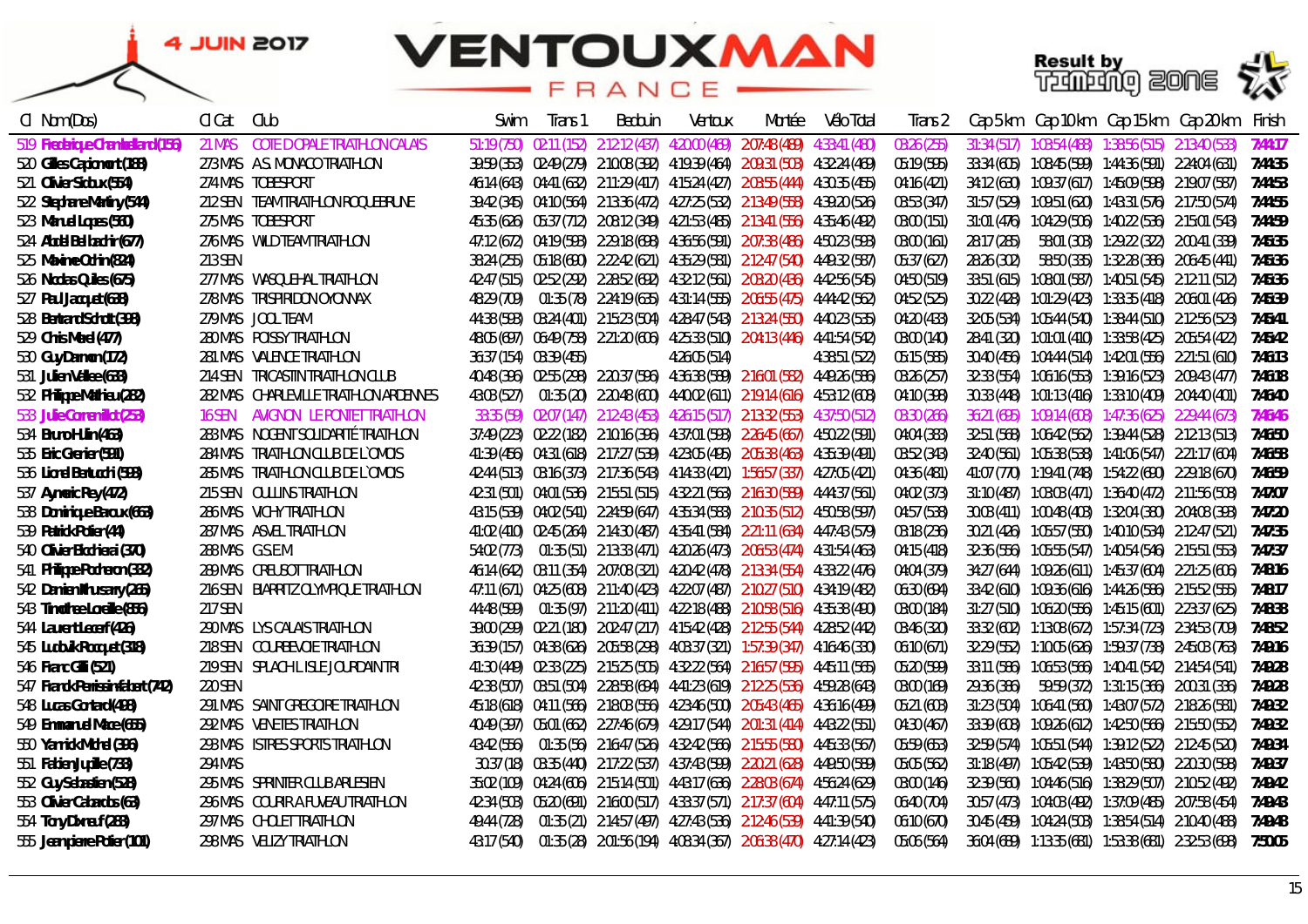4 JUIN 2017

# VENTOUXMAN FRANCE

Result by TIMING ZONE

| Cl | Nom(Dos) | Cl Cat | Club | Swim | Trans 1 | Bedouin | Ventoux | Montée | Vélo Total | Trans 2 | Cap 5km | Cap 10km | Cap 15km | Cap 20km | Finish |
|---|---|---|---|---|---|---|---|---|---|---|---|---|---|---|---|
| 519 | Frederique Chamlalland(156) | 21 MAS | COTE D OPALE TRIATHLON CALAIS | 51:19 (750) | 02:11 (152) | 2:12:12 (437) | 4:20:00 (469) | 2:07:48 (489) | 4:33:41 (480) | 03:26 (255) | 31:34 (517) | 1:03:54 (488) | 1:38:56 (515) | 2:13:40 (533) | 7:44:17 |
| 520 | Gilles Capiomont(188) | 273 MAS | A.S. MONACO TRIATHLON | 39:59 (353) | 02:49 (279) | 2:10:08 (392) | 4:19:39 (464) | 2:09:31 (503) | 4:32:24 (469) | 05:19 (595) | 33:34 (605) | 1:08:45 (599) | 1:44:36 (591) | 2:24:04 (631) | 7:44:35 |
| 521 | Olivier Sicbux(564) | 274 MAS | TOBESPORT | 46:14 (643) | 04:41 (632) | 2:11:29 (417) | 4:15:24 (427) | 2:03:55 (444) | 4:30:35 (455) | 04:16 (421) | 34:12 (630) | 1:09:37 (617) | 1:45:09 (598) | 2:19:07 (587) | 7:44:53 |
| 522 | Stephane Martiny(544) | 212 SEN | TEAM TRIATHLON ROQUEBRUNE | 39:42 (345) | 04:10 (564) | 2:13:36 (472) | 4:27:25 (532) | 2:13:49 (558) | 4:39:20 (526) | 03:53 (347) | 31:57 (529) | 1:09:51 (620) | 1:43:31 (576) | 2:17:50 (574) | 7:44:55 |
| 523 | Manuel Lopes(560) | 275 MAS | TOBESPORT | 45:35 (626) | 05:37 (712) | 2:08:12 (349) | 4:21:53 (485) | 2:13:41 (556) | 4:35:46 (492) | 03:00 (151) | 31:01 (476) | 1:04:29 (506) | 1:40:22 (536) | 2:15:01 (543) | 7:44:59 |
| 524 | Abdel Belbachir(677) | 276 MAS | WILD TEAM TRIATHLON | 47:12 (672) | 04:19 (593) | 2:29:18 (698) | 4:36:56 (591) | 2:07:38 (486) | 4:50:23 (593) | 03:00 (161) | 28:17 (285) | 58:01 (303) | 1:29:22 (322) | 2:00:41 (339) | 7:45:35 |
| 525 | Maxime Odrin(824) | 213 SEN |  | 38:24 (255) | 05:18 (680) | 2:22:42 (621) | 4:35:29 (581) | 2:12:47 (540) | 4:49:32 (587) | 05:37 (627) | 28:26 (302) | 58:50 (335) | 1:32:28 (386) | 2:06:45 (441) | 7:45:36 |
| 526 | Nicolas Quiles(675) | 277 MAS | WASQUEHAL TRIATHLON | 42:47 (515) | 02:52 (292) | 2:28:52 (692) | 4:32:12 (561) | 2:03:20 (436) | 4:42:56 (545) | 04:50 (519) | 33:51 (615) | 1:08:01 (587) | 1:40:51 (545) | 2:12:11 (512) | 7:45:36 |
| 527 | Paul Jacquet(618) | 278 MAS | TRISPIRIDON OYONNAX | 48:29 (709) | 01:35 (78) | 2:24:19 (635) | 4:31:14 (555) | 2:06:55 (475) | 4:44:42 (562) | 04:52 (525) | 30:22 (428) | 1:01:29 (423) | 1:33:35 (418) | 2:06:01 (426) | 7:45:39 |
| 528 | Bertrand Schott(398) | 279 MAS | JOOL TEAM | 44:38 (593) | 03:24 (401) | 2:15:23 (504) | 4:28:47 (543) | 2:13:24 (550) | 4:40:23 (535) | 04:20 (433) | 32:05 (534) | 1:05:44 (540) | 1:38:44 (510) | 2:12:56 (523) | 7:45:41 |
| 529 | Chris Marel(477) | 280 MAS | POISSY TRIATHLON | 48:05 (697) | 06:49 (758) | 2:21:20 (606) | 4:25:33 (510) | 2:04:13 (446) | 4:41:54 (542) | 03:00 (140) | 28:41 (320) | 1:01:01 (410) | 1:33:58 (425) | 2:05:54 (422) | 7:45:42 |
| 530 | Guy Damon(172) | 281 MAS | VALENCE TRIATHLON | 36:37 (154) | 03:39 (455) |  | 4:26:05 (514) |  | 4:38:51 (522) | 05:15 (585) | 30:40 (456) | 1:04:44 (514) | 1:42:01 (556) | 2:21:51 (610) | 7:46:13 |
| 531 | Julien Vallee(638) | 214 SEN | TRICASTIN TRIATHLON CLUB | 40:48 (396) | 02:55 (298) | 2:20:37 (596) | 4:36:38 (589) | 2:16:01 (582) | 4:49:26 (586) | 03:26 (257) | 32:33 (554) | 1:06:16 (553) | 1:39:16 (523) | 2:09:43 (477) | 7:46:18 |
| 532 | Philippe Mathieu(282) | 282 MAS | CHARLEVILLE TRIATHLON ARDENNES | 43:08 (527) | 01:35 (20) | 2:20:48 (600) | 4:40:02 (611) | 2:19:14 (616) | 4:53:12 (608) | 04:10 (398) | 30:33 (448) | 1:01:13 (416) | 1:33:10 (409) | 2:04:40 (401) | 7:46:40 |
| 533 | Julie Cornemillot(253) | 16 SEN | AVIGNON LE PONTET TRIATHLON | 33:35 (59) | 02:07 (147) | 2:12:43 (453) | 4:26:15 (517) | 2:13:32 (553) | 4:37:50 (512) | 03:30 (266) | 36:21 (695) | 1:09:14 (608) | 1:47:36 (625) | 2:29:44 (673) | 7:46:46 |
| 534 | Bruno Hulin(463) | 283 MAS | NOGENT SOLIDARITÉ TRIATHLON | 37:49 (223) | 02:22 (182) | 2:10:16 (396) | 4:37:01 (593) | 2:26:45 (667) | 4:50:22 (591) | 04:04 (383) | 32:51 (568) | 1:06:42 (562) | 1:39:44 (528) | 2:12:13 (513) | 7:46:50 |
| 535 | Eric Grenier(591) | 284 MAS | TRIATHLON CLUB DE L`OMOIS | 41:39 (456) | 04:31 (618) | 2:17:27 (539) | 4:23:05 (495) | 2:05:38 (463) | 4:35:39 (491) | 03:52 (343) | 32:40 (561) | 1:05:38 (538) | 1:41:06 (547) | 2:21:17 (604) | 7:46:58 |
| 536 | Lionel Bertucchi(593) | 285 MAS | TRIATHLON CLUB DE L`OMOIS | 42:44 (513) | 03:16 (373) | 2:17:36 (543) | 4:14:33 (421) | 1:56:57 (337) | 4:27:05 (421) | 04:36 (481) | 41:07 (770) | 1:19:41 (748) | 1:54:22 (690) | 2:29:18 (670) | 7:46:59 |
| 537 | Aymeric Rey(472) | 215 SEN | OULLINS TRIATHLON | 42:31 (501) | 04:01 (536) | 2:15:51 (515) | 4:32:21 (563) | 2:16:30 (589) | 4:44:37 (561) | 04:02 (373) | 31:10 (487) | 1:03:03 (471) | 1:36:40 (472) | 2:11:56 (508) | 7:47:07 |
| 538 | Dominique Baroux(663) | 286 MAS | VICHY TRIATHLON | 43:15 (539) | 04:02 (541) | 2:24:59 (647) | 4:35:34 (583) | 2:10:35 (512) | 4:50:58 (597) | 04:57 (538) | 30:03 (411) | 1:00:48 (403) | 1:32:04 (380) | 2:04:08 (393) | 7:47:20 |
| 539 | Patrick Potier(44) | 287 MAS | ASVEL TRIATHLON | 41:02 (410) | 02:45 (264) | 2:14:30 (487) | 4:35:41 (584) | 2:21:11 (634) | 4:47:43 (579) | 03:18 (236) | 30:21 (426) | 1:05:57 (550) | 1:40:10 (534) | 2:12:47 (521) | 7:47:35 |
| 540 | Olivier Blochieri(370) | 288 MAS | G.S.E.M | 54:02 (773) | 01:35 (51) | 2:13:33 (471) | 4:20:26 (473) | 2:06:53 (474) | 4:31:54 (463) | 04:15 (418) | 32:36 (556) | 1:05:55 (547) | 1:40:54 (546) | 2:15:51 (553) | 7:47:37 |
| 541 | Philippe Pocheron(332) | 289 MAS | CREUSOT TRIATHLON | 46:14 (642) | 03:11 (354) | 2:07:08 (321) | 4:20:42 (478) | 2:13:34 (554) | 4:33:22 (476) | 04:04 (379) | 34:27 (644) | 1:09:26 (611) | 1:45:37 (604) | 2:21:25 (606) | 7:48:16 |
| 542 | Damien Ithursarry(266) | 216 SEN | BIARRITZ OLYMPIQUE TRIATHLON | 47:11 (671) | 04:25 (608) | 2:11:40 (423) | 4:22:07 (487) | 2:10:27 (510) | 4:34:19 (482) | 06:30 (694) | 33:42 (610) | 1:09:36 (616) | 1:44:26 (586) | 2:15:52 (555) | 7:48:17 |
| 543 | Timothee Loreille(856) | 217 SEN |  | 44:48 (599) | 01:35 (97) | 2:11:20 (411) | 4:22:18 (488) | 2:10:58 (516) | 4:35:38 (490) | 03:00 (184) | 31:27 (510) | 1:06:20 (556) | 1:45:15 (601) | 2:23:37 (625) | 7:48:38 |
| 544 | Laurent Leceuf(426) | 290 MAS | LYS CALAIS TRIATHLON | 39:00 (299) | 02:21 (180) | 2:02:47 (217) | 4:15:42 (428) | 2:12:55 (544) | 4:28:52 (442) | 03:46 (320) | 33:32 (602) | 1:13:08 (672) | 1:57:34 (723) | 2:34:53 (709) | 7:48:52 |
| 545 | Ludovik Rocquet(318) | 218 SEN | COURBEVOIE TRIATHLON | 36:39 (157) | 04:38 (626) | 2:05:58 (298) | 4:03:37 (321) | 1:57:39 (347) | 4:16:46 (330) | 06:10 (671) | 32:29 (552) | 1:10:05 (626) | 1:59:37 (738) | 2:45:03 (763) | 7:49:16 |
| 546 | Franc Gilli (521) | 219 SEN | SPLACH L ISLE JOURDAIN TRI | 41:30 (449) | 02:33 (225) | 2:15:25 (505) | 4:32:22 (564) | 2:16:57 (595) | 4:45:11 (565) | 05:20 (599) | 33:11 (586) | 1:06:53 (566) | 1:40:41 (542) | 2:14:54 (541) | 7:49:28 |
| 547 | Franck Perissinfabert(742) | 220 SEN |  | 42:38 (507) | 03:51 (504) | 2:28:58 (694) | 4:41:23 (619) | 2:12:25 (536) | 4:59:28 (643) | 03:00 (169) | 29:36 (386) | 59:59 (372) | 1:31:15 (366) | 2:00:31 (336) | 7:49:28 |
| 548 | Lucas Gontard(498) | 291 MAS | SAINT GREGOIRE TRIATHLON | 45:18 (618) | 04:11 (566) | 2:18:03 (556) | 4:23:46 (500) | 2:05:43 (465) | 4:36:16 (499) | 05:21 (603) | 31:23 (504) | 1:06:41 (560) | 1:43:07 (572) | 2:18:26 (581) | 7:49:32 |
| 549 | Emmanuel Mace(655) | 292 MAS | VENETES TRIATHLON | 40:49 (397) | 05:01 (662) | 2:27:46 (679) | 4:29:17 (544) | 2:01:31 (414) | 4:43:22 (551) | 04:30 (467) | 33:39 (608) | 1:09:26 (612) | 1:42:50 (566) | 2:15:50 (552) | 7:49:32 |
| 550 | Yannick Michel(396) | 293 MAS | ISTRES SPORTS TRIATHLON | 43:42 (556) | 01:35 (56) | 2:16:47 (526) | 4:32:42 (566) | 2:15:55 (580) | 4:45:33 (567) | 05:59 (653) | 32:59 (574) | 1:05:51 (544) | 1:39:12 (522) | 2:12:45 (520) | 7:49:34 |
| 551 | Fabien Jupille(733) | 294 MAS |  | 30:37 (18) | 03:35 (440) | 2:17:22 (537) | 4:37:43 (599) | 2:20:21 (628) | 4:49:50 (589) | 05:05 (562) | 31:18 (497) | 1:05:42 (539) | 1:43:50 (580) | 2:20:30 (598) | 7:49:37 |
| 552 | Guy Sebastien(528) | 295 MAS | SPRINTER CLUB ARLESIEN | 35:02 (109) | 04:24 (606) | 2:15:14 (501) | 4:43:17 (636) | 2:28:03 (674) | 4:56:24 (629) | 03:00 (146) | 32:39 (560) | 1:04:46 (516) | 1:38:29 (507) | 2:10:52 (492) | 7:49:42 |
| 553 | Olivier Cabardos(63) | 296 MAS | COURIR A FUVEAU TRIATHLON | 42:34 (503) | 05:20 (681) | 2:16:00 (517) | 4:33:37 (571) | 2:17:37 (604) | 4:47:11 (575) | 06:40 (704) | 30:57 (473) | 1:04:03 (492) | 1:37:09 (485) | 2:07:58 (454) | 7:49:43 |
| 554 | Tony Dixneuf(283) | 297 MAS | CHOLET TRIATHLON | 49:44 (728) | 01:35 (21) | 2:14:57 (497) | 4:27:43 (536) | 2:12:46 (539) | 4:41:39 (540) | 06:10 (670) | 30:45 (459) | 1:04:24 (503) | 1:38:54 (514) | 2:10:40 (488) | 7:49:48 |
| 555 | Jeanpierre Potier(101) | 298 MAS | VELIZY TRIATHLON | 43:17 (540) | 01:35 (28) | 2:01:56 (194) | 4:08:34 (367) | 2:06:38 (470) | 4:27:14 (423) | 05:06 (564) | 36:04 (689) | 1:13:35 (681) | 1:53:38 (681) | 2:32:53 (698) | 7:50:05 |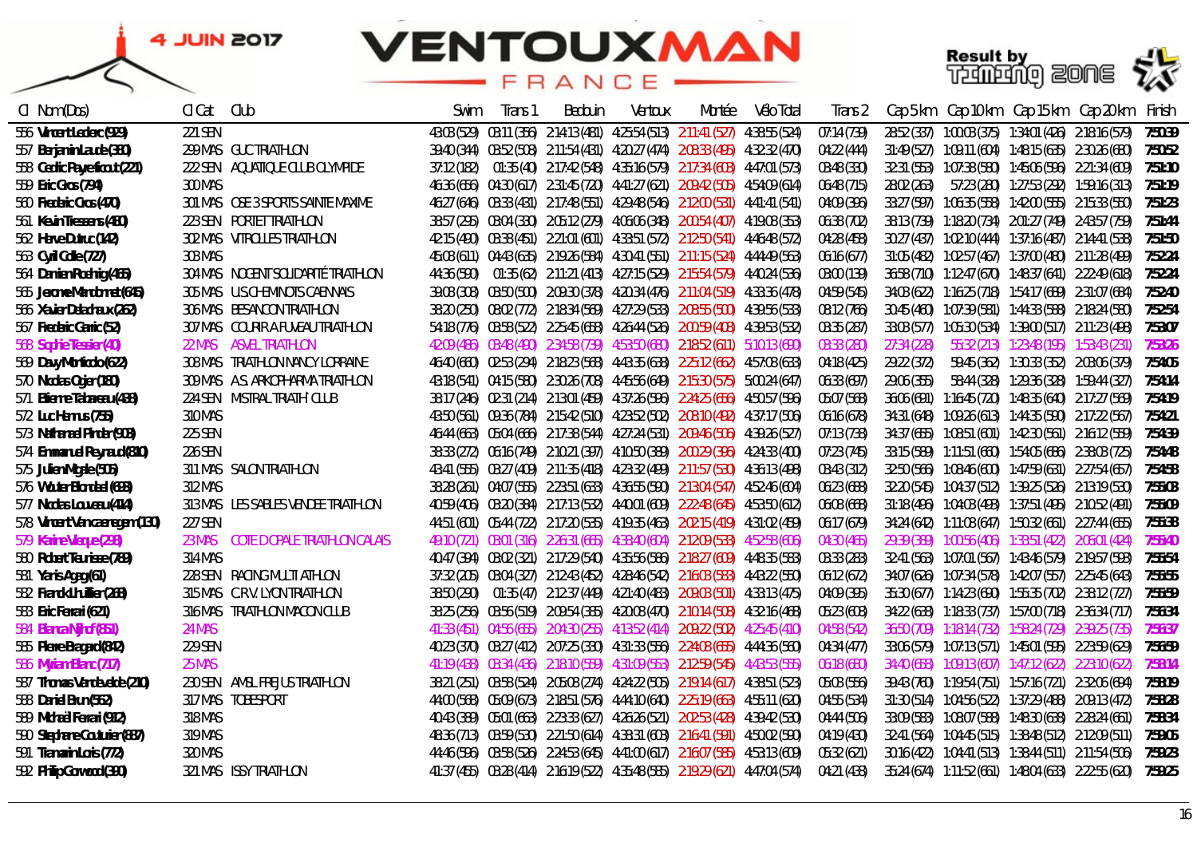4 JUIN 2017

# VENTOUXMAN FRANCE

Result by TIMING ZONE

| Cl | Nom(Dos) | Cl Cat | Club | Swim | Trans 1 | Bedouin | Ventoux | Montée | Vélo Total | Trans 2 | Cap 5 km | Cap 10 km | Cap 15 km | Cap 20 km | Finish |
|---|---|---|---|---|---|---|---|---|---|---|---|---|---|---|---|
| 556 | Vincent Leclerc (929) | 221 SEN | | 43:03 (529) | 03:11 (356) | 2:14:13 (481) | 4:25:54 (513) | 2:11:41 (527) | 4:38:55 (524) | 07:14 (739) | 28:52 (337) | 1:00:03 (375) | 1:34:01 (426) | 2:18:16 (579) | 7:50:39 |
| 557 | Benjamin Laude (380) | 299 MAS | GUC TRIATHLON | 39:40 (344) | 03:52 (508) | 2:11:54 (431) | 4:20:27 (474) | 2:08:33 (495) | 4:32:32 (470) | 04:22 (444) | 31:49 (527) | 1:09:11 (604) | 1:48:15 (635) | 2:30:26 (680) | 7:50:52 |
| 558 | Cedric Payerfacout (221) | 222 SEN | AQUATIQUE CLUB OLYMPIDE | 37:12 (182) | 01:35 (40) | 2:17:42 (548) | 4:35:16 (579) | 2:17:34 (603) | 4:47:01 (573) | 03:48 (330) | 32:31 (553) | 1:07:38 (580) | 1:45:06 (596) | 2:21:34 (609) | 7:51:10 |
| 559 | Eric Gros (794) | 300 MAS | | 46:36 (656) | 04:30 (617) | 2:31:45 (720) | 4:41:27 (621) | 2:09:42 (505) | 4:54:09 (614) | 06:48 (715) | 28:02 (263) | 57:23 (280) | 1:27:53 (292) | 1:59:16 (313) | 7:51:19 |
| 560 | Frederic Gros (470) | 301 MAS | OSE 3 SPORTS SAINTE MAXIME | 46:27 (646) | 03:33 (431) | 2:17:48 (551) | 4:29:48 (546) | 2:12:00 (531) | 4:41:41 (541) | 04:09 (396) | 33:27 (597) | 1:06:35 (558) | 1:42:00 (555) | 2:15:33 (550) | 7:51:23 |
| 561 | Kevin Tiessens (480) | 223 SEN | PORTET TRIATHLON | 38:57 (295) | 03:04 (330) | 2:05:12 (279) | 4:06:06 (348) | 2:00:54 (407) | 4:19:08 (353) | 06:38 (702) | 38:13 (739) | 1:18:20 (734) | 2:01:27 (749) | 2:43:57 (759) | 7:51:44 |
| 562 | Herve Duduc (142) | 302 MAS | VITROLLES TRIATHLON | 42:15 (490) | 03:38 (451) | 2:21:01 (601) | 4:33:51 (572) | 2:12:50 (541) | 4:46:48 (572) | 04:28 (458) | 30:27 (437) | 1:02:10 (444) | 1:37:16 (487) | 2:14:41 (538) | 7:51:50 |
| 563 | Cyril Colle (727) | 303 MAS | | 45:08 (611) | 04:43 (635) | 2:19:26 (584) | 4:30:41 (551) | 2:11:15 (524) | 4:44:49 (563) | 06:16 (677) | 31:05 (482) | 1:02:57 (467) | 1:37:00 (480) | 2:11:28 (499) | 7:52:24 |
| 564 | Damien Roehrig (466) | 304 MAS | NOGENT SOLIDARITÉ TRIATHLON | 44:36 (590) | 01:35 (62) | 2:11:21 (413) | 4:27:15 (529) | 2:15:54 (579) | 4:40:24 (536) | 03:00 (139) | 36:58 (710) | 1:12:47 (670) | 1:48:37 (641) | 2:22:49 (618) | 7:52:24 |
| 565 | Jerome Mandonnet (645) | 305 MAS | U.S. CHEMINOTS CAENNAIS | 39:08 (308) | 03:50 (500) | 2:09:30 (378) | 4:20:34 (476) | 2:11:04 (519) | 4:33:36 (478) | 04:59 (545) | 34:03 (622) | 1:16:25 (718) | 1:54:17 (689) | 2:31:07 (684) | 7:52:40 |
| 566 | Xavier Delachaux (262) | 306 MAS | BESANCON TRIATHLON | 38:20 (250) | 08:02 (772) | 2:18:34 (569) | 4:27:29 (533) | 2:08:55 (500) | 4:39:56 (533) | 08:12 (766) | 30:45 (460) | 1:07:39 (581) | 1:44:33 (588) | 2:18:24 (580) | 7:52:54 |
| 567 | Frederic Garric (52) | 307 MAS | COURIR A FUVEAU TRIATHLON | 54:18 (776) | 03:58 (522) | 2:25:45 (658) | 4:26:44 (526) | 2:00:59 (408) | 4:39:53 (532) | 03:35 (287) | 33:08 (577) | 1:05:30 (534) | 1:39:00 (517) | 2:11:23 (498) | 7:53:07 |
| 568 | Sophie Tessier (40) | 22 MAS | ASVEL TRIATHLON | 42:09 (486) | 03:48 (490) | 2:34:58 (739) | 4:53:50 (680) | 2:18:52 (611) | 5:10:13 (680) | 03:33 (280) | 27:34 (228) | 55:32 (213) | 1:23:48 (195) | 1:53:43 (231) | 7:53:26 |
| 569 | Davy Morficdo (622) | 308 MAS | TRIATHLON NANCY LORRAINE | 46:40 (660) | 02:53 (294) | 2:18:23 (568) | 4:43:35 (638) | 2:25:12 (662) | 4:57:08 (633) | 04:18 (425) | 29:22 (372) | 59:45 (362) | 1:30:33 (352) | 2:03:06 (379) | 7:54:05 |
| 570 | Nicolas Ogier (180) | 309 MAS | A.S. ARKOPHARMA TRIATHLON | 43:18 (541) | 04:15 (580) | 2:30:26 (708) | 4:45:56 (649) | 2:15:30 (575) | 5:00:24 (647) | 06:33 (697) | 29:06 (355) | 58:44 (328) | 1:29:36 (328) | 1:59:44 (327) | 7:54:14 |
| 571 | Etienne Tabareau (438) | 224 SEN | MISTRAL TRIATH' CLUB | 38:17 (246) | 02:31 (214) | 2:13:01 (459) | 4:37:26 (596) | 2:24:25 (656) | 4:50:57 (596) | 05:07 (568) | 36:06 (691) | 1:16:45 (720) | 1:48:35 (640) | 2:17:27 (569) | 7:54:19 |
| 572 | Luc Hamus (756) | 310 MAS | | 43:50 (561) | 09:36 (784) | 2:15:42 (510) | 4:23:52 (502) | 2:08:10 (492) | 4:37:17 (506) | 06:16 (678) | 34:31 (648) | 1:09:26 (613) | 1:44:35 (590) | 2:17:22 (567) | 7:54:21 |
| 573 | Nathanael Pinder (903) | 225 SEN | | 46:44 (663) | 05:04 (666) | 2:17:38 (544) | 4:27:24 (531) | 2:09:46 (506) | 4:39:26 (527) | 07:13 (738) | 34:37 (655) | 1:08:51 (601) | 1:42:30 (561) | 2:16:12 (559) | 7:54:39 |
| 574 | Emmanuel Reynaud (810) | 226 SEN | | 38:33 (272) | 06:16 (749) | 2:10:21 (397) | 4:10:50 (389) | 2:00:29 (396) | 4:24:33 (400) | 07:23 (745) | 33:15 (589) | 1:11:51 (660) | 1:54:05 (686) | 2:38:03 (725) | 7:54:48 |
| 575 | Julien Migale (505) | 311 MAS | SALON TRIATHLON | 43:41 (555) | 03:27 (409) | 2:11:35 (418) | 4:23:32 (499) | 2:11:57 (530) | 4:36:13 (498) | 03:43 (312) | 32:50 (566) | 1:08:46 (600) | 1:47:59 (631) | 2:27:54 (657) | 7:54:58 |
| 576 | Wouter Blondeel (683) | 312 MAS | | 38:28 (261) | 04:07 (555) | 2:23:51 (633) | 4:36:55 (590) | 2:13:04 (547) | 4:52:46 (604) | 06:23 (688) | 32:20 (545) | 1:04:37 (512) | 1:39:25 (526) | 2:13:19 (530) | 7:55:03 |
| 577 | Nicolas Louseau (414) | 313 MAS | LES SABLES VENDEE TRIATHLON | 40:59 (406) | 03:20 (384) | 2:17:13 (532) | 4:40:01 (609) | 2:22:48 (645) | 4:53:50 (612) | 06:08 (668) | 31:18 (496) | 1:04:03 (498) | 1:37:51 (495) | 2:10:52 (491) | 7:55:09 |
| 578 | Vincent Vencaenegem (130) | 227 SEN | | 44:51 (601) | 05:44 (722) | 2:17:20 (535) | 4:19:35 (463) | 2:02:15 (419) | 4:31:02 (459) | 06:17 (679) | 34:24 (642) | 1:11:08 (647) | 1:50:32 (661) | 2:27:44 (655) | 7:55:38 |
| 579 | Karine Vieque (298) | 23 MAS | COTE D OPALE TRIATHLON CALAIS | 49:10 (721) | 03:01 (316) | 2:26:31 (665) | 4:38:40 (604) | 2:12:09 (533) | 4:52:58 (606) | 04:30 (465) | 29:39 (389) | 1:00:56 (406) | 1:33:51 (422) | 2:06:01 (424) | 7:55:40 |
| 580 | Robert Teurisse (789) | 314 MAS | | 40:47 (394) | 03:02 (321) | 2:17:29 (540) | 4:35:56 (586) | 2:18:27 (609) | 4:48:35 (583) | 03:33 (283) | 32:41 (563) | 1:07:01 (567) | 1:43:46 (579) | 2:19:57 (598) | 7:55:54 |
| 581 | Yanis Agag (61) | 228 SEN | RACING MULTI ATHLON | 37:32 (205) | 03:04 (327) | 2:12:43 (452) | 4:28:46 (542) | 2:16:03 (583) | 4:43:22 (550) | 06:12 (672) | 34:07 (626) | 1:07:34 (578) | 1:42:07 (557) | 2:25:46 (643) | 7:55:55 |
| 582 | Franck Lhuillier (268) | 315 MAS | C.R.V. LYON TRIATHLON | 38:50 (290) | 01:35 (47) | 2:12:37 (449) | 4:21:40 (483) | 2:09:03 (501) | 4:33:13 (475) | 04:09 (395) | 35:30 (677) | 1:14:23 (690) | 1:55:35 (702) | 2:38:12 (727) | 7:55:59 |
| 583 | Eric Ferrari (621) | 316 MAS | TRIATHLON MACON CLUB | 38:25 (256) | 03:56 (519) | 2:09:54 (385) | 4:20:08 (470) | 2:10:14 (508) | 4:32:16 (468) | 05:23 (608) | 34:22 (638) | 1:18:33 (737) | 1:57:00 (718) | 2:36:34 (717) | 7:56:34 |
| 584 | Bianca Nijhof (851) | 24 MAS | | 41:33 (451) | 04:56 (655) | 2:04:30 (255) | 4:13:52 (414) | 2:09:22 (502) | 4:25:45 (410) | 04:58 (542) | 36:50 (709) | 1:18:14 (732) | 1:58:24 (729) | 2:39:25 (735) | 7:56:37 |
| 585 | Pierre Bragard (842) | 229 SEN | | 40:23 (370) | 03:27 (412) | 2:07:25 (330) | 4:31:33 (556) | 2:24:08 (655) | 4:44:36 (560) | 04:34 (477) | 33:06 (579) | 1:07:13 (571) | 1:45:01 (595) | 2:23:59 (629) | 7:56:59 |
| 586 | Myriam Blanc (717) | 25 MAS | | 41:19 (438) | 03:34 (436) | 2:18:10 (559) | 4:31:09 (553) | 2:12:59 (545) | 4:43:53 (555) | 06:18 (680) | 34:40 (658) | 1:09:13 (607) | 1:47:12 (622) | 2:23:10 (622) | 7:58:14 |
| 587 | Thomas Vandevelde (210) | 230 SEN | AMSL FREJUS TRIATHLON | 38:21 (251) | 03:58 (524) | 2:05:08 (274) | 4:24:22 (505) | 2:19:14 (617) | 4:38:51 (523) | 05:03 (556) | 39:43 (760) | 1:19:54 (751) | 1:57:16 (721) | 2:32:06 (694) | 7:58:19 |
| 588 | Daniel Brun (562) | 317 MAS | TOBESPORT | 44:00 (568) | 05:09 (673) | 2:18:51 (576) | 4:44:10 (640) | 2:25:19 (663) | 4:55:11 (620) | 04:55 (534) | 31:30 (514) | 1:04:56 (522) | 1:37:29 (488) | 2:09:13 (472) | 7:58:28 |
| 589 | Michael Ferrari (912) | 318 MAS | | 40:43 (390) | 05:01 (663) | 2:23:33 (627) | 4:26:26 (521) | 2:02:53 (428) | 4:39:42 (530) | 04:44 (506) | 33:09 (583) | 1:08:07 (588) | 1:48:30 (638) | 2:28:24 (661) | 7:58:34 |
| 590 | Stephane Couturier (887) | 319 MAS | | 48:36 (713) | 03:59 (530) | 2:21:50 (614) | 4:38:31 (603) | 2:16:41 (591) | 4:50:02 (590) | 04:19 (430) | 32:41 (564) | 1:04:45 (515) | 1:38:48 (512) | 2:12:09 (511) | 7:59:05 |
| 591 | Tiamarin Lois (772) | 320 MAS | | 44:46 (596) | 03:58 (526) | 2:24:53 (645) | 4:41:00 (617) | 2:16:07 (585) | 4:53:13 (609) | 05:32 (621) | 30:16 (422) | 1:04:41 (513) | 1:38:44 (511) | 2:11:54 (506) | 7:59:23 |
| 592 | Philip Garwood (390) | 321 MAS | ISSY TRIATHLON | 41:37 (455) | 03:28 (414) | 2:16:19 (522) | 4:35:48 (585) | 2:19:29 (621) | 4:47:04 (574) | 04:21 (438) | 35:24 (674) | 1:11:52 (661) | 1:48:04 (633) | 2:22:55 (620) | 7:59:25 |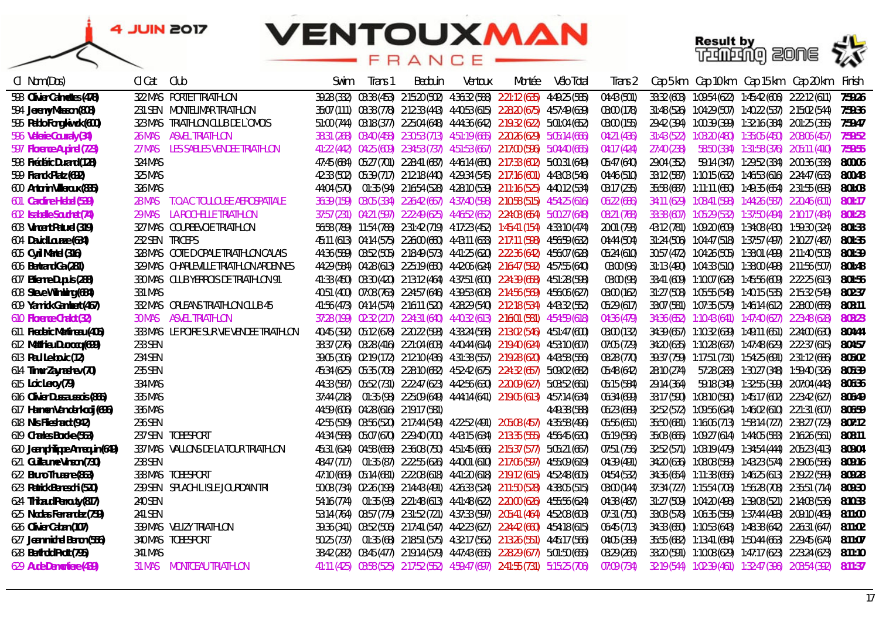4 JUIN 2017

# VENTOUXMAN FRANCE

Result by TIMING ZONE

| Cl | Nom(Dos) | Cl Cat | Club | Swim | Trans 1 | Bedouin | Ventoux | Montée | Vélo Total | Trans 2 | Cap 5 km | Cap 10 km | Cap 15 km | Cap 20 km | Finish |
|---|---|---|---|---|---|---|---|---|---|---|---|---|---|---|---|
| 593 | Olivier Calmettes (478) | 322 MAS | PORTET TRIATHLON | 39:28 (332) | 03:38 (453) | 2:15:20 (502) | 4:36:32 (588) | 2:21:12 (635) | 4:49:25 (585) | 04:43 (501) | 33:32 (603) | 1:09:54 (622) | 1:45:42 (606) | 2:22:12 (611) | 7:59:26 |
| 594 | Jeremy Masson (808) | 231 SEN | MONTELIMAR TRIATHLON | 35:07 (111) | 08:38 (778) | 2:12:33 (443) | 4:40:53 (615) | 2:28:20 (675) | 4:57:49 (639) | 03:00 (178) | 31:48 (526) | 1:04:29 (507) | 1:40:22 (537) | 2:15:02 (544) | 7:59:36 |
| 595 | Pablo Fonglwick (600) | 323 MAS | TRIATHLON CLUB DE L'OMOIS | 51:00 (744) | 03:18 (377) | 2:25:04 (648) | 4:44:36 (642) | 2:19:32 (622) | 5:01:04 (652) | 03:00 (155) | 29:42 (394) | 1:00:39 (399) | 1:32:16 (384) | 2:01:25 (355) | 7:59:47 |
| 596 | Valerie Couraly (34) | 26 MAS | ASVEL TRIATHLON | 38:31 (288) | 03:40 (458) | 2:30:53 (713) | 4:51:19 (665) | 2:20:26 (629) | 5:05:14 (666) | 04:21 (436) | 31:43 (522) | 1:03:20 (480) | 1:35:05 (450) | 2:08:06 (457) | 7:59:52 |
| 597 | Florence Aupinel (723) | 27 MAS | LES SABLES VENDEE TRIATHLON | 41:22 (442) | 04:25 (609) | 2:34:53 (737) | 4:51:53 (667) | 2:17:00 (596) | 5:04:40 (665) | 04:17 (424) | 27:40 (238) | 58:50 (334) | 1:31:58 (376) | 2:05:11 (410) | 7:59:55 |
| 598 | Frédéric Durand (128) | 324 MAS | | 47:45 (684) | 05:27 (701) | 2:28:41 (687) | 4:46:14 (650) | 2:17:33 (602) | 5:00:31 (649) | 05:47 (640) | 29:04 (352) | 59:14 (347) | 1:29:52 (334) | 2:00:36 (338) | 8:00:06 |
| 599 | Franck Platz (692) | 325 MAS | | 42:33 (502) | 05:39 (717) | 2:12:18 (440) | 4:29:34 (545) | 2:17:16 (601) | 4:43:08 (546) | 04:46 (510) | 33:12 (587) | 1:10:15 (632) | 1:46:53 (616) | 2:24:47 (633) | 8:00:48 |
| 600 | Antonin Villeroux (865) | 326 MAS | | 44:04 (570) | 01:35 (94) | 2:16:54 (528) | 4:28:10 (539) | 2:11:16 (525) | 4:40:12 (534) | 03:17 (235) | 35:58 (687) | 1:11:11 (650) | 1:49:35 (654) | 2:31:55 (698) | 8:01:03 |
| 601 | Caroline Hebel (539) | 28 MAS | T.O.A.C TOULOUSE AEROSPATIALE | 36:39 (159) | 03:05 (334) | 2:26:42 (667) | 4:37:40 (598) | 2:10:58 (515) | 4:54:25 (616) | 06:22 (686) | 34:11 (629) | 1:08:41 (598) | 1:44:26 (587) | 2:20:46 (601) | 8:01:17 |
| 602 | Isabelle Souchet (74) | 29 MAS | LA ROCHELLE TRIATHLON | 37:57 (231) | 04:21 (597) | 2:22:49 (625) | 4:46:52 (652) | 2:24:03 (654) | 5:00:27 (648) | 08:21 (768) | 33:38 (607) | 1:05:29 (532) | 1:37:50 (494) | 2:10:17 (484) | 8:01:23 |
| 603 | Vincent Paturel (319) | 327 MAS | COURBEVOIE TRIATHLON | 56:58 (789) | 11:54 (788) | 2:31:42 (719) | 4:17:23 (452) | 1:45:41 (154) | 4:33:10 (474) | 20:01 (793) | 43:12 (781) | 1:09:20 (609) | 1:34:08 (430) | 1:59:30 (324) | 8:01:33 |
| 604 | David Louaze (634) | 232 SEN | TRICEPS | 45:11 (613) | 04:14 (575) | 2:26:00 (660) | 4:43:11 (633) | 2:17:11 (598) | 4:56:59 (632) | 04:44 (504) | 31:24 (506) | 1:04:47 (518) | 1:37:57 (497) | 2:10:27 (487) | 8:01:35 |
| 605 | Cyril Martel (316) | 328 MAS | COTE D OPALE TRIATHLON CALAIS | 44:36 (589) | 03:52 (505) | 2:18:49 (573) | 4:41:25 (620) | 2:22:36 (642) | 4:56:07 (628) | 05:24 (610) | 30:57 (472) | 1:04:26 (505) | 1:38:01 (499) | 2:11:40 (503) | 8:01:39 |
| 606 | Bertrand Gai (281) | 329 MAS | CHARLEVILLE TRIATHLON ARDENNES | 44:29 (584) | 04:28 (613) | 2:25:19 (650) | 4:42:06 (624) | 2:16:47 (592) | 4:57:55 (640) | 03:00 (96) | 31:13 (490) | 1:04:33 (510) | 1:38:00 (498) | 2:11:56 (507) | 8:01:48 |
| 607 | Etienne Dupuis (288) | 330 MAS | CLUB YERROIS DE TRIATHLON 91 | 41:33 (450) | 03:30 (420) | 2:13:12 (464) | 4:37:51 (600) | 2:24:39 (658) | 4:51:28 (598) | 03:00 (98) | 33:41 (609) | 1:10:07 (628) | 1:45:56 (609) | 2:22:25 (613) | 8:01:56 |
| 608 | Steve Wimling (684) | 331 MAS | | 40:51 (400) | 07:08 (763) | 2:24:57 (646) | 4:39:53 (608) | 2:14:56 (569) | 4:56:06 (627) | 03:00 (162) | 31:27 (508) | 1:05:55 (548) | 1:40:15 (535) | 2:15:32 (549) | 8:02:37 |
| 609 | Yannick Gambert (467) | 332 MAS | ORLEANS TRIATHLON CLUB 45 | 41:56 (473) | 04:14 (574) | 2:16:11 (520) | 4:28:29 (540) | 2:12:18 (534) | 4:43:32 (552) | 05:29 (617) | 33:07 (581) | 1:07:35 (579) | 1:46:14 (612) | 2:28:00 (658) | 8:03:11 |
| 610 | Florence Chalot (32) | 30 MAS | ASVEL TRIATHLON | 37:28 (199) | 02:32 (217) | 2:24:31 (640) | 4:40:32 (613) | 2:16:01 (581) | 4:54:59 (618) | 04:36 (479) | 34:36 (652) | 1:10:43 (641) | 1:47:40 (627) | 2:23:48 (628) | 8:03:23 |
| 611 | Frederic Martineau (405) | 333 MAS | LE POIRE SUR VIE VENDEE TRIATHLON | 40:45 (392) | 05:12 (678) | 2:20:22 (593) | 4:33:24 (568) | 2:13:02 (546) | 4:51:47 (600) | 03:00 (132) | 34:39 (657) | 1:10:32 (639) | 1:49:11 (651) | 2:24:00 (630) | 8:04:44 |
| 612 | Matthieu Ducrocq (899) | 233 SEN | | 38:37 (276) | 03:28 (416) | 2:21:04 (603) | 4:40:44 (614) | 2:19:40 (624) | 4:53:10 (607) | 07:05 (729) | 34:20 (635) | 1:10:28 (637) | 1:47:48 (629) | 2:22:37 (615) | 8:04:57 |
| 613 | Paul Lebouc (12) | 234 SEN | | 39:05 (306) | 02:19 (172) | 2:12:10 (436) | 4:31:38 (557) | 2:19:28 (620) | 4:43:58 (556) | 08:28 (770) | 39:37 (759) | 1:17:51 (731) | 1:54:25 (691) | 2:31:12 (686) | 8:05:02 |
| 614 | Timur Zaynashev (70) | 235 SEN | | 45:34 (625) | 05:35 (708) | 2:28:10 (682) | 4:52:42 (675) | 2:24:32 (657) | 5:09:02 (682) | 05:48 (642) | 28:10 (274) | 57:28 (283) | 1:30:27 (348) | 1:59:40 (326) | 8:05:39 |
| 615 | Loic Leroy (79) | 334 MAS | | 44:33 (587) | 05:52 (731) | 2:22:47 (623) | 4:42:56 (630) | 2:20:09 (627) | 5:03:52 (661) | 05:15 (584) | 29:14 (364) | 59:18 (349) | 1:32:55 (399) | 2:07:04 (448) | 8:06:36 |
| 616 | Olivier Dussaussois (865) | 335 MAS | | 37:44 (218) | 01:35 (98) | 2:25:09 (649) | 4:44:14 (641) | 2:19:05 (613) | 4:57:14 (634) | 06:34 (699) | 33:17 (590) | 1:08:10 (590) | 1:45:17 (602) | 2:23:42 (627) | 8:06:49 |
| 617 | Harmen Vanderkooij (696) | 336 MAS | | 44:59 (606) | 04:28 (616) | 2:19:17 (581) | | | 4:49:38 (588) | 06:23 (689) | 32:52 (572) | 1:09:56 (624) | 1:46:02 (610) | 2:21:31 (607) | 8:06:59 |
| 618 | Nils Fieshardt (942) | 236 SEN | | 42:55 (519) | 03:56 (520) | 2:17:44 (549) | 4:22:52 (491) | 2:05:08 (457) | 4:35:58 (496) | 05:56 (651) | 35:50 (681) | 1:16:06 (713) | 1:58:14 (727) | 2:38:27 (729) | 8:07:12 |
| 619 | Charles Bordie (563) | 237 SEN | TOBESPORT | 44:34 (588) | 05:07 (670) | 2:29:40 (700) | 4:43:15 (634) | 2:13:35 (555) | 4:56:45 (630) | 05:19 (596) | 35:03 (665) | 1:09:27 (614) | 1:44:05 (583) | 2:16:26 (561) | 8:08:11 |
| 620 | Jeanphilippe Amequin (649) | 337 MAS | VALLONS DE LA TOUR TRIATHLON | 45:31 (624) | 04:58 (658) | 2:36:08 (750) | 4:51:45 (666) | 2:15:37 (577) | 5:05:21 (667) | 07:51 (756) | 32:52 (571) | 1:03:19 (479) | 1:34:54 (444) | 2:05:23 (413) | 8:09:04 |
| 621 | Guillaume Vinson (730) | 238 SEN | | 48:47 (717) | 01:35 (87) | 2:22:55 (626) | 4:40:01 (610) | 2:17:06 (597) | 4:55:09 (619) | 04:39 (491) | 34:20 (636) | 1:08:08 (589) | 1:43:23 (574) | 2:19:06 (586) | 8:09:16 |
| 622 | Bruno Thuarre (863) | 338 MAS | TOBESPORT | 47:10 (669) | 05:14 (681) | 2:22:08 (618) | 4:41:20 (618) | 2:19:12 (615) | 4:52:48 (605) | 04:54 (532) | 34:36 (654) | 1:11:38 (656) | 1:46:25 (613) | 2:19:22 (589) | 8:09:28 |
| 623 | Patrick Beneschi (540) | 239 SEN | SPLACH L ISLE JOURDAIN TRI | 50:08 (734) | 02:26 (198) | 2:14:43 (491) | 4:26:33 (524) | 2:11:50 (528) | 4:38:05 (515) | 03:00 (144) | 37:34 (727) | 1:15:54 (708) | 1:56:28 (708) | 2:35:51 (714) | 8:09:30 |
| 624 | Thibaud Perouty (807) | 240 SEN | | 54:16 (774) | 01:35 (93) | 2:21:48 (613) | 4:41:48 (622) | 2:20:00 (626) | 4:55:56 (624) | 04:38 (487) | 31:27 (509) | 1:04:20 (498) | 1:39:08 (521) | 2:14:08 (536) | 8:10:33 |
| 625 | Nicolas Fernandez (759) | 241 SEN | | 53:14 (764) | 08:57 (779) | 2:31:52 (721) | 4:37:33 (597) | 2:05:41 (464) | 4:52:08 (603) | 07:31 (750) | 33:08 (578) | 1:06:35 (559) | 1:37:44 (493) | 2:09:10 (469) | 8:11:00 |
| 626 | Olivier Caban (107) | 339 MAS | VELIZY TRIATHLON | 39:36 (341) | 03:52 (506) | 2:17:41 (547) | 4:42:23 (627) | 2:24:42 (660) | 4:54:18 (615) | 06:45 (713) | 34:33 (650) | 1:10:53 (643) | 1:48:38 (642) | 2:26:31 (647) | 8:11:02 |
| 627 | Jeanmichel Baron (566) | 340 MAS | TOBESPORT | 50:25 (737) | 01:35 (68) | 2:18:51 (575) | 4:32:17 (562) | 2:13:26 (551) | 4:45:17 (566) | 04:05 (389) | 35:55 (682) | 1:13:41 (684) | 1:50:44 (663) | 2:29:45 (674) | 8:11:07 |
| 628 | Berthold Prott (795) | 341 MAS | | 38:42 (282) | 03:45 (477) | 2:19:14 (579) | 4:47:43 (655) | 2:28:29 (677) | 5:01:50 (655) | 03:29 (265) | 33:20 (591) | 1:10:08 (629) | 1:47:17 (623) | 2:23:24 (623) | 8:11:10 |
| 629 | Aude Demortiere (439) | 31 MAS | MONTCEAU TRIATHLON | 41:11 (425) | 03:58 (525) | 2:17:52 (552) | 4:59:47 (697) | 2:41:55 (731) | 5:15:25 (706) | 07:09 (734) | 32:19 (544) | 1:02:39 (461) | 1:32:47 (396) | 2:03:54 (392) | 8:11:37 |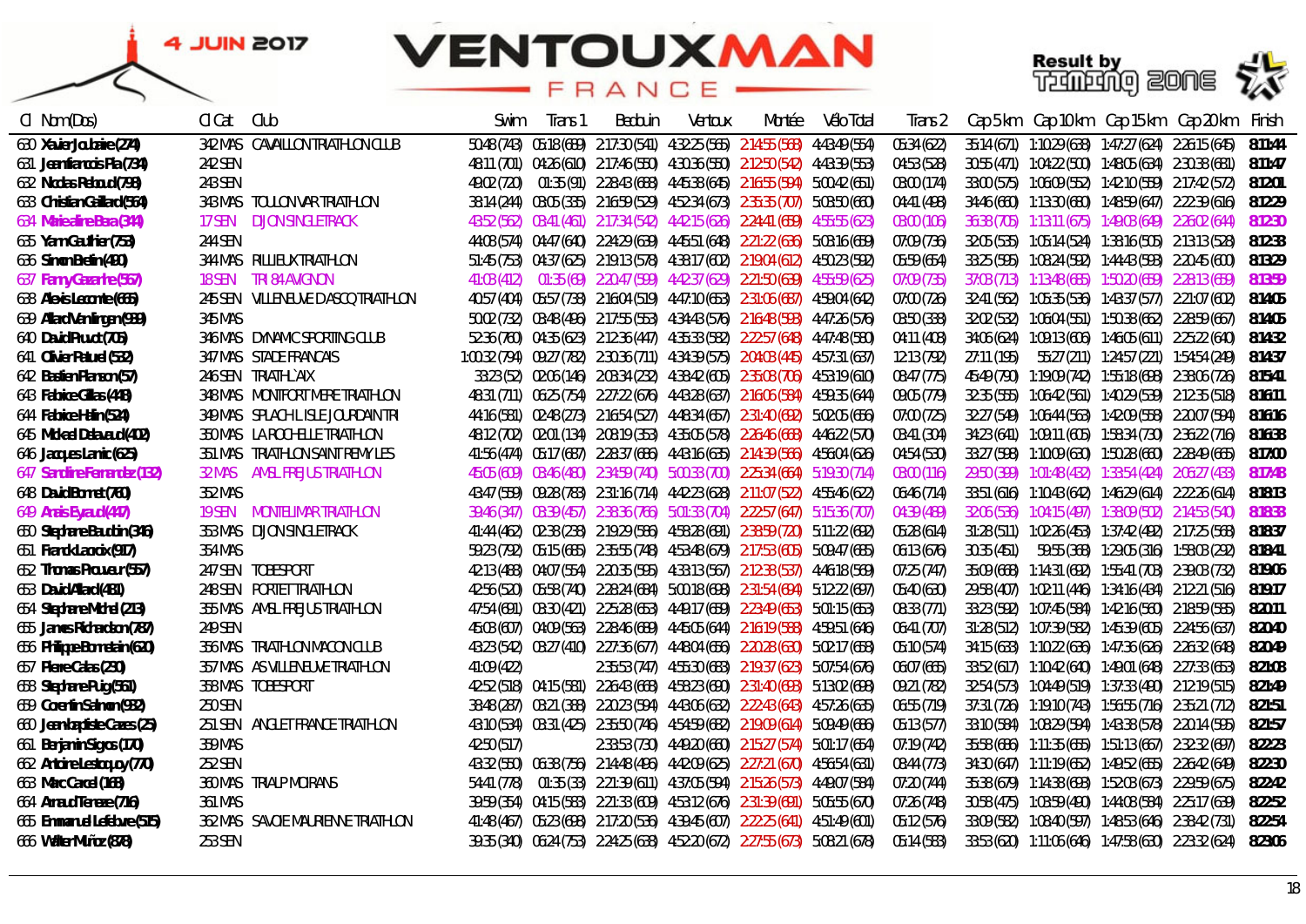| Cl | Nom(Dos) | Cl Cat | Club | Swim | Trans 1 | Bedouin | Ventoux | Montée | Vélo Total | Trans 2 | Cap 5km | Cap 10km | Cap 15km | Cap 20km | Finish |
|---|---|---|---|---|---|---|---|---|---|---|---|---|---|---|---|
| 630 | Xavier Joubaire (274) | 342 MAS | CAVAILLON TRIATHLON CLUB | 50:48 (743) | 05:18 (689) | 2:17:30 (541) | 4:32:25 (565) | 2:14:55 (568) | 4:43:49 (554) | 05:34 (622) | 35:14 (671) | 1:10:29 (638) | 1:47:27 (624) | 2:26:15 (645) | 8:11:44 |
| 631 | Jeanfrancois Pla (734) | 242 SEN | | 48:11 (701) | 04:26 (610) | 2:17:46 (550) | 4:30:36 (550) | 2:12:50 (542) | 4:43:39 (553) | 04:53 (528) | 30:55 (471) | 1:04:22 (500) | 1:48:05 (634) | 2:30:38 (681) | 8:11:47 |
| 632 | Nicolas Reboud (798) | 243 SEN | | 49:02 (720) | 01:35 (91) | 2:28:43 (688) | 4:45:38 (645) | 2:16:55 (594) | 5:00:42 (651) | 03:00 (174) | 33:00 (575) | 1:06:09 (552) | 1:42:10 (559) | 2:17:42 (572) | 8:12:01 |
| 633 | Christian Gaillard (564) | 343 MAS | TOULON VAR TRIATHLON | 38:14 (244) | 03:05 (335) | 2:16:59 (529) | 4:52:34 (673) | 2:35:35 (707) | 5:08:50 (660) | 04:41 (498) | 34:46 (660) | 1:13:30 (680) | 1:48:59 (647) | 2:22:39 (616) | 8:12:29 |
| 634 | Marie-aline Bava (344) | 17 SEN | DIJON SINGLETRACK | 43:52 (562) | 03:41 (461) | 2:17:34 (542) | 4:42:15 (626) | 2:24:41 (659) | 4:55:55 (623) | 03:00 (106) | 36:38 (705) | 1:13:11 (675) | 1:49:03 (649) | 2:26:02 (644) | 8:12:30 |
| 635 | Yann Gauthier (753) | 244 SEN | | 44:08 (574) | 04:47 (640) | 2:24:29 (639) | 4:45:51 (648) | 2:21:22 (636) | 5:08:16 (659) | 07:09 (736) | 32:05 (535) | 1:05:14 (524) | 1:38:16 (505) | 2:13:13 (528) | 8:12:38 |
| 636 | Simon Befin (480) | 344 MAS | RILLIEUX TRIATHLON | 51:45 (753) | 04:37 (625) | 2:19:13 (578) | 4:38:17 (602) | 2:19:04 (612) | 4:50:23 (592) | 05:59 (654) | 33:25 (595) | 1:08:24 (592) | 1:44:43 (593) | 2:20:45 (600) | 8:13:29 |
| 637 | Fanny Gazarhe (567) | 18 SEN | TRI 84 AVIGNON | 41:03 (412) | 01:35 (69) | 2:20:47 (599) | 4:42:37 (629) | 2:21:50 (639) | 4:55:59 (625) | 07:09 (735) | 37:03 (713) | 1:13:48 (685) | 1:50:20 (659) | 2:28:13 (659) | 8:13:59 |
| 638 | Alexis Lecomte (666) | 245 SEN | VILLENEUVE D'ASCQ TRIATHLON | 40:57 (404) | 05:57 (738) | 2:16:04 (519) | 4:47:10 (653) | 2:31:06 (687) | 4:59:04 (642) | 07:00 (726) | 32:41 (562) | 1:05:35 (536) | 1:43:37 (577) | 2:21:07 (602) | 8:14:05 |
| 639 | Allard Vanlingen (939) | 345 MAS | | 50:02 (732) | 03:48 (496) | 2:17:55 (553) | 4:34:43 (576) | 2:16:48 (593) | 4:47:26 (576) | 03:50 (338) | 32:02 (532) | 1:06:04 (551) | 1:50:38 (662) | 2:28:59 (667) | 8:14:05 |
| 640 | David Pruvot (706) | 346 MAS | DYNAMIC SPORTING CLUB | 52:36 (760) | 04:35 (623) | 2:12:36 (447) | 4:35:33 (582) | 2:22:57 (648) | 4:47:48 (580) | 04:11 (408) | 34:06 (624) | 1:09:13 (606) | 1:46:05 (611) | 2:25:22 (640) | 8:14:32 |
| 641 | Olivier Paturel (532) | 347 MAS | STADE FRANCAIS | 1:00:32 (794) | 09:27 (782) | 2:30:36 (711) | 4:34:39 (575) | 2:04:03 (445) | 4:57:31 (637) | 12:13 (792) | 27:11 (195) | 55:27 (211) | 1:24:57 (221) | 1:54:54 (249) | 8:14:37 |
| 642 | Bastien Planson (57) | 246 SEN | TRIATH'LAIX | 33:23 (52) | 02:06 (146) | 2:03:34 (232) | 4:38:42 (605) | 2:35:08 (706) | 4:53:19 (610) | 08:47 (775) | 45:49 (790) | 1:19:09 (742) | 1:55:18 (698) | 2:38:06 (726) | 8:15:41 |
| 643 | Fabrice Gillas (448) | 348 MAS | MONTFORT MERE TRIATHLON | 48:31 (711) | 06:25 (754) | 2:27:22 (676) | 4:43:28 (637) | 2:16:06 (584) | 4:59:35 (644) | 09:05 (779) | 32:35 (555) | 1:06:42 (561) | 1:40:29 (539) | 2:12:35 (518) | 8:16:11 |
| 644 | Fabrice Helin (524) | 349 MAS | SPLACH L ISLE JOURDAIN TRI | 44:16 (581) | 02:48 (273) | 2:16:54 (527) | 4:48:34 (657) | 2:31:40 (692) | 5:02:05 (656) | 07:00 (725) | 32:27 (549) | 1:06:44 (563) | 1:42:09 (558) | 2:20:07 (594) | 8:16:16 |
| 645 | Mickael Delavaud (402) | 350 MAS | LA ROCHELLE TRIATHLON | 48:12 (702) | 02:01 (134) | 2:08:19 (353) | 4:35:05 (578) | 2:26:46 (668) | 4:46:22 (570) | 03:41 (304) | 34:23 (641) | 1:09:11 (605) | 1:58:34 (730) | 2:36:22 (716) | 8:16:38 |
| 646 | Jacques Lanic (625) | 351 MAS | TRIATHLON SAINT REMY LES | 41:56 (474) | 05:17 (687) | 2:28:37 (686) | 4:43:16 (635) | 2:14:39 (566) | 4:56:04 (626) | 04:54 (530) | 33:27 (598) | 1:10:09 (630) | 1:50:28 (660) | 2:28:49 (665) | 8:17:00 |
| 647 | Sandrine Fernandez (132) | 32 MAS | AMSL FREJUS TRIATHLON | 45:05 (609) | 03:46 (480) | 2:34:59 (740) | 5:00:33 (700) | 2:25:34 (664) | 5:19:30 (714) | 03:00 (116) | 29:50 (399) | 1:01:48 (432) | 1:33:54 (424) | 2:06:27 (433) | 8:17:48 |
| 648 | David Bonnet (760) | 352 MAS | | 43:47 (559) | 09:28 (783) | 2:31:16 (714) | 4:42:23 (628) | 2:11:07 (522) | 4:55:46 (622) | 06:46 (714) | 33:51 (616) | 1:10:43 (642) | 1:46:29 (614) | 2:22:26 (614) | 8:18:13 |
| 649 | Anais Eyraud (447) | 19 SEN | MONTELIMAR TRIATHLON | 39:46 (347) | 03:39 (457) | 2:38:36 (766) | 5:01:33 (704) | 2:22:57 (647) | 5:15:36 (707) | 04:39 (489) | 32:06 (536) | 1:04:15 (497) | 1:38:09 (502) | 2:14:53 (540) | 8:18:33 |
| 650 | Stephane Baudoin (346) | 353 MAS | DIJON SINGLETRACK | 41:44 (462) | 02:38 (238) | 2:19:29 (586) | 4:58:28 (691) | 2:38:59 (720) | 5:11:22 (692) | 05:28 (614) | 31:28 (511) | 1:02:26 (453) | 1:37:42 (492) | 2:17:25 (568) | 8:18:37 |
| 651 | Franck Lacroix (907) | 354 MAS | | 59:23 (792) | 05:15 (685) | 2:35:55 (748) | 4:53:48 (679) | 2:17:53 (605) | 5:09:47 (665) | 06:13 (676) | 30:35 (451) | 59:55 (368) | 1:29:05 (316) | 1:58:03 (292) | 8:18:41 |
| 652 | Thomas Prouveur (557) | 247 SEN | TOBESPORT | 42:13 (488) | 04:07 (554) | 2:20:35 (595) | 4:33:13 (567) | 2:12:38 (537) | 4:46:18 (569) | 07:25 (747) | 35:09 (668) | 1:14:31 (692) | 1:55:41 (703) | 2:39:03 (732) | 8:19:06 |
| 653 | David Allard (481) | 248 SEN | PORTET TRIATHLON | 42:56 (520) | 05:58 (740) | 2:28:24 (684) | 5:00:18 (698) | 2:31:54 (694) | 5:12:22 (697) | 05:40 (630) | 29:58 (407) | 1:02:11 (446) | 1:34:16 (434) | 2:12:21 (516) | 8:19:17 |
| 654 | Stephane Michel (213) | 355 MAS | AMSL FREJUS TRIATHLON | 47:54 (691) | 03:30 (421) | 2:25:28 (653) | 4:49:17 (659) | 2:23:49 (653) | 5:01:15 (653) | 08:33 (771) | 33:23 (592) | 1:07:45 (584) | 1:42:16 (560) | 2:18:59 (585) | 8:20:11 |
| 655 | James Richardson (787) | 249 SEN | | 45:03 (607) | 04:09 (563) | 2:28:46 (689) | 4:45:05 (644) | 2:16:19 (588) | 4:59:51 (646) | 06:41 (707) | 31:28 (512) | 1:07:39 (582) | 1:45:39 (605) | 2:24:56 (637) | 8:20:40 |
| 656 | Philippe Bornetain (610) | 356 MAS | TRIATHLON MACON CLUB | 43:23 (542) | 03:27 (410) | 2:27:36 (677) | 4:48:04 (656) | 2:20:28 (630) | 5:02:17 (658) | 05:10 (574) | 34:15 (633) | 1:10:22 (636) | 1:47:36 (626) | 2:26:32 (648) | 8:20:49 |
| 657 | Pierre Calas (230) | 357 MAS | AS VILLENEUVE TRIATHLON | 41:09 (422) | | 2:35:53 (747) | 4:55:30 (683) | 2:19:37 (623) | 5:07:54 (676) | 06:07 (665) | 33:52 (617) | 1:10:42 (640) | 1:49:01 (648) | 2:27:33 (653) | 8:21:03 |
| 658 | Stephane Puig (561) | 358 MAS | TOBESPORT | 42:52 (518) | 04:15 (581) | 2:26:43 (668) | 4:58:23 (690) | 2:31:40 (688) | 5:13:02 (698) | 09:21 (782) | 32:54 (573) | 1:04:49 (519) | 1:37:33 (490) | 2:12:19 (515) | 8:21:49 |
| 659 | Corentin Salmon (932) | 250 SEN | | 38:48 (287) | 03:21 (388) | 2:20:23 (594) | 4:43:06 (632) | 2:22:43 (643) | 4:57:26 (635) | 06:55 (719) | 37:31 (726) | 1:19:10 (743) | 1:56:55 (716) | 2:35:21 (712) | 8:21:51 |
| 660 | Jean-baptiste Cases (25) | 251 SEN | ANGLET FRANCE TRIATHLON | 43:10 (534) | 03:31 (425) | 2:35:50 (746) | 4:54:59 (682) | 2:19:09 (614) | 5:08:49 (666) | 05:13 (577) | 33:10 (584) | 1:08:29 (594) | 1:43:38 (578) | 2:20:14 (595) | 8:21:57 |
| 661 | Benjamin Sigros (170) | 359 MAS | | 42:50 (517) | | 2:33:53 (730) | 4:49:20 (660) | 2:15:27 (574) | 5:01:17 (654) | 07:19 (742) | 35:58 (686) | 1:11:35 (655) | 1:51:13 (667) | 2:32:32 (697) | 8:22:23 |
| 662 | Antoine Lestoquoy (770) | 252 SEN | | 43:32 (550) | 06:38 (756) | 2:14:48 (496) | 4:42:09 (625) | 2:27:21 (670) | 4:56:54 (631) | 08:44 (773) | 34:30 (647) | 1:11:19 (652) | 1:49:52 (655) | 2:26:42 (649) | 8:22:30 |
| 663 | Marc Carcel (168) | 360 MAS | TRIALP MOIRANS | 54:41 (778) | 01:35 (33) | 2:21:39 (611) | 4:37:05 (594) | 2:15:26 (573) | 4:49:07 (584) | 07:20 (744) | 35:38 (679) | 1:14:38 (693) | 1:52:03 (673) | 2:29:59 (675) | 8:22:42 |
| 664 | Arnaud Tenaee (716) | 361 MAS | | 39:59 (354) | 04:15 (583) | 2:21:33 (609) | 4:53:12 (676) | 2:31:39 (691) | 5:05:55 (670) | 07:26 (748) | 30:58 (475) | 1:03:59 (490) | 1:44:08 (584) | 2:25:17 (639) | 8:22:52 |
| 665 | Emmanuel Lefebvre (515) | 362 MAS | SAVOIE MAURIENNE TRIATHLON | 41:48 (467) | 05:23 (698) | 2:17:20 (536) | 4:39:45 (607) | 2:22:25 (641) | 4:51:49 (601) | 05:12 (576) | 33:09 (582) | 1:08:40 (597) | 1:48:53 (646) | 2:38:42 (731) | 8:22:54 |
| 666 | Walter Muñoz (878) | 253 SEN | | 39:35 (340) | 06:24 (753) | 2:24:25 (638) | 4:52:20 (672) | 2:27:55 (673) | 5:08:21 (678) | 05:14 (583) | 33:53 (620) | 1:11:06 (646) | 1:47:58 (630) | 2:23:32 (624) | 8:23:06 |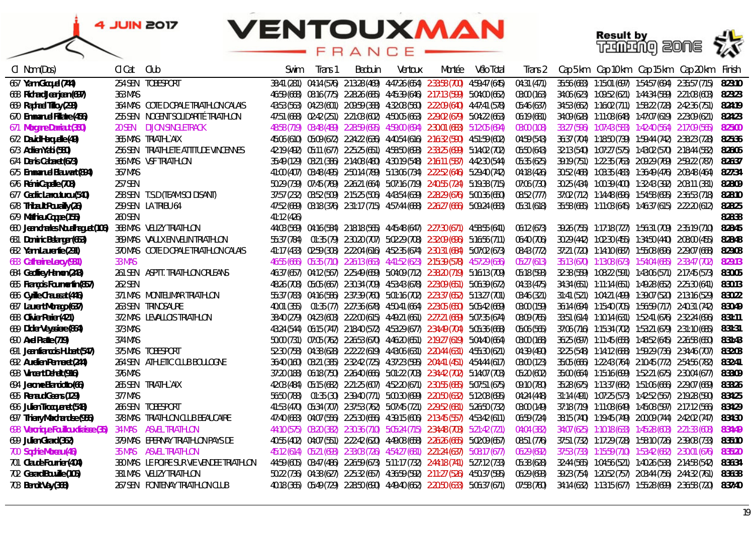4 JUIN 2017

# VENTOUXMAN FRANCE

Result by TIMING ZONE

| Cl | Nom(Dos) | Cl Cat | Club | Swim | Trans 1 | Bedouin | Ventoux | Montée | Vélo Total | Trans 2 | Cap 5 km | Cap 10 km | Cap 15 km | Cap 20 km | Finish |
|---|---|---|---|---|---|---|---|---|---|---|---|---|---|---|---|
| 667 | Yann Gicquel (744) | 254 SEN | TOBESPORT | 38:41 (281) | 04:14 (576) | 2:13:28 (469) | 4:47:26 (654) | 2:33:58 (700) | 4:59:47 (645) | 04:31 (471) | 35:56 (683) | 1:15:01 (697) | 1:54:57 (694) | 2:35:57 (715) | 8:23:10 |
| 668 | Richard Jeanjean (697) | 363 MAS | | 46:59 (668) | 08:16 (775) | 2:28:26 (685) | 4:45:39 (646) | 2:17:13 (599) | 5:04:00 (662) | 03:00 (163) | 34:06 (623) | 1:09:52 (621) | 1:44:34 (589) | 2:21:08 (603) | 8:23:23 |
| 669 | Raphael Tilloy (293) | 364 MAS | COTE D OPALE TRIATHLON CALAIS | 43:53 (563) | 04:23 (601) | 2:09:59 (388) | 4:32:08 (560) | 2:22:09 (640) | 4:47:41 (578) | 05:46 (637) | 34:53 (662) | 1:16:02 (711) | 1:58:22 (728) | 2:42:36 (751) | 8:24:19 |
| 670 | Emmanuel Fillatre (456) | 255 SEN | NOGENT SOLIDARITE TRIATHLON | 47:51 (688) | 02:42 (251) | 2:21:03 (602) | 4:50:05 (663) | 2:29:02 (679) | 5:04:22 (663) | 06:19 (681) | 34:09 (628) | 1:11:08 (648) | 1:47:07 (619) | 2:23:09 (621) | 8:24:23 |
| 671 | Morgane Dariaut (360) | 20 SEN | DIJON SINGLETRACK | 48:58 (719) | 03:48 (489) | 2:28:59 (695) | 4:59:00 (694) | 2:30:01 (683) | 5:12:05 (694) | 03:00 (108) | 33:27 (596) | 1:07:43 (583) | 1:42:40 (564) | 2:17:09 (565) | 8:25:00 |
| 672 | David Hacquelle (49) | 365 MAS | TRIATH. AIX | 45:06 (610) | 05:09 (672) | 2:24:22 (636) | 4:40:54 (616) | 2:16:32 (590) | 4:51:59 (602) | 04:59 (543) | 36:37 (704) | 1:18:50 (739) | 1:59:44 (742) | 2:38:23 (728) | 8:25:36 |
| 673 | Adrien Yabi (580) | 256 SEN | TRIATHLETE ATTITUDE VINCENNES | 42:19 (492) | 05:11 (677) | 2:25:25 (651) | 4:58:50 (693) | 2:33:25 (699) | 5:14:02 (702) | 05:50 (643) | 32:13 (540) | 1:07:27 (575) | 1:43:02 (570) | 2:18:44 (582) | 8:26:06 |
| 674 | Denis Cabaret (673) | 366 MAS | VSF TRIATHLON | 35:49 (129) | 03:21 (386) | 2:14:08 (480) | 4:30:19 (548) | 2:16:11 (587) | 4:42:30 (544) | 05:35 (625) | 39:19 (751) | 1:22:35 (763) | 2:09:29 (769) | 2:59:22 (787) | 8:26:37 |
| 675 | Emmanuel Blauwart (834) | 367 MAS | | 41:00 (407) | 03:48 (495) | 2:50:14 (789) | 5:13:06 (734) | 2:22:52 (646) | 5:29:40 (742) | 04:18 (426) | 30:52 (468) | 1:03:35 (483) | 1:36:49 (476) | 2:08:48 (464) | 8:27:34 |
| 676 | Rémi Capelle (708) | 257 SEN | | 50:29 (739) | 07:45 (769) | 2:26:21 (664) | 5:07:16 (719) | 2:40:55 (724) | 5:19:38 (715) | 07:06 (730) | 30:25 (434) | 1:00:39 (400) | 1:32:43 (392) | 2:08:11 (381) | 8:28:09 |
| 677 | Cedric Larrouturou (540) | 258 SEN | T.S.D (TEAM SOI DISANT) | 37:57 (232) | 03:52 (509) | 2:15:25 (506) | 4:43:54 (639) | 2:28:29 (676) | 5:00:36 (650) | 08:52 (777) | 37:02 (712) | 1:14:48 (696) | 1:54:58 (695) | 2:36:53 (718) | 8:28:10 |
| 678 | Thibault Pouailly (26) | 259 SEN | LA TRIBU 64 | 47:52 (689) | 03:18 (376) | 2:31:17 (715) | 4:57:44 (688) | 2:26:27 (666) | 5:09:24 (683) | 05:31 (618) | 35:58 (685) | 1:11:03 (645) | 1:46:37 (615) | 2:22:20 (612) | 8:28:25 |
| 679 | Mathieu Coppe (155) | 260 SEN | | 41:12 (426) | | | | | | | | | | | 8:28:38 |
| 680 | Jean-charles Noulhaguet (106) | 368 MAS | VELIZY TRIATHLON | 44:03 (569) | 04:16 (584) | 2:18:18 (565) | 4:45:48 (647) | 2:27:30 (671) | 4:58:55 (641) | 06:12 (673) | 39:26 (755) | 1:17:18 (727) | 1:56:31 (709) | 2:35:19 (710) | 8:28:45 |
| 681 | Dominic Belanger (653) | 369 MAS | VAULX EN VELIN TRIATHLON | 55:37 (784) | 01:35 (79) | 2:30:20 (707) | 5:02:29 (708) | 2:32:09 (696) | 5:16:56 (711) | 06:40 (706) | 30:29 (442) | 1:02:30 (455) | 1:34:50 (440) | 2:08:00 (455) | 8:28:48 |
| 682 | Yann Laurentie (291) | 370 MAS | COTE D OPALE TRIATHLON CALAIS | 41:17 (433) | 02:59 (308) | 2:22:04 (616) | 4:52:35 (674) | 2:30:31 (684) | 5:07:02 (673) | 08:43 (772) | 37:21 (720) | 1:14:10 (687) | 1:55:08 (696) | 2:29:07 (668) | 8:29:08 |
| 683 | Catherine Leroy (981) | 33 MAS | | 46:55 (666) | 05:35 (710) | 2:26:13 (663) | 4:41:52 (623) | 2:15:39 (578) | 4:57:29 (636) | 05:27 (613) | 35:13 (670) | 1:13:08 (673) | 1:54:04 (685) | 2:33:47 (702) | 8:29:13 |
| 684 | Geoffrey Hemon (243) | 261 SEN | ASPTT. TRIATHLON ORLEANS | 46:37 (657) | 04:12 (567) | 2:25:49 (659) | 5:04:09 (712) | 2:38:20 (719) | 5:16:13 (709) | 05:18 (593) | 32:38 (559) | 1:08:22 (591) | 1:43:06 (571) | 2:17:45 (573) | 8:30:05 |
| 685 | François Fourmentin (857) | 262 SEN | | 48:26 (708) | 05:05 (667) | 2:30:34 (709) | 4:53:43 (678) | 2:23:09 (651) | 5:06:39 (672) | 04:33 (475) | 34:34 (651) | 1:11:14 (651) | 1:49:28 (652) | 2:25:30 (641) | 8:30:13 |
| 686 | Cyrille Chaussat (446) | 371 MAS | MONTELIMAR TRIATHLON | 55:37 (783) | 04:16 (586) | 2:37:39 (760) | 5:01:16 (702) | 2:23:37 (652) | 5:13:27 (701) | 03:46 (321) | 31:41 (521) | 1:04:21 (499) | 1:39:07 (520) | 2:13:16 (529) | 8:30:22 |
| 687 | Laurent Morago (637) | 263 SEN | TRINOSAURE | 40:01 (355) | 01:35 (77) | 2:27:36 (678) | 4:50:41 (664) | 2:23:05 (650) | 5:05:42 (669) | 03:00 (159) | 36:14 (694) | 1:15:40 (705) | 1:56:59 (717) | 2:40:31 (742) | 8:30:49 |
| 688 | Olivier Perier (421) | 372 MAS | LEVALLOIS TRIATHLON | 38:40 (279) | 04:23 (603) | 2:22:00 (615) | 4:49:21 (661) | 2:27:21 (669) | 5:07:35 (674) | 08:09 (765) | 33:51 (614) | 1:10:14 (631) | 1:52:41 (676) | 2:32:24 (696) | 8:31:11 |
| 689 | Didier Veyssiere (864) | 373 MAS | | 43:24 (544) | 06:15 (747) | 2:18:40 (572) | 4:53:29 (677) | 2:34:49 (704) | 5:05:36 (668) | 05:06 (565) | 37:06 (716) | 1:15:34 (702) | 1:53:21 (679) | 2:31:10 (685) | 8:31:31 |
| 690 | Axel Piatte (719) | 374 MAS | | 50:00 (731) | 07:05 (762) | 2:26:53 (670) | 4:46:20 (651) | 2:19:27 (619) | 5:04:40 (664) | 03:00 (168) | 36:25 (697) | 1:11:45 (658) | 1:48:52 (645) | 2:26:58 (650) | 8:31:43 |
| 691 | Jean-françois Hubert (547) | 375 MAS | TOBESPORT | 52:30 (758) | 04:38 (628) | 2:22:22 (619) | 4:43:06 (631) | 2:20:44 (631) | 4:55:30 (621) | 04:39 (490) | 32:25 (548) | 1:14:12 (688) | 1:59:29 (736) | 2:34:46 (707) | 8:32:03 |
| 692 | Aurelien Pennaneach (244) | 264 SEN | ATHLETIC CLUB BOULOGNE | 36:40 (160) | 03:21 (385) | 2:32:42 (725) | 4:37:23 (595) | 2:04:41 (451) | 4:54:44 (617) | 03:00 (123) | 35:05 (666) | 1:22:43 (764) | 2:10:45 (772) | 2:54:56 (782) | 8:32:41 |
| 693 | Vincent Dehollt (916) | 376 MAS | | 37:20 (188) | 06:18 (750) | 2:26:40 (666) | 5:01:22 (703) | 2:34:42 (702) | 5:14:07 (703) | 05:20 (602) | 35:00 (664) | 1:15:16 (699) | 1:52:21 (675) | 2:30:04 (677) | 8:33:09 |
| 694 | Jerome Blandcito (66) | 265 SEN | TRIATH. AIX | 42:03 (484) | 05:15 (682) | 2:21:25 (607) | 4:52:20 (671) | 2:30:55 (685) | 5:07:51 (675) | 09:10 (780) | 35:28 (675) | 1:13:37 (682) | 1:51:06 (666) | 2:29:07 (669) | 8:33:26 |
| 695 | Renaud Geens (129) | 377 MAS | | 56:50 (788) | 01:35 (30) | 2:39:40 (771) | 5:00:30 (699) | 2:20:50 (632) | 5:12:08 (695) | 04:24 (448) | 31:14 (491) | 1:07:25 (573) | 1:42:52 (567) | 2:19:28 (590) | 8:34:25 |
| 696 | Julien Trocquenet (548) | 266 SEN | TOBESPORT | 41:53 (470) | 05:34 (707) | 2:37:53 (762) | 5:07:45 (721) | 2:29:52 (681) | 5:26:50 (732) | 03:00 (149) | 37:18 (719) | 1:11:08 (649) | 1:45:08 (597) | 2:17:12 (566) | 8:34:29 |
| 697 | Thierry Marchandise (956) | 378 MAS | TRIATHLON CLUB BEAUCAIRE | 47:40 (683) | 04:07 (556) | 2:25:30 (656) | 4:39:15 (606) | 2:13:45 (557) | 4:53:42 (611) | 06:59 (724) | 38:15 (740) | 1:19:45 (749) | 2:00:09 (744) | 2:42:02 (747) | 8:34:30 |
| 698 | Veronique Fouilloux-faisse (35) | 34 MAS | ASVEL TRIATHLON | 44:10 (575) | 03:20 (382) | 2:30:36 (710) | 5:05:24 (715) | 2:34:48 (703) | 5:21:42 (721) | 04:04 (382) | 34:07 (625) | 1:10:18 (633) | 1:45:28 (603) | 2:21:33 (608) | 8:34:49 |
| 699 | Julien Girard (362) | 379 MAS | EPERNAY TRIATHLON PAYS DE | 40:55 (402) | 04:07 (551) | 2:22:42 (620) | 4:49:08 (658) | 2:26:26 (665) | 5:02:09 (657) | 08:51 (776) | 37:51 (732) | 1:17:29 (728) | 1:58:10 (726) | 2:39:08 (733) | 8:35:10 |
| 700 | Sophie Moreau (46) | 35 MAS | ASVEL TRIATHLON | 45:12 (614) | 05:21 (693) | 2:33:08 (726) | 4:54:27 (681) | 2:21:24 (637) | 5:08:17 (677) | 06:29 (692) | 37:53 (733) | 1:15:59 (710) | 1:53:42 (682) | 2:30:01 (676) | 8:35:20 |
| 701 | Claude Fournier (404) | 380 MAS | LE POIRE SUR VIE VENDEE TRIATHLON | 44:59 (605) | 03:47 (486) | 2:26:59 (673) | 5:11:17 (732) | 2:44:18 (741) | 5:27:12 (733) | 05:38 (628) | 32:44 (565) | 1:04:56 (521) | 1:40:26 (538) | 2:14:58 (542) | 8:36:34 |
| 702 | Gerard Bouille (105) | 381 MAS | VELIZY TRIATHLON | 50:22 (736) | 04:38 (627) | 2:25:32 (657) | 4:36:59 (592) | 2:11:27 (526) | 4:50:37 (595) | 06:29 (693) | 39:23 (754) | 1:20:52 (757) | 2:03:44 (756) | 2:44:32 (761) | 8:36:38 |
| 703 | Benoit Vay (368) | 267 SEN | FONTENAY TRIATHLON CLUB | 40:18 (365) | 05:49 (729) | 2:28:50 (690) | 4:49:40 (662) | 2:20:50 (633) | 5:06:37 (671) | 07:58 (760) | 34:14 (632) | 1:13:15 (677) | 1:55:28 (699) | 2:36:58 (720) | 8:37:40 |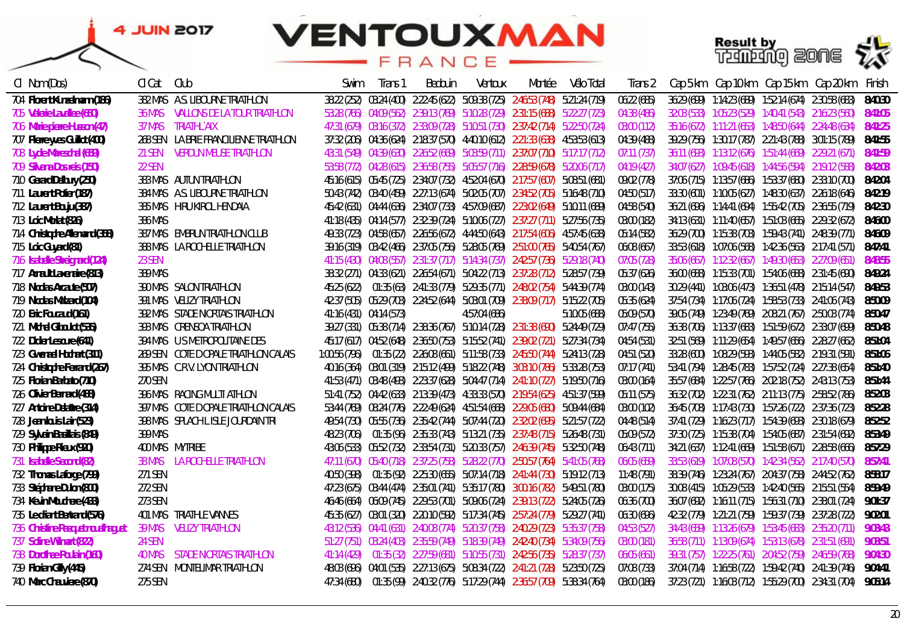# VENTOUXMAN FRANCE

4 JUIN 2017

Result by Timing Zone

| Cl | Nom(Dos) | Cl Cat | Club | Swim | Trans 1 | Bedouin | Ventoux | Montée | Vélo Total | Trans 2 | Cap 5 km | Cap 10 km | Cap 15 km | Cap 20 km | Finish |
|---|---|---|---|---|---|---|---|---|---|---|---|---|---|---|---|
| 704 | Florent Kunelmann (186) | 382 MAS | AS LIBOURNE TRIATHLON | 38:22 (252) | 03:24 (400) | 2:22:45 (622) | 5:09:38 (725) | 2:46:53 (748) | 5:21:24 (719) | 06:22 (685) | 36:29 (699) | 1:14:23 (689) | 1:52:14 (674) | 2:30:58 (683) | 8:40:30 |
| 705 | Valerie Laudee (650) | 36 MAS | VALLONS DE LA TOUR TRIATHLON | 53:28 (766) | 04:09 (562) | 2:39:13 (769) | 5:10:28 (729) | 2:31:15 (688) | 5:22:27 (723) | 04:38 (486) | 32:08 (533) | 1:05:23 (529) | 1:40:41 (543) | 2:16:23 (560) | 8:41:05 |
| 706 | Marie pierre Husson (47) | 37 MAS | TRIATHL`AIX | 47:31 (679) | 03:16 (372) | 2:33:09 (728) | 5:10:51 (730) | 2:37:42 (714) | 5:22:50 (724) | 03:00 (112) | 35:16 (672) | 1:11:21 (653) | 1:48:50 (644) | 2:24:48 (634) | 8:41:25 |
| 707 | Pierre yves Guillot (400) | 268 SEN | LA BRIE FRANCILIENNE TRIATHLON | 37:32 (206) | 04:36 (624) | 2:18:37 (570) | 4:40:10 (612) | 2:21:33 (638) | 4:53:53 (613) | 04:39 (488) | 39:29 (756) | 1:30:17 (787) | 2:21:43 (788) | 3:01:15 (789) | 8:41:55 |
| 708 | Lydie Mareschal (669) | 21 SEN | VERDUN MEUSE TRIATHLON | 43:31 (549) | 04:39 (630) | 2:26:52 (669) | 5:03:59 (711) | 2:37:07 (710) | 5:17:17 (712) | 07:11 (737) | 36:11 (693) | 1:13:12 (676) | 1:51:44 (669) | 2:29:21 (671) | 8:41:59 |
| 709 | Silvana Dos reis (150) | 22 SEN | | 53:58 (772) | 04:28 (615) | 2:36:58 (755) | 5:05:57 (716) | 2:28:59 (678) | 5:20:06 (717) | 04:19 (427) | 34:07 (627) | 1:09:45 (618) | 1:44:56 (594) | 2:19:12 (588) | 8:42:03 |
| 710 | Gerard Delbury (250) | 383 MAS | AUTUN TRIATHLON | 45:16 (615) | 05:45 (725) | 2:34:07 (732) | 4:52:04 (670) | 2:17:57 (607) | 5:08:51 (681) | 09:02 (778) | 37:06 (715) | 1:13:57 (686) | 1:53:37 (680) | 2:33:10 (700) | 8:42:04 |
| 711 | Laurent Potier (187) | 384 MAS | AS LIBOURNE TRIATHLON | 50:43 (742) | 03:40 (459) | 2:27:13 (674) | 5:02:05 (707) | 2:34:52 (705) | 5:16:48 (710) | 04:50 (517) | 33:30 (601) | 1:10:05 (627) | 1:48:30 (637) | 2:26:18 (646) | 8:42:19 |
| 712 | Laurent Bouju (387) | 385 MAS | HIRU KIROL HENDAIA | 45:42 (631) | 04:44 (636) | 2:34:07 (733) | 4:57:09 (687) | 2:23:02 (649) | 5:10:11 (689) | 04:58 (540) | 36:21 (696) | 1:14:41 (694) | 1:55:42 (705) | 2:36:55 (719) | 8:42:30 |
| 713 | Loic Morlat (826) | 386 MAS | | 41:18 (435) | 04:14 (577) | 2:32:39 (724) | 5:10:06 (727) | 2:37:27 (711) | 5:27:56 (735) | 03:00 (182) | 34:13 (631) | 1:11:40 (657) | 1:51:03 (665) | 2:29:32 (672) | 8:46:00 |
| 714 | Christophe Allemand (358) | 387 MAS | EMBRUN TRIATHLON CLUB | 49:33 (723) | 04:58 (657) | 2:26:56 (672) | 4:44:50 (643) | 2:17:54 (606) | 4:57:45 (638) | 05:14 (582) | 36:29 (700) | 1:15:38 (703) | 1:59:43 (741) | 2:48:39 (771) | 8:46:09 |
| 715 | Loic Guyard (81) | 388 MAS | LA ROCHELLE TRIATHLON | 39:16 (319) | 03:42 (466) | 2:37:05 (756) | 5:28:05 (769) | 2:51:00 (765) | 5:40:54 (767) | 06:08 (667) | 33:53 (618) | 1:07:06 (568) | 1:42:36 (563) | 2:17:41 (571) | 8:47:41 |
| 716 | Isabelle Steigniard (124) | 23 SEN | | 41:15 (430) | 04:08 (557) | 2:31:37 (717) | 5:14:34 (737) | 2:42:57 (736) | 5:29:18 (740) | 07:05 (728) | 35:06 (667) | 1:12:32 (667) | 1:49:30 (653) | 2:27:09 (651) | 8:48:55 |
| 717 | Arnault Laveniare (813) | 389 MAS | | 38:32 (271) | 04:33 (621) | 2:26:54 (671) | 5:04:22 (713) | 2:37:28 (712) | 5:28:57 (739) | 05:37 (626) | 36:00 (688) | 1:15:33 (701) | 1:54:06 (688) | 2:31:45 (690) | 8:49:24 |
| 718 | Nicolas Arcaute (507) | 390 MAS | SALON TRIATHLON | 45:25 (622) | 01:35 (63) | 2:41:33 (779) | 5:29:35 (771) | 2:48:02 (754) | 5:44:39 (774) | 03:00 (143) | 30:29 (441) | 1:03:06 (473) | 1:36:51 (478) | 2:15:14 (547) | 8:49:53 |
| 719 | Nicolas Mélizard (104) | 391 MAS | VELIZY TRIATHLON | 42:37 (505) | 05:29 (708) | 2:24:52 (644) | 5:03:01 (709) | 2:38:09 (717) | 5:15:22 (705) | 05:35 (624) | 37:54 (734) | 1:17:06 (724) | 1:58:53 (733) | 2:41:06 (743) | 8:50:09 |
| 720 | Eric Foucaud (161) | 392 MAS | STADE NIORTAIS TRIATHLON | 41:16 (431) | 04:14 (573) | | 4:57:04 (686) | | 5:10:05 (688) | 05:09 (570) | 39:05 (749) | 1:23:49 (769) | 2:08:21 (767) | 2:50:03 (774) | 8:50:47 |
| 721 | Michel Gilboulot (535) | 393 MAS | CRENSOA TRIATHLON | 39:27 (331) | 05:38 (714) | 2:38:36 (767) | 5:10:14 (728) | 2:31:38 (690) | 5:24:49 (729) | 07:47 (755) | 36:38 (706) | 1:13:37 (683) | 1:51:59 (672) | 2:33:07 (699) | 8:50:48 |
| 722 | Didier Lescure (641) | 394 MAS | U S METROPOLITAINE DES | 45:17 (617) | 04:52 (648) | 2:36:50 (753) | 5:15:52 (741) | 2:39:02 (721) | 5:27:34 (734) | 04:54 (531) | 32:51 (569) | 1:11:29 (654) | 1:49:57 (656) | 2:28:27 (662) | 8:51:04 |
| 723 | Gwenael Hochart (310) | 269 SEN | COTE D OPALE TRIATHLON CALAIS | 1:00:56 (796) | 01:35 (22) | 2:26:08 (661) | 5:11:58 (733) | 2:45:50 (744) | 5:24:13 (728) | 04:51 (520) | 33:28 (600) | 1:08:29 (593) | 1:44:05 (582) | 2:19:31 (591) | 8:51:06 |
| 724 | Christophe Ferrand (267) | 395 MAS | C.R.V. LYON TRIATHLON | 40:16 (364) | 03:01 (319) | 2:15:12 (499) | 5:18:22 (748) | 3:03:10 (786) | 5:33:28 (753) | 07:17 (741) | 53:41 (794) | 1:28:45 (783) | 1:57:52 (724) | 2:27:38 (654) | 8:51:40 |
| 725 | Florian Barbato (710) | 270 SEN | | 41:53 (471) | 03:48 (493) | 2:23:37 (628) | 5:04:47 (714) | 2:41:10 (727) | 5:19:50 (716) | 03:00 (164) | 35:57 (684) | 1:22:57 (766) | 2:02:18 (752) | 2:43:13 (753) | 8:51:44 |
| 726 | Olivier Bernard (488) | 396 MAS | RACING MULTI ATHLON | 51:41 (752) | 04:42 (633) | 2:13:39 (473) | 4:33:33 (570) | 2:19:54 (625) | 4:51:37 (599) | 05:11 (575) | 36:32 (702) | 1:22:31 (762) | 2:11:13 (775) | 2:58:52 (786) | 8:52:03 |
| 727 | Antoine Delattre (314) | 397 MAS | COTE D OPALE TRIATHLON CALAIS | 53:44 (769) | 08:24 (776) | 2:22:49 (624) | 4:51:54 (668) | 2:29:05 (680) | 5:09:44 (684) | 03:00 (102) | 36:45 (708) | 1:17:43 (730) | 1:57:26 (722) | 2:37:36 (723) | 8:52:28 |
| 728 | Jean louis Lair (529) | 398 MAS | SPLACH L ISLE JOURDAIN TRI | 49:54 (730) | 05:55 (736) | 2:35:42 (744) | 5:07:44 (720) | 2:32:02 (695) | 5:21:57 (722) | 04:48 (514) | 37:41 (729) | 1:16:23 (717) | 1:54:39 (693) | 2:30:18 (679) | 8:52:52 |
| 729 | Sylvain Basillais (849) | 399 MAS | | 48:23 (706) | 01:35 (96) | 2:35:33 (743) | 5:13:21 (735) | 2:37:48 (715) | 5:26:48 (731) | 05:09 (572) | 37:30 (725) | 1:15:38 (704) | 1:54:05 (687) | 2:31:54 (692) | 8:53:49 |
| 730 | Philippe Rieux (910) | 400 MAS | MYTRIBE | 43:06 (533) | 05:52 (732) | 2:33:54 (731) | 5:20:33 (757) | 2:46:39 (745) | 5:32:50 (748) | 06:43 (711) | 34:21 (637) | 1:12:41 (669) | 1:51:58 (671) | 2:28:58 (666) | 8:57:29 |
| 731 | Isabelle Secondi (82) | 38 MAS | LA ROCHELLE TRIATHLON | 47:11 (670) | 05:40 (718) | 2:37:25 (758) | 5:28:22 (770) | 2:50:57 (764) | 5:41:05 (768) | 06:05 (659) | 33:53 (619) | 1:07:08 (570) | 1:42:34 (562) | 2:17:40 (570) | 8:57:41 |
| 732 | Thomas Laforge (799) | 271 SEN | | 40:50 (398) | 01:35 (92) | 2:25:30 (655) | 5:07:14 (718) | 2:41:44 (730) | 5:19:12 (713) | 11:48 (791) | 38:39 (746) | 1:23:24 (767) | 2:04:37 (758) | 2:44:52 (762) | 8:58:17 |
| 733 | Stéphane Dulon (800) | 272 SEN | | 47:23 (675) | 03:44 (474) | 2:35:01 (741) | 5:35:17 (780) | 3:00:16 (782) | 5:49:51 (780) | 03:00 (175) | 30:08 (415) | 1:05:29 (533) | 1:42:40 (565) | 2:15:51 (554) | 8:59:49 |
| 734 | Kevin Mouchese (433) | 273 SEN | | 46:46 (664) | 06:09 (745) | 2:29:53 (701) | 5:09:06 (724) | 2:39:13 (722) | 5:24:05 (726) | 06:36 (700) | 36:07 (692) | 1:16:11 (715) | 1:56:31 (710) | 2:38:01 (724) | 9:01:37 |
| 735 | Leclair Bertrand (576) | 401 MAS | TRIATHLE VANNES | 45:35 (627) | 03:01 (320) | 2:20:10 (592) | 5:17:34 (745) | 2:57:24 (779) | 5:29:27 (741) | 06:30 (696) | 42:32 (779) | 1:21:21 (759) | 1:59:37 (739) | 2:37:28 (722) | 9:02:01 |
| 736 | Christine Pasquet rouilhaguet | 39 MAS | VELIZY TRIATHLON | 43:12 (536) | 04:41 (631) | 2:40:08 (774) | 5:20:37 (758) | 2:40:29 (723) | 5:35:37 (758) | 04:53 (527) | 34:43 (659) | 1:13:26 (679) | 1:53:45 (683) | 2:35:20 (711) | 9:03:43 |
| 737 | Soline Wilmart (822) | 24 SEN | | 51:27 (751) | 03:24 (403) | 2:35:59 (749) | 5:18:39 (749) | 2:42:40 (734) | 5:34:09 (756) | 03:00 (181) | 36:58 (711) | 1:13:09 (674) | 1:53:13 (678) | 2:31:51 (691) | 9:03:51 |
| 738 | Dorothee Poulain (160) | 40 MAS | STADE NIORTAIS TRIATHLON | 41:14 (429) | 01:35 (32) | 2:27:59 (681) | 5:10:55 (731) | 2:42:56 (735) | 5:28:37 (737) | 06:05 (661) | 39:31 (757) | 1:22:25 (761) | 2:04:52 (759) | 2:46:59 (768) | 9:04:30 |
| 739 | Florian Gilly (445) | 274 SEN | MONTELIMAR TRIATHLON | 48:03 (696) | 04:01 (535) | 2:27:13 (675) | 5:08:34 (722) | 2:41:21 (728) | 5:23:50 (725) | 07:08 (733) | 37:04 (714) | 1:16:58 (722) | 1:59:42 (740) | 2:41:39 (746) | 9:04:41 |
| 740 | Marc Chauviere (870) | 275 SEN | | 47:34 (680) | 01:35 (99) | 2:40:32 (776) | 5:17:29 (744) | 2:36:57 (709) | 5:38:34 (764) | 03:00 (186) | 37:23 (721) | 1:16:03 (712) | 1:55:29 (700) | 2:34:31 (704) | 9:05:14 |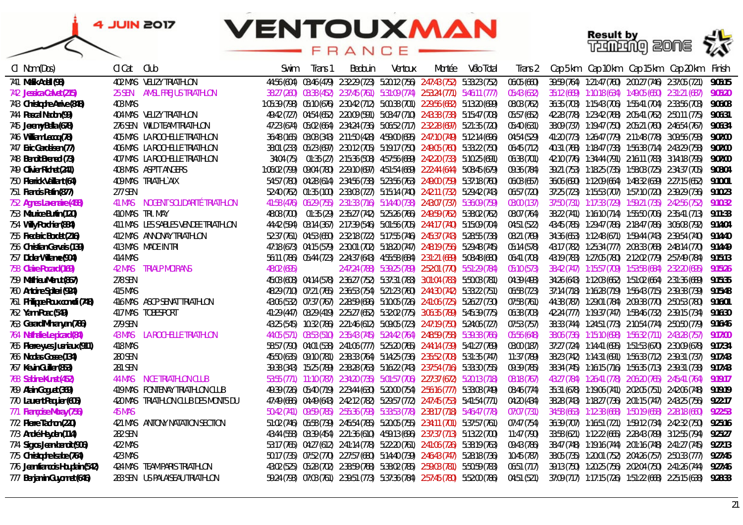4 JUIN 2017

# VENTOUXMAN FRANCE

Result by TIMING ZONE

| Cl | Nom(Dos) | Cl Cat | Club | Swim | Trans 1 | Bedouin | Ventoux | Montée | Vélo Total | Trans 2 | Cap 5 km | Cap 10 km | Cap 15 km | Cap 20 km | Finish |
|---|---|---|---|---|---|---|---|---|---|---|---|---|---|---|---|
| 741 | Malik Adell (98) | 402 MAS | VELIZY TRIATHLON | 44:56 (604) | 03:46 (479) | 2:32:29 (723) | 5:20:12 (756) | 2:47:43 (752) | 5:33:23 (752) | 06:05 (660) | 39:59 (764) | 1:21:47 (760) | 2:00:27 (746) | 2:37:05 (721) | 9:05:15 |
| 742 | Jessica Galvet (215) | 25 SEN | AMSL FREJUS TRIATHLON | 38:27 (280) | 03:38 (452) | 2:37:45 (761) | 5:31:09 (774) | 2:53:24 (771) | 5:46:11 (777) | 05:43 (632) | 35:12 (669) | 1:10:18 (634) | 1:49:05 (650) | 2:31:21 (687) | 9:05:20 |
| 743 | Christophe Anive (848) | 403 MAS | | 1:05:39 (798) | 05:10 (676) | 2:30:42 (712) | 5:00:38 (701) | 2:29:56 (682) | 5:13:20 (699) | 08:03 (762) | 36:35 (703) | 1:15:43 (706) | 1:55:41 (704) | 2:33:56 (703) | 9:06:08 |
| 744 | Pascal Nadon (99) | 404 MAS | VELIZY TRIATHLON | 49:42 (727) | 04:54 (652) | 2:20:09 (591) | 5:03:47 (710) | 2:43:38 (738) | 5:15:47 (708) | 05:57 (652) | 42:28 (778) | 1:23:42 (768) | 2:05:41 (762) | 2:50:11 (775) | 9:06:31 |
| 745 | Jeremy Bella (678) | 276 SEN | WILD TEAM TRIATHLON | 47:23 (674) | 05:02 (664) | 2:34:24 (736) | 5:06:52 (717) | 2:32:28 (697) | 5:21:35 (720) | 05:40 (631) | 38:09 (737) | 1:19:47 (750) | 2:05:21 (760) | 2:46:54 (767) | 9:06:34 |
| 746 | William Lecoq (78) | 405 MAS | LA ROCHELLE TRIATHLON | 36:48 (165) | 03:08 (343) | 2:11:50 (428) | 4:59:00 (695) | 2:47:10 (749) | 5:12:14 (696) | 04:54 (529) | 41:20 (773) | 1:26:47 (779) | 2:11:48 (778) | 3:09:56 (793) | 9:07:00 |
| 747 | Eric Gardeisen (77) | 406 MAS | LA ROCHELLE TRIATHLON | 38:01 (233) | 05:23 (697) | 2:30:12 (705) | 5:19:17 (750) | 2:49:05 (760) | 5:33:22 (750) | 06:45 (712) | 40:31 (768) | 1:18:47 (738) | 1:56:38 (714) | 2:43:29 (758) | 9:07:00 |
| 748 | Benoit Brenard (73) | 407 MAS | LA ROCHELLE TRIATHLON | 34:04 (75) | 01:35 (27) | 2:15:36 (508) | 4:57:56 (689) | 2:42:20 (733) | 5:10:25 (691) | 06:38 (701) | 42:10 (776) | 1:34:44 (791) | 2:16:11 (783) | 3:14:18 (795) | 9:07:00 |
| 749 | Olivier Richet (241) | 408 MAS | ASPTT ANGERS | 1:06:02 (799) | 09:04 (780) | 2:29:10 (697) | 4:51:54 (669) | 2:22:44 (644) | 5:08:45 (679) | 09:36 (784) | 39:21 (753) | 1:18:25 (735) | 1:58:03 (725) | 2:34:37 (705) | 9:08:04 |
| 750 | Pierrick Vaillant (64) | 409 MAS | TRIATH.`AIX | 54:57 (780) | 04:28 (614) | 2:34:56 (738) | 5:23:56 (763) | 2:49:00 (759) | 5:37:18 (760) | 06:03 (657) | 36:06 (690) | 1:12:09 (664) | 1:48:32 (639) | 2:27:15 (652) | 9:10:01 |
| 751 | Francis Patin (877) | 277 SEN | | 52:40 (762) | 01:35 (100) | 2:33:03 (727) | 5:15:14 (740) | 2:42:11 (732) | 5:29:42 (743) | 06:57 (720) | 37:25 (723) | 1:15:53 (707) | 1:57:10 (720) | 2:39:29 (736) | 9:10:23 |
| 752 | Agnes Lavernaire (488) | 41 MAS | NOGENT SOLIDARITÉ TRIATHLON | 41:58 (476) | 06:29 (755) | 2:31:33 (716) | 5:14:40 (738) | 2:43:07 (737) | 5:36:09 (759) | 03:00 (137) | 37:50 (731) | 1:17:33 (729) | 1:59:21 (735) | 2:42:56 (752) | 9:10:32 |
| 753 | Maurice Burfin (120) | 410 MAS | TRI. MAY | 48:08 (700) | 01:35 (29) | 2:35:27 (742) | 5:25:26 (766) | 2:49:59 (762) | 5:38:02 (762) | 08:07 (764) | 38:22 (741) | 1:16:10 (714) | 1:55:50 (706) | 2:35:41 (713) | 9:11:33 |
| 754 | Willy Porcher (884) | 411 MAS | LES SABLES VENDEE TRIATHLON | 44:42 (594) | 03:14 (367) | 2:17:39 (546) | 5:01:56 (705) | 2:44:17 (740) | 5:15:09 (704) | 04:51 (522) | 43:45 (785) | 1:29:47 (786) | 2:18:47 (786) | 3:06:08 (792) | 9:14:04 |
| 755 | Frederic Bordet (216) | 412 MAS | ANNONAY TRIATHLON | 52:37 (761) | 04:53 (650) | 2:32:18 (722) | 5:17:55 (746) | 2:45:37 (743) | 5:28:55 (738) | 08:21 (769) | 34:36 (653) | 1:12:48 (671) | 1:59:44 (743) | 2:39:54 (740) | 9:14:40 |
| 756 | Christian Gervais (139) | 413 MAS | MADE IN TRI | 47:18 (673) | 04:15 (579) | 2:30:01 (702) | 5:18:20 (747) | 2:48:19 (756) | 5:29:48 (745) | 05:14 (578) | 43:17 (782) | 1:25:34 (777) | 2:08:33 (768) | 2:48:14 (770) | 9:14:49 |
| 757 | Didier Villame (904) | 414 MAS | | 56:11 (786) | 05:44 (723) | 2:24:37 (643) | 4:55:58 (684) | 2:31:21 (689) | 5:08:48 (680) | 06:41 (708) | 43:19 (783) | 1:27:05 (780) | 2:12:02 (779) | 2:57:49 (784) | 9:15:13 |
| 758 | Claire Pocard (169) | 42 MAS | TRIALP MOIRANS | 48:02 (695) | | 2:47:24 (788) | 5:39:25 (789) | 2:52:01 (770) | 5:51:29 (784) | 05:10 (573) | 38:42 (747) | 1:15:57 (709) | 1:53:58 (684) | 2:32:20 (695) | 9:15:26 |
| 759 | Mathieu Menut (867) | 278 SEN | | 45:03 (608) | 04:14 (578) | 2:36:27 (752) | 5:37:31 (783) | 3:01:04 (783) | 5:50:03 (781) | 04:39 (498) | 34:26 (643) | 1:12:03 (662) | 1:51:02 (664) | 2:31:36 (689) | 9:15:35 |
| 760 | Antoine Spiteri (924) | 415 MAS | | 48:29 (710) | 07:21 (765) | 2:36:53 (754) | 5:21:23 (760) | 2:44:30 (742) | 5:33:22 (751) | 06:58 (723) | 37:14 (718) | 1:16:28 (719) | 1:56:43 (715) | 2:39:38 (739) | 9:15:48 |
| 761 | Philippe Rouxcondi (748) | 416 MAS | ASCP SENAT TRIATHLON | 43:06 (532) | 07:37 (767) | 2:28:59 (696) | 5:10:05 (726) | 2:41:06 (725) | 5:26:27 (730) | 07:58 (761) | 44:38 (787) | 1:29:01 (784) | 2:09:38 (770) | 2:50:53 (780) | 9:16:01 |
| 762 | Yann Poac (549) | 417 MAS | TOBESPORT | 41:29 (447) | 03:29 (419) | 2:25:27 (652) | 5:32:02 (775) | 3:06:35 (789) | 5:45:39 (775) | 06:38 (703) | 42:24 (777) | 1:19:37 (747) | 1:58:46 (732) | 2:39:15 (734) | 9:16:30 |
| 763 | Gerard Minaryan (786) | 279 SEN | | 43:25 (545) | 10:32 (786) | 2:21:46 (612) | 5:09:05 (723) | 2:47:19 (750) | 5:24:06 (727) | 07:53 (757) | 38:33 (744) | 1:24:51 (773) | 2:10:54 (774) | 2:50:50 (779) | 9:16:46 |
| 764 | Nathalie Lepicard (84) | 43 MAS | LA ROCHELLE TRIATHLON | 44:05 (571) | 03:53 (510) | 2:35:43 (745) | 5:24:42 (764) | 2:48:59 (758) | 5:39:38 (766) | 05:56 (648) | 38:06 (736) | 1:15:10 (698) | 1:56:32 (711) | 2:43:28 (757) | 9:17:00 |
| 765 | Pierre-yves Juniaux (910) | 418 MAS | | 58:57 (790) | 04:01 (538) | 2:41:06 (777) | 5:25:20 (765) | 2:44:14 (739) | 5:41:27 (769) | 03:00 (187) | 37:27 (724) | 1:14:41 (695) | 1:51:53 (670) | 2:30:09 (678) | 9:17:34 |
| 766 | Nicolas Gosse (134) | 280 SEN | | 45:50 (635) | 09:10 (781) | 2:38:33 (764) | 5:14:25 (736) | 2:35:52 (708) | 5:31:35 (747) | 11:37 (789) | 38:23 (742) | 1:14:31 (691) | 1:56:33 (712) | 2:39:31 (737) | 9:17:43 |
| 767 | Kevin Guiller (853) | 281 SEN | | 39:38 (343) | 15:25 (789) | 2:38:28 (763) | 5:16:22 (743) | 2:37:54 (716) | 5:33:30 (755) | 09:39 (785) | 38:34 (745) | 1:16:15 (716) | 1:56:35 (713) | 2:39:31 (738) | 9:17:43 |
| 768 | Sabine Kunst (452) | 44 MAS | NICE TRIATHLON CLUB | 53:55 (771) | 11:10 (787) | 2:34:20 (735) | 5:01:57 (706) | 2:27:37 (672) | 5:20:13 (718) | 08:18 (767) | 43:27 (784) | 1:26:41 (778) | 2:06:20 (765) | 2:45:41 (764) | 9:19:17 |
| 769 | Alain Goguet (369) | 419 MAS | FONTENAY TRIATHLON CLUB | 49:39 (726) | 05:40 (719) | 2:23:44 (630) | 5:20:00 (754) | 2:56:16 (777) | 5:33:08 (749) | 08:46 (774) | 35:31 (678) | 1:19:06 (741) | 2:02:05 (751) | 2:42:06 (748) | 9:19:19 |
| 770 | Laurent Pequier (605) | 420 MAS | TRIATHLON CLUB DES MONTS DU | 47:49 (686) | 04:49 (643) | 2:42:12 (782) | 5:29:57 (772) | 2:47:45 (753) | 5:41:54 (771) | 04:20 (434) | 38:28 (743) | 1:18:27 (736) | 2:01:15 (747) | 2:43:25 (756) | 9:22:17 |
| 771 | Françoise Moray (756) | 45 MAS | | 50:42 (741) | 09:59 (785) | 2:55:36 (793) | 5:33:53 (778) | 2:38:17 (718) | 5:46:47 (778) | 07:07 (731) | 34:58 (663) | 1:12:38 (668) | 1:50:19 (658) | 2:28:18 (660) | 9:22:53 |
| 772 | Pierre Tachon (220) | 421 MAS | ANTONY NATATION SECTION | 51:02 (746) | 05:58 (739) | 2:45:54 (785) | 5:20:05 (755) | 2:34:11 (701) | 5:37:57 (761) | 07:47 (754) | 36:39 (707) | 1:16:51 (721) | 1:59:12 (734) | 2:42:32 (750) | 9:25:16 |
| 773 | André Hayden (114) | 282 SEN | | 43:44 (558) | 03:39 (454) | 2:21:36 (610) | 4:59:13 (696) | 2:37:37 (713) | 5:13:22 (700) | 11:47 (790) | 33:58 (621) | 1:12:22 (665) | 2:28:43 (789) | 3:12:55 (794) | 9:25:27 |
| 774 | Sigos Jeanbenoit (906) | 422 MAS | | 53:17 (765) | 04:27 (612) | 2:41:14 (778) | 5:22:20 (761) | 2:41:06 (726) | 5:38:19 (763) | 09:43 (786) | 38:47 (748) | 1:19:16 (744) | 2:01:16 (748) | 2:41:27 (745) | 9:27:13 |
| 775 | Christophe Isabe (764) | 423 MAS | | 50:17 (735) | 07:52 (770) | 2:27:57 (680) | 5:14:40 (739) | 2:46:43 (747) | 5:28:18 (736) | 10:45 (787) | 38:05 (735) | 1:20:01 (752) | 2:04:26 (757) | 2:50:33 (777) | 9:27:45 |
| 776 | Jeanfrancois Houplain (542) | 424 MAS | TEAM PARIS TRIATHLON | 43:02 (525) | 05:28 (702) | 2:38:59 (768) | 5:38:02 (785) | 2:59:03 (781) | 5:50:59 (783) | 06:51 (717) | 39:13 (750) | 1:20:25 (756) | 2:02:04 (750) | 2:41:26 (744) | 9:27:46 |
| 777 | Benjamin Guyomet (646) | 283 SEN | US PALAISEAU TRIATHLON | 59:24 (793) | 07:03 (761) | 2:39:51 (773) | 5:37:36 (784) | 2:57:45 (780) | 5:52:00 (786) | 04:51 (521) | 37:09 (717) | 1:17:15 (726) | 1:51:22 (668) | 2:25:15 (638) | 9:28:33 |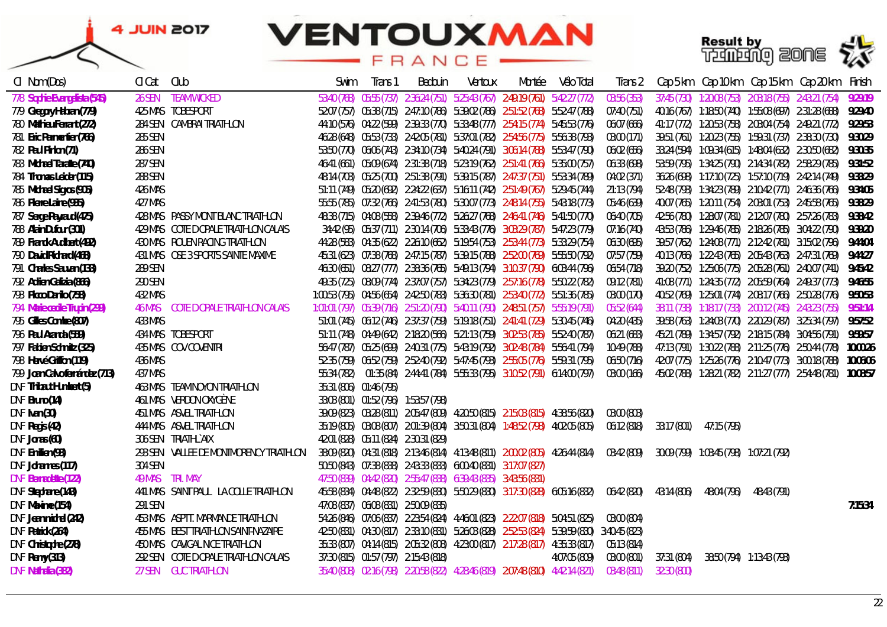4 JUIN 2017

# VENTOUXMAN FRANCE

Result by TIMING ZONE

| Cl | Nom(Dos) | Cl Cat | Club | Swim | Trans 1 | Bedoin | Ventoux | Montée | Vélo Total | Trans 2 | Cap 5 km | Cap 10 km | Cap 15 km | Cap 20 km | Finish |
|---|---|---|---|---|---|---|---|---|---|---|---|---|---|---|---|
| 778 | Sophie Evangelista (545) | 26 SEN | TEAM WICKED | 53:40 (768) | 05:55 (737) | 2:36:24 (751) | 5:25:43 (767) | 2:49:19 (761) | 5:42:27 (772) | 03:56 (353) | 37:45 (730) | 1:20:08 (753) | 2:03:18 (755) | 2:43:21 (754) | 9:29:19 |
| 779 | Gregory Hebran (779) | 425 MAS | TOBESPORT | 52:07 (757) | 05:38 (715) | 2:47:10 (786) | 5:39:02 (786) | 2:51:52 (768) | 5:52:47 (788) | 07:40 (751) | 40:16 (767) | 1:18:50 (740) | 1:55:08 (697) | 2:31:28 (688) | 9:29:40 |
| 780 | Mathieu Ferrant (272) | 284 SEN | CAMBRAI TRIATHLON | 44:10 (576) | 04:22 (599) | 2:39:33 (770) | 5:33:48 (777) | 2:54:15 (774) | 5:45:53 (776) | 06:07 (666) | 41:17 (772) | 1:20:53 (758) | 2:03:04 (754) | 2:49:21 (772) | 9:29:53 |
| 781 | Eric Parmentier (766) | 285 SEN | | 46:28 (648) | 05:53 (733) | 2:42:05 (781) | 5:37:01 (782) | 2:54:56 (775) | 5:56:38 (793) | 03:00 (171) | 39:51 (761) | 1:20:23 (755) | 1:59:31 (737) | 2:38:30 (730) | 9:30:29 |
| 782 | Paul Pinlon (71) | 286 SEN | | 53:50 (770) | 06:06 (743) | 2:34:10 (734) | 5:40:24 (791) | 3:06:14 (788) | 5:53:47 (790) | 06:02 (656) | 33:24 (594) | 1:09:34 (615) | 1:48:04 (632) | 2:30:50 (682) | 9:30:35 |
| 783 | Michael Taraille (741) | 287 SEN | | 46:41 (661) | 05:09 (674) | 2:31:38 (718) | 5:23:19 (762) | 2:51:41 (766) | 5:35:00 (757) | 06:33 (698) | 53:59 (795) | 1:34:25 (790) | 2:14:34 (782) | 2:58:29 (785) | 9:31:52 |
| 784 | Thomas Leider (115) | 288 SEN | | 48:14 (703) | 05:25 (700) | 2:51:38 (791) | 5:39:15 (787) | 2:47:37 (751) | 5:53:34 (789) | 04:02 (371) | 36:26 (698) | 1:17:10 (725) | 1:57:10 (719) | 2:42:14 (749) | 9:33:29 |
| 785 | Michael Sigos (906) | 426 MAS | | 51:11 (749) | 05:20 (692) | 2:24:22 (637) | 5:16:11 (742) | 2:51:49 (767) | 5:29:45 (744) | 21:13 (794) | 52:48 (793) | 1:34:23 (789) | 2:10:42 (771) | 2:46:36 (766) | 9:34:05 |
| 786 | Pierre Laine (936) | 427 MAS | | 55:55 (785) | 07:32 (766) | 2:41:53 (780) | 5:30:07 (773) | 2:48:14 (755) | 5:43:18 (773) | 05:46 (639) | 40:07 (765) | 1:20:11 (754) | 2:03:01 (753) | 2:45:58 (765) | 9:38:29 |
| 787 | Serge Payraud (475) | 428 MAS | PASSY MONT BLANC TRIATHLON | 48:38 (715) | 04:08 (558) | 2:39:46 (772) | 5:26:27 (768) | 2:46:41 (746) | 5:41:50 (770) | 06:40 (705) | 42:56 (780) | 1:28:07 (781) | 2:12:07 (780) | 2:57:26 (783) | 9:38:42 |
| 788 | Alain Dufour (301) | 429 MAS | COTE D OPALE TRIATHLON CALAIS | 34:42 (95) | 05:37 (711) | 2:30:14 (706) | 5:33:43 (776) | 3:03:29 (787) | 5:47:23 (779) | 07:16 (740) | 43:53 (786) | 1:29:46 (785) | 2:18:26 (785) | 3:04:22 (790) | 9:39:20 |
| 789 | Franck Audibert (492) | 430 MAS | ROUEN RACING TRIATHLON | 44:28 (583) | 04:35 (622) | 2:26:10 (662) | 5:19:54 (753) | 2:53:44 (773) | 5:33:29 (754) | 06:30 (695) | 39:57 (762) | 1:24:08 (771) | 2:12:42 (781) | 3:15:02 (796) | 9:44:04 |
| 790 | David Richard (468) | 431 MAS | OSE 3 SPORTS SAINTE MAXIME | 45:31 (623) | 07:38 (768) | 2:47:15 (787) | 5:39:15 (788) | 2:52:00 (769) | 5:55:50 (792) | 07:57 (759) | 40:13 (766) | 1:22:43 (765) | 2:05:43 (763) | 2:47:31 (769) | 9:44:27 |
| 791 | Charles Sauvan (133) | 289 SEN | | 46:30 (651) | 08:27 (777) | 2:38:36 (765) | 5:49:13 (794) | 3:10:37 (790) | 6:03:44 (796) | 06:54 (718) | 39:20 (752) | 1:25:06 (775) | 2:05:28 (761) | 2:40:07 (741) | 9:45:42 |
| 792 | Adrien Galizia (866) | 290 SEN | | 49:35 (725) | 08:09 (774) | 2:37:07 (757) | 5:34:23 (779) | 2:57:16 (778) | 5:50:22 (782) | 09:12 (781) | 41:08 (771) | 1:24:35 (772) | 2:05:59 (764) | 2:49:37 (773) | 9:46:55 |
| 793 | Rocco Danilo (758) | 432 MAS | | 1:00:53 (795) | 04:56 (654) | 2:42:50 (783) | 5:36:30 (781) | 2:53:40 (772) | 5:51:36 (785) | 03:00 (170) | 40:52 (769) | 1:25:01 (774) | 2:08:17 (766) | 2:50:28 (776) | 9:50:53 |
| 794 | Marie cecile Trupin (299) | 46 MAS | COTE D OPALE TRIATHLON CALAIS | 1:01:01 (797) | 05:39 (716) | 2:51:20 (790) | 5:40:11 (790) | 2:48:51 (757) | 5:55:19 (791) | 05:52 (644) | 38:11 (738) | 1:18:17 (733) | 2:00:12 (745) | 2:43:23 (755) | 9:51:14 |
| 795 | Gilles Comte (807) | 433 MAS | | 51:01 (745) | 06:12 (746) | 2:37:37 (759) | 5:19:18 (751) | 2:41:41 (729) | 5:30:45 (746) | 04:20 (435) | 39:58 (763) | 1:24:03 (770) | 2:20:29 (787) | 3:25:34 (797) | 9:57:52 |
| 796 | Paul Aranda (559) | 434 MAS | TOBESPORT | 51:11 (748) | 04:49 (642) | 2:18:20 (566) | 5:21:13 (759) | 3:02:53 (785) | 5:52:40 (787) | 06:21 (683) | 45:21 (789) | 1:34:57 (792) | 2:18:15 (784) | 3:04:56 (791) | 9:59:57 |
| 797 | Fabien Schmitz (325) | 435 MAS | CCV COVENTRI | 56:47 (787) | 05:25 (699) | 2:40:31 (775) | 5:43:19 (792) | 3:02:48 (784) | 5:56:41 (794) | 10:49 (788) | 47:13 (791) | 1:30:22 (788) | 2:11:25 (776) | 2:50:44 (778) | 10:00:26 |
| 798 | Hervé Griffon (119) | 436 MAS | | 52:35 (759) | 06:52 (759) | 2:52:40 (792) | 5:47:45 (793) | 2:55:05 (776) | 5:59:31 (795) | 06:50 (716) | 42:07 (775) | 1:25:26 (776) | 2:10:47 (773) | 3:00:18 (788) | 10:06:06 |
| 799 | Joan Calvo fernández (713) | 437 MAS | | 55:34 (782) | 01:35 (84) | 2:44:41 (784) | 5:55:33 (795) | 3:10:52 (791) | 6:14:00 (797) | 03:00 (166) | 45:02 (788) | 1:28:21 (782) | 2:11:27 (777) | 2:54:48 (781) | 10:08:57 |
| DNF | Thibault Hunlaert (5) | 463 MAS | TEAM NOYON TRIATHLON | 35:31 (806) | 01:46 (795) | | | | | | | | | | |
| DNF | Bruno (14) | 461 MAS | VERDON OXYGENE | 33:08 (801) | 01:52 (796) | 1:53:57 (798) | | | | | | | | | |
| DNF | Ivan (30) | 451 MAS | ASVEL TRIATHLON | 39:09 (823) | 03:28 (811) | 2:05:47 (809) | 4:20:50 (815) | 2:15:03 (815) | 4:38:56 (820) | 03:00 (803) | | | | | |
| DNF | Regis (42) | 444 MAS | ASVEL TRIATHLON | 35:19 (805) | 03:08 (807) | 2:01:39 (804) | 3:50:31 (804) | 1:48:52 (798) | 4:02:05 (805) | 06:12 (818) | 33:17 (801) | 47:15 (795) | | | |
| DNF | Jonas (60) | 306 SEN | TRIATHL'AIX | 42:01 (828) | 05:11 (824) | 2:30:31 (829) | | | | | | | | | |
| DNF | Emilien (93) | 293 SEN | VALLEE DE MONTMORENCY TRIATHLON | 38:09 (820) | 04:31 (818) | 2:13:46 (814) | 4:13:48 (811) | 2:00:02 (805) | 4:26:44 (814) | 03:42 (809) | 30:09 (799) | 1:03:45 (798) | 1:07:21 (792) | | |
| DNF | Johannes (117) | 304 SEN | | 50:50 (843) | 07:38 (838) | 2:43:33 (833) | 6:00:40 (831) | 3:17:07 (827) | | | | | | | |
| DNF | Bernadette (122) | 49 MAS | TRI. MAY | 47:50 (839) | 04:42 (820) | 2:55:47 (838) | 6:39:43 (835) | 3:43:56 (831) | | | | | | | |
| DNF | Stephane (148) | 441 MAS | SAINT PAUL LA COLLE TRIATHLON | 45:58 (834) | 04:48 (822) | 2:32:59 (830) | 5:50:29 (830) | 3:17:30 (828) | 6:05:16 (832) | 06:42 (820) | 43:14 (806) | 48:04 (796) | 48:43 (791) | | |
| DNF | Maxime (154) | 291 SEN | | 47:08 (837) | 06:08 (831) | 2:50:09 (835) | | | | | | | | | 7:15:34 |
| DNF | Jeanmichel (242) | 453 MAS | ASPTT MARMANDE TRIATHLON | 54:26 (846) | 07:06 (837) | 2:23:54 (824) | 4:46:01 (823) | 2:22:07 (818) | 5:04:51 (825) | 03:00 (804) | | | | | |
| DNF | Patrick (264) | 455 MAS | BEST TRIATHLON SAINT-NAZAIRE | 42:50 (831) | 04:30 (817) | 2:33:10 (831) | 5:26:03 (828) | 2:52:53 (824) | 5:39:59 (830) | 3:40:45 (823) | | | | | |
| DNF | Christophe (278) | 450 MAS | CAVGAL NICE TRIATHLON | 35:33 (807) | 04:14 (815) | 2:05:32 (808) | 4:23:00 (817) | 2:17:28 (817) | 4:35:33 (817) | 05:13 (814) | | | | | |
| DNF | Remy (313) | 292 SEN | COTE D OPALE TRIATHLON CALAIS | 37:30 (815) | 01:57 (797) | 2:15:43 (818) | | | 4:07:05 (809) | 03:00 (801) | 37:31 (804) | 38:50 (794) | 1:13:43 (793) | | |
| DNF | Nathalia (382) | 27 SEN | GUC TRIATHLON | 35:40 (808) | 02:16 (798) | 2:20:58 (822) | 4:28:46 (819) | 2:07:48 (810) | 4:42:14 (821) | 03:48 (811) | 32:30 (800) | | | | |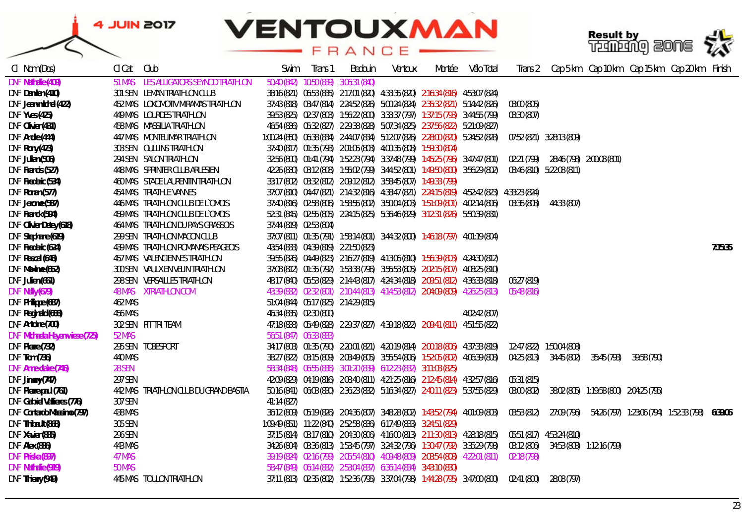# VENTOUXMAN FRANCE — 4 JUIN 2017

Result by Timing Zone

| Cl | Nom (Dos) | Cl Cat | Club | Swim | Trans 1 | Bedouin | Ventoux | Montée | Vélo Total | Trans 2 | Cap 5 km | Cap 10 km | Cap 15 km | Cap 20 km | Finish |
|---|---|---|---|---|---|---|---|---|---|---|---|---|---|---|---|
| DNF | Nathalie (409) | 51 MAS | LES ALLIGATORS SEYNOD TRIATHLON | 50:40 (842) | 10:50 (839) | 3:06:31 (840) | | | | | | | | | |
| DNF | Damien (410) | 301 SEN | LEMAN TRIATHLON CLUB | 38:16 (821) | 06:53 (835) | 2:17:01 (820) | 4:33:35 (820) | 2:16:34 (816) | 4:53:07 (824) | | | | | | |
| DNF | Jeanmichel (422) | 452 MAS | LOKOMOTIV MIRAMAS TRIATHLON | 37:43 (818) | 03:47 (814) | 2:24:52 (826) | 5:00:24 (824) | 2:35:32 (821) | 5:14:42 (826) | 03:00 (805) | | | | | |
| DNF | Yves (425) | 449 MAS | LOURDES TRIATHLON | 39:53 (825) | 02:37 (803) | 1:56:22 (800) | 3:33:37 (797) | 1:37:15 (798) | 3:44:55 (799) | 03:30 (807) | | | | | |
| DNF | Olivier (431) | 458 MAS | MASSILIA TRIATHLON | 46:54 (836) | 05:32 (827) | 2:29:38 (828) | 5:07:34 (825) | 2:37:56 (822) | 5:21:09 (827) | | | | | | |
| DNF | Andre (444) | 447 MAS | MONTELIMAR TRIATHLON | 1:00:24 (850) | 06:38 (834) | 2:44:07 (834) | 5:12:07 (826) | 2:28:00 (820) | 5:24:52 (828) | 07:52 (821) | 3:28:13 (809) | | | | |
| DNF | Rony (473) | 303 SEN | OULLINS TRIATHLON | 37:40 (817) | 01:35 (793) | 2:01:05 (803) | 4:00:35 (808) | 1:59:30 (804) | | | | | | | |
| DNF | Julian (506) | 294 SEN | SALON TRIATHLON | 32:56 (800) | 01:41 (794) | 1:52:23 (794) | 3:37:48 (799) | 1:45:25 (796) | 3:47:47 (801) | 02:21 (799) | 28:46 (798) | 2:00:08 (801) | | | |
| DNF | Francis (527) | 448 MAS | SPRINTER CLUB ARLESIEN | 42:26 (830) | 03:12 (808) | 1:55:02 (799) | 3:44:52 (801) | 1:49:50 (800) | 3:56:29 (802) | 03:46 (810) | 5:22:08 (811) | | | | |
| DNF | Frederic (534) | 460 MAS | STADE LAURENTIN TRIATHLON | 33:17 (802) | 03:32 (812) | 2:09:12 (812) | 3:58:45 (807) | 1:49:33 (799) | | | | | | | |
| DNF | Ronan (577) | 454 MAS | TRIATHLE VANNES | 37:07 (810) | 04:47 (821) | 2:14:32 (816) | 4:38:47 (821) | 2:24:15 (819) | 4:52:42 (823) | 4:33:23 (824) | | | | | |
| DNF | Jerome (587) | 446 MAS | TRIATHLON CLUB DE L`OMOIS | 37:40 (816) | 02:58 (806) | 1:58:55 (802) | 3:50:04 (803) | 1:51:09 (801) | 4:02:14 (806) | 03:36 (808) | 44:33 (807) | | | | |
| DNF | Franck (594) | 459 MAS | TRIATHLON CLUB DE L`OMOIS | 52:31 (845) | 02:55 (805) | 2:24:15 (825) | 5:36:46 (829) | 3:12:31 (826) | 5:50:39 (831) | | | | | | |
| DNF | Olivier Detey (618) | 464 MAS | TRIATHLON DU PAYS GRASSOIS | 37:44 (819) | 02:53 (804) | | | | | | | | | | |
| DNF | Stephane (619) | 299 SEN | TRIATHLON MACON CLUB | 37:07 (811) | 01:35 (791) | 1:58:14 (801) | 3:44:32 (800) | 1:46:18 (797) | 4:01:19 (804) | | | | | | |
| DNF | Frederic (624) | 439 MAS | TRIATHLON ROMANAIS PEAGEOIS | 43:54 (833) | 04:39 (819) | 2:21:50 (823) | | | | | | | | | 7:15:35 |
| DNF | Pascal (648) | 457 MAS | VALENCIENNES TRIATHLON | 39:55 (826) | 04:49 (823) | 2:16:27 (819) | 4:13:06 (810) | 1:56:39 (803) | 4:24:30 (812) | | | | | | |
| DNF | Maxime (652) | 300 SEN | VAULX EN VELIN TRIATHLON | 37:08 (812) | 01:35 (792) | 1:53:38 (796) | 3:55:53 (805) | 2:02:15 (807) | 4:08:25 (810) | | | | | | |
| DNF | Julien (661) | 298 SEN | VERSAILLES TRIATHLON | 48:17 (840) | 05:53 (829) | 2:14:43 (817) | 4:24:34 (818) | 2:09:51 (812) | 4:36:33 (818) | 06:27 (819) | | | | | |
| DNF | Nelly (679) | 48 MAS | XTRIATHLON.COM | 43:39 (832) | 02:32 (801) | 2:10:44 (813) | 4:14:53 (812) | 2:04:09 (809) | 4:26:25 (813) | 05:48 (816) | | | | | |
| DNF | Philippe (687) | 462 MAS | | 51:04 (844) | 05:17 (825) | 2:14:29 (815) | | | | | | | | | |
| DNF | Reginald (688) | 456 MAS | | 46:34 (835) | 02:30 (800) | | | | 4:02:42 (807) | | | | | | |
| DNF | Antoine (700) | 302 SEN | FIT TRI TEAM | 47:18 (838) | 05:49 (828) | 2:29:37 (827) | 4:39:18 (822) | 2:09:41 (811) | 4:51:55 (822) | | | | | | |
| DNF | Michaela Hayenwiese (725) | 52 MAS | | 56:51 (847) | 06:33 (833) | | | | | | | | | | |
| DNF | Pierre (732) | 295 SEN | TOBESPORT | 34:17 (803) | 01:35 (790) | 2:20:01 (821) | 4:20:19 (814) | 2:00:18 (806) | 4:37:33 (819) | 12:47 (822) | 1:50:04 (808) | | | | |
| DNF | Tom (736) | 440 MAS | | 38:27 (822) | 03:15 (809) | 2:03:49 (805) | 3:55:54 (806) | 1:52:05 (802) | 4:06:39 (808) | 04:25 (813) | 34:45 (802) | 35:45 (793) | 39:58 (790) | | |
| DNF | Anneclaire (746) | 28 SEN | | 58:34 (848) | 06:55 (836) | 3:01:20 (839) | 6:12:23 (832) | 3:11:03 (825) | | | | | | | |
| DNF | Jimmy (747) | 297 SEN | | 42:09 (829) | 04:19 (816) | 2:08:40 (811) | 4:21:25 (816) | 2:12:45 (814) | 4:32:57 (816) | 05:31 (815) | | | | | |
| DNF | Pierrepaul (761) | 442 MAS | TRIATHLON CLUB DU GRAND BASTIA | 50:16 (841) | 06:03 (830) | 2:36:23 (832) | 5:16:34 (827) | 2:40:11 (823) | 5:37:55 (829) | 03:00 (802) | 38:02 (805) | 1:19:58 (800) | 2:04:25 (795) | | |
| DNF | Gabriel Vallieres (776) | 307 SEN | | 41:14 (827) | | | | | | | | | | | |
| DNF | Contardo Massimo (797) | 438 MAS | | 36:12 (809) | 05:19 (826) | 2:04:36 (807) | 3:48:28 (802) | 1:43:52 (794) | 4:01:09 (803) | 03:53 (812) | 27:09 (796) | 54:26 (797) | 1:23:06 (794) | 1:52:33 (798) | 6:39:06 |
| DNF | Thibault (868) | 305 SEN | | 1:09:49 (851) | 11:22 (840) | 2:52:58 (836) | 6:17:49 (833) | 3:24:51 (829) | | | | | | | |
| DNF | Xavier (885) | 296 SEN | | 37:15 (814) | 03:17 (810) | 2:04:30 (806) | 4:16:00 (813) | 2:11:30 (813) | 4:28:18 (815) | 05:51 (817) | 4:53:24 (810) | | | | |
| DNF | Alex (886) | 443 MAS | | 34:26 (804) | 03:36 (813) | 1:53:45 (797) | 3:24:32 (796) | 1:30:47 (792) | 3:35:29 (798) | 03:12 (806) | 34:53 (803) | 1:12:16 (799) | | | |
| DNF | Priska (897) | 47 MAS | | 39:19 (824) | 02:16 (799) | 2:05:54 (810) | 4:09:48 (809) | 2:03:54 (808) | 4:22:01 (811) | 02:18 (798) | | | | | |
| DNF | Nathalie (919) | 50 MAS | | 58:47 (849) | 06:14 (832) | 2:53:04 (837) | 6:36:14 (834) | 3:43:10 (830) | | | | | | | |
| DNF | Thierry (948) | 445 MAS | TOULON TRIATHLON | 37:11 (813) | 02:35 (802) | 1:52:36 (795) | 3:37:04 (798) | 1:44:28 (795) | 3:47:00 (800) | 02:41 (800) | 28:08 (797) | | | | |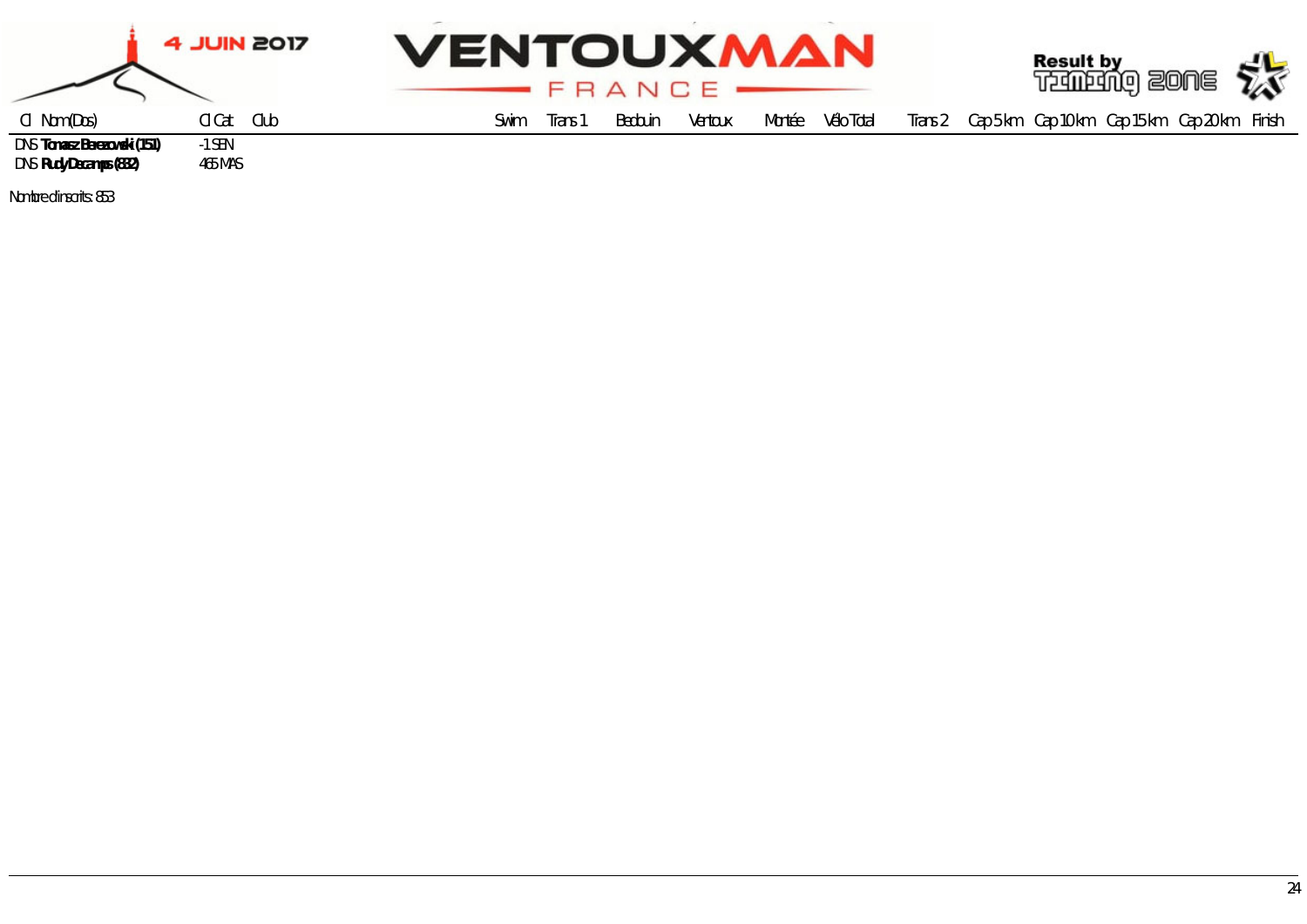| Cl | Nom (Dos) | Cl Cat | Club | Swim | Trans 1 | Bedouin | Ventoux | Montée | Vélo Total | Trans 2 | Cap 5 km | Cap 10 km | Cap 15 km | Cap 20 km | Finish |
|---|---|---|---|---|---|---|---|---|---|---|---|---|---|---|---|
| DNS | **Tomasz Berezowski (151)** | -1 SEN | | | | | | | | | | | | | |
| DNS | **Rudy Decamps (832)** | 465 MAS | | | | | | | | | | | | | |

Nombre d'inscrits: 853